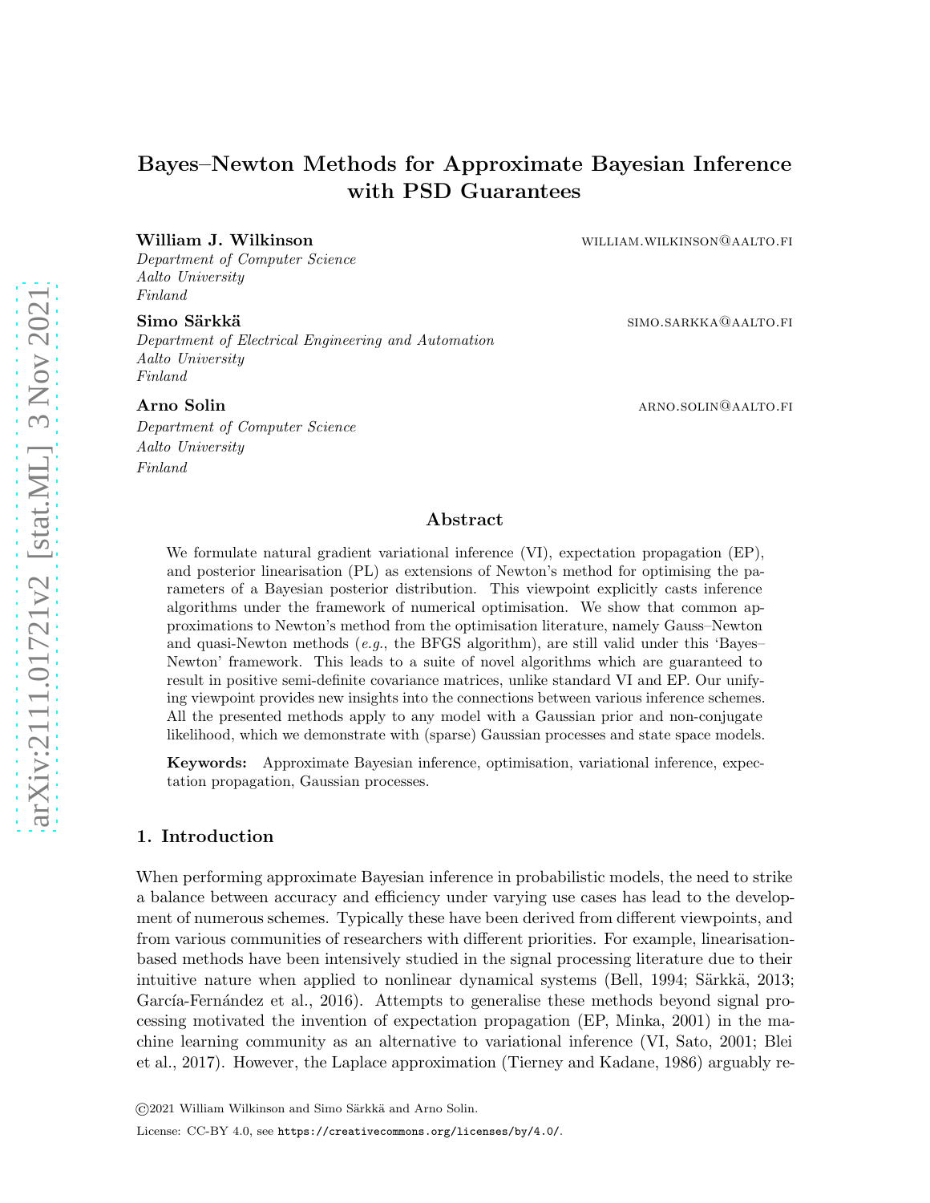# Bayes–Newton Methods for Approximate Bayesian Inference with PSD Guarantees

**William J. Wilkinson** WILLIAM.WILKINSON@AALTO.FI
*Department of Computer Science*
*Aalto University*
*Finland*

**Simo Särkkä** SIMO.SARKKA@AALTO.FI
*Department of Electrical Engineering and Automation*
*Aalto University*
*Finland*

**Arno Solin** ARNO.SOLIN@AALTO.FI
*Department of Computer Science*
*Aalto University*
*Finland*

## Abstract

We formulate natural gradient variational inference (VI), expectation propagation (EP), and posterior linearisation (PL) as extensions of Newton's method for optimising the parameters of a Bayesian posterior distribution. This viewpoint explicitly casts inference algorithms under the framework of numerical optimisation. We show that common approximations to Newton's method from the optimisation literature, namely Gauss–Newton and quasi-Newton methods (*e.g.*, the BFGS algorithm), are still valid under this 'Bayes–Newton' framework. This leads to a suite of novel algorithms which are guaranteed to result in positive semi-definite covariance matrices, unlike standard VI and EP. Our unifying viewpoint provides new insights into the connections between various inference schemes. All the presented methods apply to any model with a Gaussian prior and non-conjugate likelihood, which we demonstrate with (sparse) Gaussian processes and state space models.

**Keywords:** Approximate Bayesian inference, optimisation, variational inference, expectation propagation, Gaussian processes.

## 1. Introduction

When performing approximate Bayesian inference in probabilistic models, the need to strike a balance between accuracy and efficiency under varying use cases has lead to the development of numerous schemes. Typically these have been derived from different viewpoints, and from various communities of researchers with different priorities. For example, linearisation-based methods have been intensively studied in the signal processing literature due to their intuitive nature when applied to nonlinear dynamical systems (Bell, 1994; Särkkä, 2013; García-Fernández et al., 2016). Attempts to generalise these methods beyond signal processing motivated the invention of expectation propagation (EP, Minka, 2001) in the machine learning community as an alternative to variational inference (VI, Sato, 2001; Blei et al., 2017). However, the Laplace approximation (Tierney and Kadane, 1986) arguably re-

©2021 William Wilkinson and Simo Särkkä and Arno Solin.

License: CC-BY 4.0, see https://creativecommons.org/licenses/by/4.0/.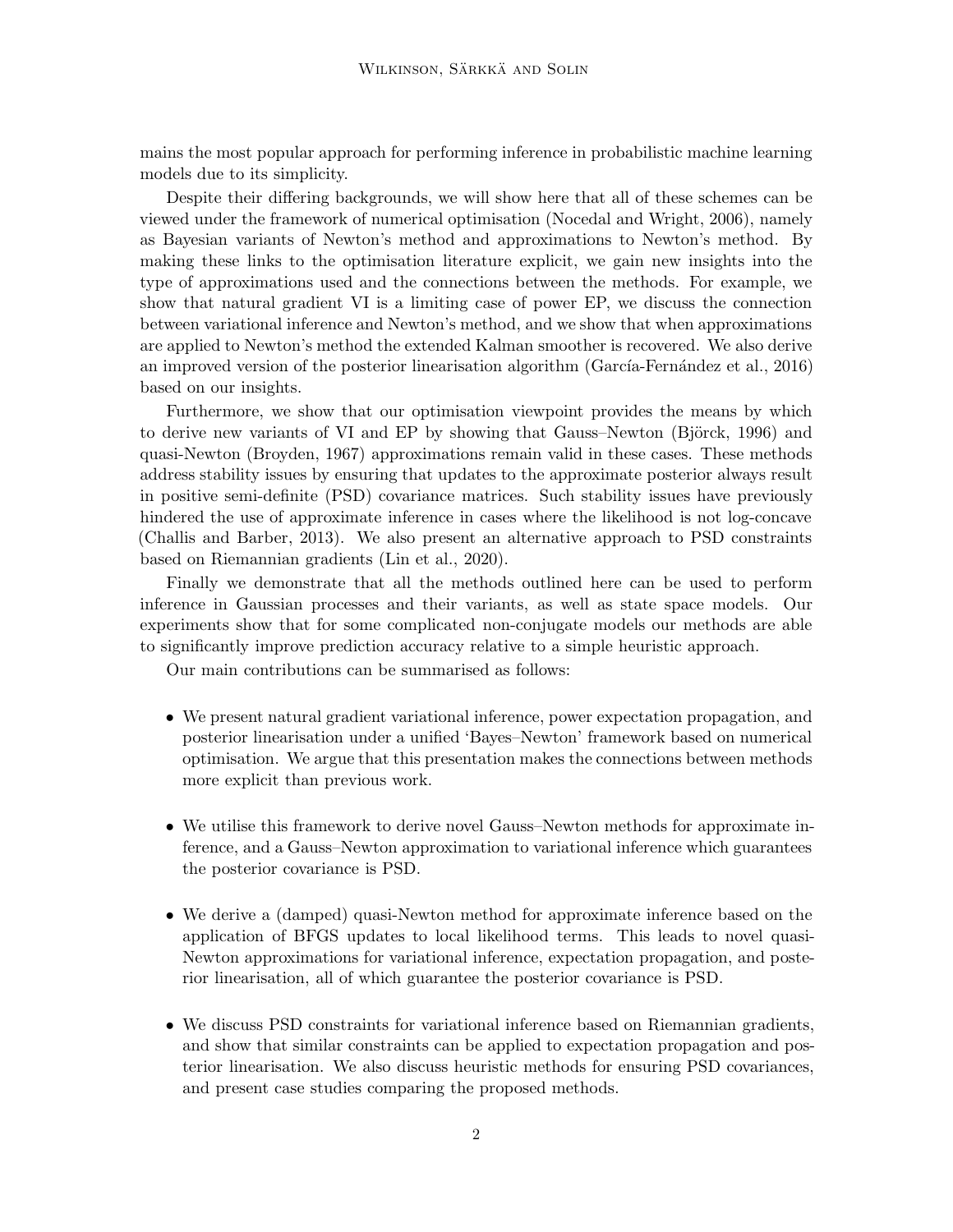mains the most popular approach for performing inference in probabilistic machine learning models due to its simplicity.

Despite their differing backgrounds, we will show here that all of these schemes can be viewed under the framework of numerical optimisation (Nocedal and Wright, 2006), namely as Bayesian variants of Newton's method and approximations to Newton's method. By making these links to the optimisation literature explicit, we gain new insights into the type of approximations used and the connections between the methods. For example, we show that natural gradient VI is a limiting case of power EP, we discuss the connection between variational inference and Newton's method, and we show that when approximations are applied to Newton's method the extended Kalman smoother is recovered. We also derive an improved version of the posterior linearisation algorithm (García-Fernández et al., 2016) based on our insights.

Furthermore, we show that our optimisation viewpoint provides the means by which to derive new variants of VI and EP by showing that Gauss–Newton (Björck, 1996) and quasi-Newton (Broyden, 1967) approximations remain valid in these cases. These methods address stability issues by ensuring that updates to the approximate posterior always result in positive semi-definite (PSD) covariance matrices. Such stability issues have previously hindered the use of approximate inference in cases where the likelihood is not log-concave (Challis and Barber, 2013). We also present an alternative approach to PSD constraints based on Riemannian gradients (Lin et al., 2020).

Finally we demonstrate that all the methods outlined here can be used to perform inference in Gaussian processes and their variants, as well as state space models. Our experiments show that for some complicated non-conjugate models our methods are able to significantly improve prediction accuracy relative to a simple heuristic approach.

Our main contributions can be summarised as follows:

- We present natural gradient variational inference, power expectation propagation, and posterior linearisation under a unified 'Bayes–Newton' framework based on numerical optimisation. We argue that this presentation makes the connections between methods more explicit than previous work.

- We utilise this framework to derive novel Gauss–Newton methods for approximate inference, and a Gauss–Newton approximation to variational inference which guarantees the posterior covariance is PSD.

- We derive a (damped) quasi-Newton method for approximate inference based on the application of BFGS updates to local likelihood terms. This leads to novel quasi-Newton approximations for variational inference, expectation propagation, and posterior linearisation, all of which guarantee the posterior covariance is PSD.

- We discuss PSD constraints for variational inference based on Riemannian gradients, and show that similar constraints can be applied to expectation propagation and posterior linearisation. We also discuss heuristic methods for ensuring PSD covariances, and present case studies comparing the proposed methods.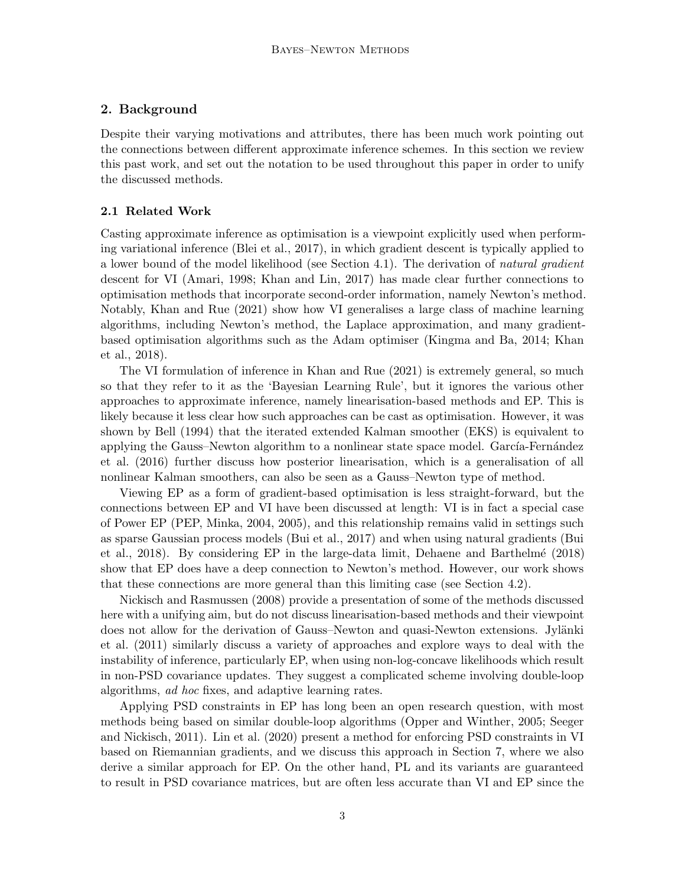## 2. Background

Despite their varying motivations and attributes, there has been much work pointing out the connections between different approximate inference schemes. In this section we review this past work, and set out the notation to be used throughout this paper in order to unify the discussed methods.

### 2.1 Related Work

Casting approximate inference as optimisation is a viewpoint explicitly used when performing variational inference (Blei et al., 2017), in which gradient descent is typically applied to a lower bound of the model likelihood (see Section 4.1). The derivation of *natural gradient* descent for VI (Amari, 1998; Khan and Lin, 2017) has made clear further connections to optimisation methods that incorporate second-order information, namely Newton's method. Notably, Khan and Rue (2021) show how VI generalises a large class of machine learning algorithms, including Newton's method, the Laplace approximation, and many gradient-based optimisation algorithms such as the Adam optimiser (Kingma and Ba, 2014; Khan et al., 2018).

The VI formulation of inference in Khan and Rue (2021) is extremely general, so much so that they refer to it as the 'Bayesian Learning Rule', but it ignores the various other approaches to approximate inference, namely linearisation-based methods and EP. This is likely because it less clear how such approaches can be cast as optimisation. However, it was shown by Bell (1994) that the iterated extended Kalman smoother (EKS) is equivalent to applying the Gauss–Newton algorithm to a nonlinear state space model. García-Fernández et al. (2016) further discuss how posterior linearisation, which is a generalisation of all nonlinear Kalman smoothers, can also be seen as a Gauss–Newton type of method.

Viewing EP as a form of gradient-based optimisation is less straight-forward, but the connections between EP and VI have been discussed at length: VI is in fact a special case of Power EP (PEP, Minka, 2004, 2005), and this relationship remains valid in settings such as sparse Gaussian process models (Bui et al., 2017) and when using natural gradients (Bui et al., 2018). By considering EP in the large-data limit, Dehaene and Barthelmé (2018) show that EP does have a deep connection to Newton's method. However, our work shows that these connections are more general than this limiting case (see Section 4.2).

Nickisch and Rasmussen (2008) provide a presentation of some of the methods discussed here with a unifying aim, but do not discuss linearisation-based methods and their viewpoint does not allow for the derivation of Gauss–Newton and quasi-Newton extensions. Jylänki et al. (2011) similarly discuss a variety of approaches and explore ways to deal with the instability of inference, particularly EP, when using non-log-concave likelihoods which result in non-PSD covariance updates. They suggest a complicated scheme involving double-loop algorithms, *ad hoc* fixes, and adaptive learning rates.

Applying PSD constraints in EP has long been an open research question, with most methods being based on similar double-loop algorithms (Opper and Winther, 2005; Seeger and Nickisch, 2011). Lin et al. (2020) present a method for enforcing PSD constraints in VI based on Riemannian gradients, and we discuss this approach in Section 7, where we also derive a similar approach for EP. On the other hand, PL and its variants are guaranteed to result in PSD covariance matrices, but are often less accurate than VI and EP since the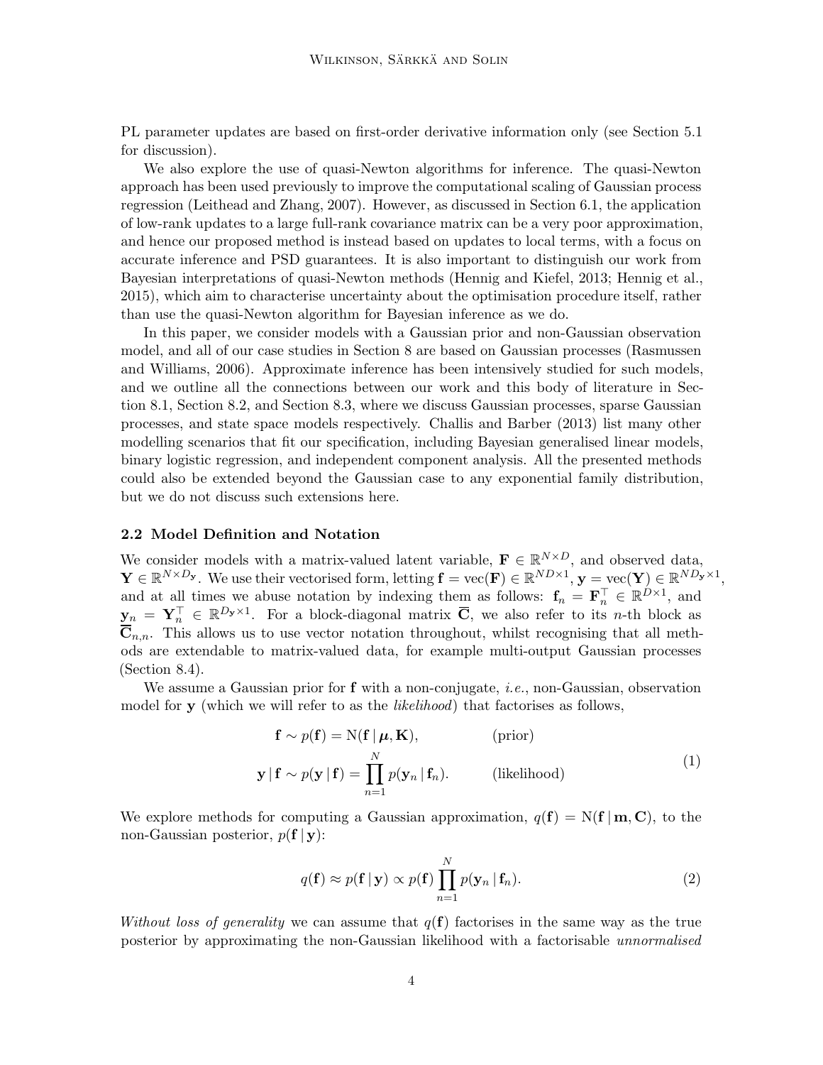PL parameter updates are based on first-order derivative information only (see Section 5.1 for discussion).

We also explore the use of quasi-Newton algorithms for inference. The quasi-Newton approach has been used previously to improve the computational scaling of Gaussian process regression (Leithead and Zhang, 2007). However, as discussed in Section 6.1, the application of low-rank updates to a large full-rank covariance matrix can be a very poor approximation, and hence our proposed method is instead based on updates to local terms, with a focus on accurate inference and PSD guarantees. It is also important to distinguish our work from Bayesian interpretations of quasi-Newton methods (Hennig and Kiefel, 2013; Hennig et al., 2015), which aim to characterise uncertainty about the optimisation procedure itself, rather than use the quasi-Newton algorithm for Bayesian inference as we do.

In this paper, we consider models with a Gaussian prior and non-Gaussian observation model, and all of our case studies in Section 8 are based on Gaussian processes (Rasmussen and Williams, 2006). Approximate inference has been intensively studied for such models, and we outline all the connections between our work and this body of literature in Section 8.1, Section 8.2, and Section 8.3, where we discuss Gaussian processes, sparse Gaussian processes, and state space models respectively. Challis and Barber (2013) list many other modelling scenarios that fit our specification, including Bayesian generalised linear models, binary logistic regression, and independent component analysis. All the presented methods could also be extended beyond the Gaussian case to any exponential family distribution, but we do not discuss such extensions here.

### 2.2 Model Definition and Notation

We consider models with a matrix-valued latent variable, $\mathbf{F} \in \mathbb{R}^{N \times D}$, and observed data, $\mathbf{Y} \in \mathbb{R}^{N \times D_\mathbf{y}}$. We use their vectorised form, letting $\mathbf{f} = \text{vec}(\mathbf{F}) \in \mathbb{R}^{ND \times 1}$, $\mathbf{y} = \text{vec}(\mathbf{Y}) \in \mathbb{R}^{ND_\mathbf{y} \times 1}$, and at all times we abuse notation by indexing them as follows: $\mathbf{f}_n = \mathbf{F}_n^\top \in \mathbb{R}^{D \times 1}$, and $\mathbf{y}_n = \mathbf{Y}_n^\top \in \mathbb{R}^{D_\mathbf{y} \times 1}$. For a block-diagonal matrix $\overline{\mathbf{C}}$, we also refer to its $n$-th block as $\overline{\mathbf{C}}_{n,n}$. This allows us to use vector notation throughout, whilst recognising that all methods are extendable to matrix-valued data, for example multi-output Gaussian processes (Section 8.4).

We assume a Gaussian prior for $\mathbf{f}$ with a non-conjugate, *i.e.*, non-Gaussian, observation model for $\mathbf{y}$ (which we will refer to as the *likelihood*) that factorises as follows,

$$
\begin{aligned}
\mathbf{f} &\sim p(\mathbf{f}) = \mathrm{N}(\mathbf{f} \,|\, \boldsymbol{\mu}, \mathbf{K}), && \text{(prior)} \\
\mathbf{y} \,|\, \mathbf{f} &\sim p(\mathbf{y} \,|\, \mathbf{f}) = \prod_{n=1}^{N} p(\mathbf{y}_n \,|\, \mathbf{f}_n). && \text{(likelihood)}
\end{aligned}
\tag{1}
$$

We explore methods for computing a Gaussian approximation, $q(\mathbf{f}) = \mathrm{N}(\mathbf{f} \,|\, \mathbf{m}, \mathbf{C})$, to the non-Gaussian posterior, $p(\mathbf{f} \,|\, \mathbf{y})$:

$$
q(\mathbf{f}) \approx p(\mathbf{f} \,|\, \mathbf{y}) \propto p(\mathbf{f}) \prod_{n=1}^{N} p(\mathbf{y}_n \,|\, \mathbf{f}_n). \tag{2}
$$

*Without loss of generality* we can assume that $q(\mathbf{f})$ factorises in the same way as the true posterior by approximating the non-Gaussian likelihood with a factorisable *unnormalised*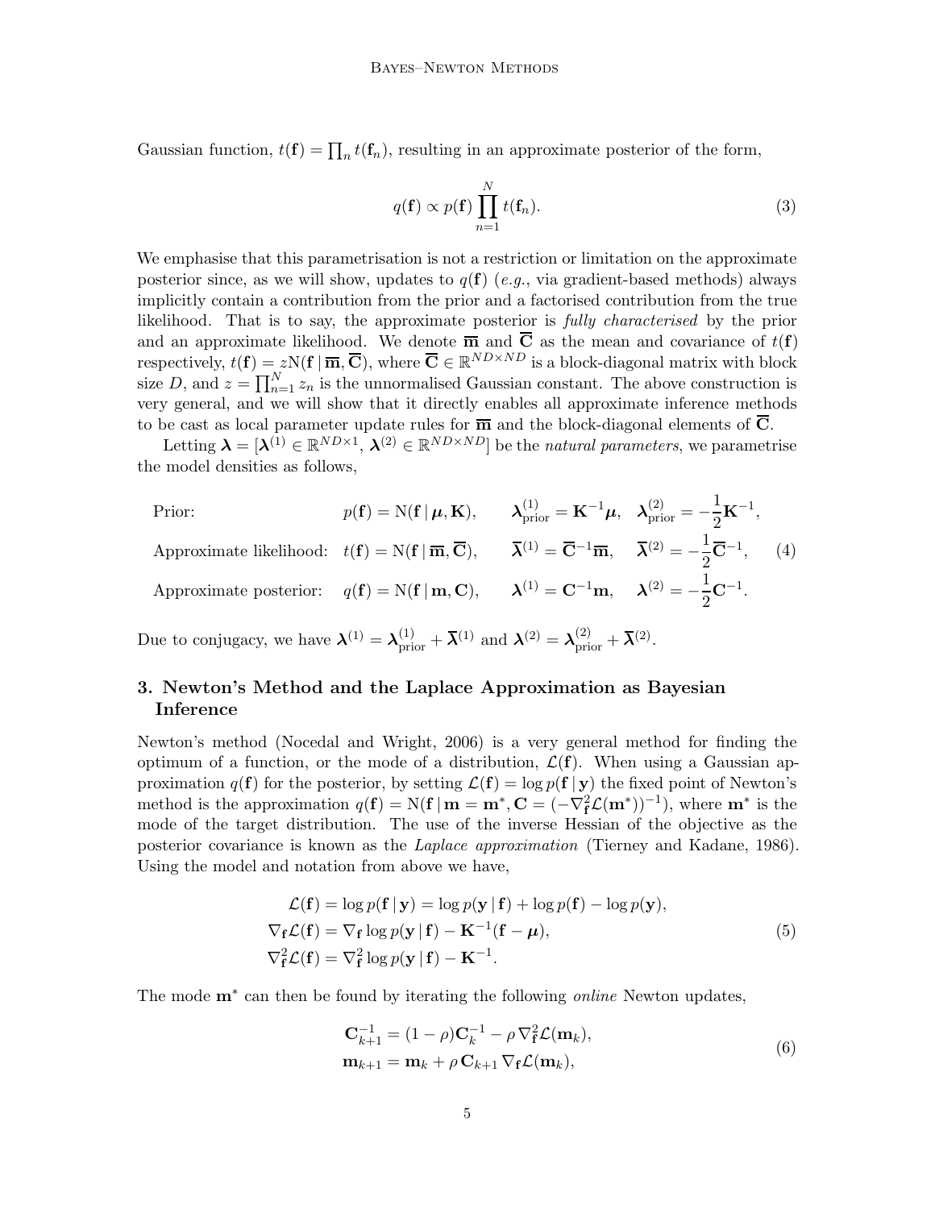Gaussian function, $t(\mathbf{f}) = \prod_n t(\mathbf{f}_n)$, resulting in an approximate posterior of the form,

$$q(\mathbf{f}) \propto p(\mathbf{f}) \prod_{n=1}^{N} t(\mathbf{f}_n). \tag{3}$$

We emphasise that this parametrisation is not a restriction or limitation on the approximate posterior since, as we will show, updates to $q(\mathbf{f})$ (*e.g.*, via gradient-based methods) always implicitly contain a contribution from the prior and a factorised contribution from the true likelihood. That is to say, the approximate posterior is *fully characterised* by the prior and an approximate likelihood. We denote $\overline{\mathbf{m}}$ and $\overline{\mathbf{C}}$ as the mean and covariance of $t(\mathbf{f})$ respectively, $t(\mathbf{f}) = z\mathrm{N}(\mathbf{f} \,|\, \overline{\mathbf{m}}, \overline{\mathbf{C}})$, where $\overline{\mathbf{C}} \in \mathbb{R}^{ND \times ND}$ is a block-diagonal matrix with block size $D$, and $z = \prod_{n=1}^{N} z_n$ is the unnormalised Gaussian constant. The above construction is very general, and we will show that it directly enables all approximate inference methods to be cast as local parameter update rules for $\overline{\mathbf{m}}$ and the block-diagonal elements of $\overline{\mathbf{C}}$.

Letting $\boldsymbol{\lambda} = [\boldsymbol{\lambda}^{(1)} \in \mathbb{R}^{ND \times 1}, \boldsymbol{\lambda}^{(2)} \in \mathbb{R}^{ND \times ND}]$ be the *natural parameters*, we parametrise the model densities as follows,

$$\begin{aligned}
&\text{Prior:} && p(\mathbf{f}) = \mathrm{N}(\mathbf{f} \,|\, \boldsymbol{\mu}, \mathbf{K}), && \boldsymbol{\lambda}^{(1)}_{\text{prior}} = \mathbf{K}^{-1}\boldsymbol{\mu}, \quad \boldsymbol{\lambda}^{(2)}_{\text{prior}} = -\frac{1}{2}\mathbf{K}^{-1}, \\
&\text{Approximate likelihood:} && t(\mathbf{f}) = \mathrm{N}(\mathbf{f} \,|\, \overline{\mathbf{m}}, \overline{\mathbf{C}}), && \overline{\boldsymbol{\lambda}}^{(1)} = \overline{\mathbf{C}}^{-1}\overline{\mathbf{m}}, \quad \overline{\boldsymbol{\lambda}}^{(2)} = -\frac{1}{2}\overline{\mathbf{C}}^{-1}, \\
&\text{Approximate posterior:} && q(\mathbf{f}) = \mathrm{N}(\mathbf{f} \,|\, \mathbf{m}, \mathbf{C}), && \boldsymbol{\lambda}^{(1)} = \mathbf{C}^{-1}\mathbf{m}, \quad \boldsymbol{\lambda}^{(2)} = -\frac{1}{2}\mathbf{C}^{-1}.
\end{aligned} \tag{4}$$

Due to conjugacy, we have $\boldsymbol{\lambda}^{(1)} = \boldsymbol{\lambda}^{(1)}_{\text{prior}} + \overline{\boldsymbol{\lambda}}^{(1)}$ and $\boldsymbol{\lambda}^{(2)} = \boldsymbol{\lambda}^{(2)}_{\text{prior}} + \overline{\boldsymbol{\lambda}}^{(2)}$.

## 3. Newton's Method and the Laplace Approximation as Bayesian Inference

Newton's method (Nocedal and Wright, 2006) is a very general method for finding the optimum of a function, or the mode of a distribution, $\mathcal{L}(\mathbf{f})$. When using a Gaussian approximation $q(\mathbf{f})$ for the posterior, by setting $\mathcal{L}(\mathbf{f}) = \log p(\mathbf{f} \,|\, \mathbf{y})$ the fixed point of Newton's method is the approximation $q(\mathbf{f}) = \mathrm{N}(\mathbf{f} \,|\, \mathbf{m} = \mathbf{m}^*, \mathbf{C} = (-\nabla^2_{\mathbf{f}}\mathcal{L}(\mathbf{m}^*))^{-1})$, where $\mathbf{m}^*$ is the mode of the target distribution. The use of the inverse Hessian of the objective as the posterior covariance is known as the *Laplace approximation* (Tierney and Kadane, 1986). Using the model and notation from above we have,

$$\begin{aligned}
\mathcal{L}(\mathbf{f}) &= \log p(\mathbf{f} \,|\, \mathbf{y}) = \log p(\mathbf{y} \,|\, \mathbf{f}) + \log p(\mathbf{f}) - \log p(\mathbf{y}), \\
\nabla_{\mathbf{f}}\mathcal{L}(\mathbf{f}) &= \nabla_{\mathbf{f}} \log p(\mathbf{y} \,|\, \mathbf{f}) - \mathbf{K}^{-1}(\mathbf{f} - \boldsymbol{\mu}), \\
\nabla^2_{\mathbf{f}}\mathcal{L}(\mathbf{f}) &= \nabla^2_{\mathbf{f}} \log p(\mathbf{y} \,|\, \mathbf{f}) - \mathbf{K}^{-1}.
\end{aligned} \tag{5}$$

The mode $\mathbf{m}^*$ can then be found by iterating the following *online* Newton updates,

$$\begin{aligned}
\mathbf{C}^{-1}_{k+1} &= (1-\rho)\mathbf{C}^{-1}_k - \rho\, \nabla^2_{\mathbf{f}}\mathcal{L}(\mathbf{m}_k), \\
\mathbf{m}_{k+1} &= \mathbf{m}_k + \rho\, \mathbf{C}_{k+1} \nabla_{\mathbf{f}}\mathcal{L}(\mathbf{m}_k),
\end{aligned} \tag{6}$$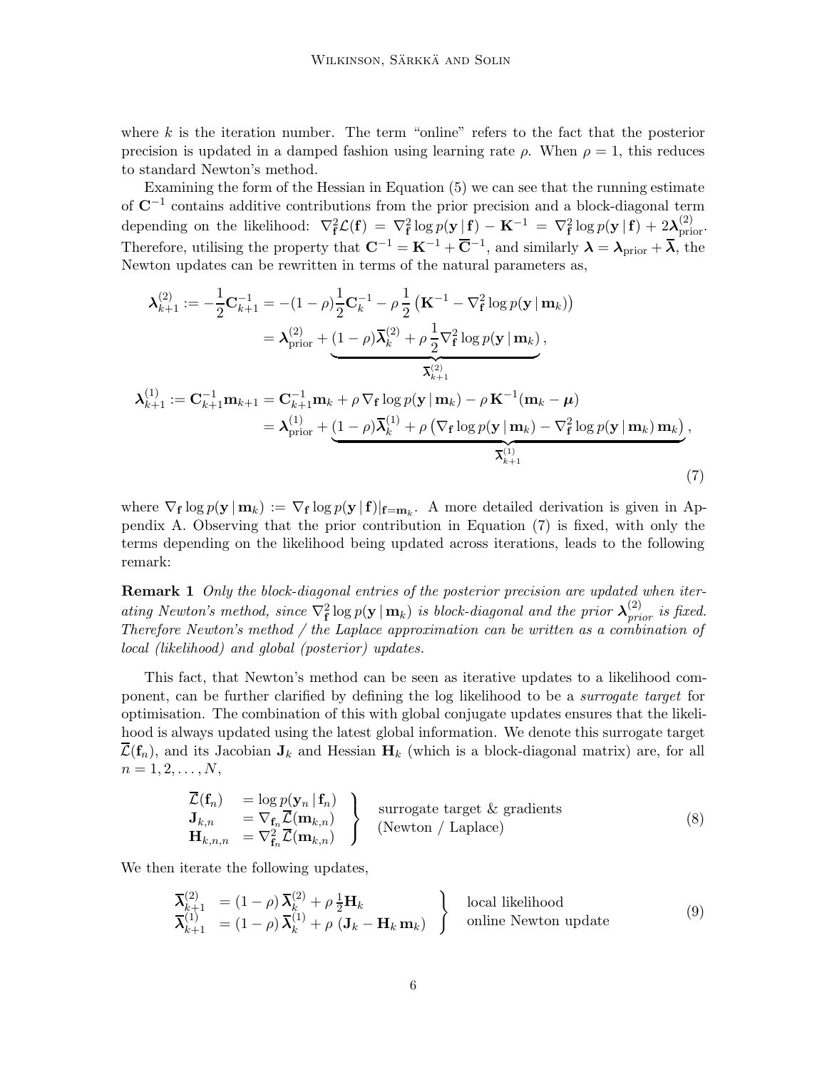where $k$ is the iteration number. The term "online" refers to the fact that the posterior precision is updated in a damped fashion using learning rate $\rho$. When $\rho = 1$, this reduces to standard Newton's method.

Examining the form of the Hessian in Equation (5) we can see that the running estimate of $\mathbf{C}^{-1}$ contains additive contributions from the prior precision and a block-diagonal term depending on the likelihood: $\nabla^2_{\mathbf{f}} \mathcal{L}(\mathbf{f}) = \nabla^2_{\mathbf{f}} \log p(\mathbf{y} \,|\, \mathbf{f}) - \mathbf{K}^{-1} = \nabla^2_{\mathbf{f}} \log p(\mathbf{y} \,|\, \mathbf{f}) + 2\boldsymbol{\lambda}^{(2)}_{\text{prior}}$. Therefore, utilising the property that $\mathbf{C}^{-1} = \mathbf{K}^{-1} + \overline{\mathbf{C}}^{-1}$, and similarly $\boldsymbol{\lambda} = \boldsymbol{\lambda}_{\text{prior}} + \overline{\boldsymbol{\lambda}}$, the Newton updates can be rewritten in terms of the natural parameters as,

$$
\begin{aligned}
\boldsymbol{\lambda}^{(2)}_{k+1} &:= -\frac{1}{2}\mathbf{C}^{-1}_{k+1} = -(1-\rho)\frac{1}{2}\mathbf{C}^{-1}_{k} - \rho\,\frac{1}{2}\left(\mathbf{K}^{-1} - \nabla^2_{\mathbf{f}} \log p(\mathbf{y} \,|\, \mathbf{m}_k)\right) \\
&= \boldsymbol{\lambda}^{(2)}_{\text{prior}} + \underbrace{(1-\rho)\overline{\boldsymbol{\lambda}}^{(2)}_{k} + \rho\,\frac{1}{2}\nabla^2_{\mathbf{f}} \log p(\mathbf{y} \,|\, \mathbf{m}_k)}_{\overline{\boldsymbol{\lambda}}^{(2)}_{k+1}}, \\
\boldsymbol{\lambda}^{(1)}_{k+1} &:= \mathbf{C}^{-1}_{k+1}\mathbf{m}_{k+1} = \mathbf{C}^{-1}_{k+1}\mathbf{m}_k + \rho\,\nabla_{\mathbf{f}} \log p(\mathbf{y} \,|\, \mathbf{m}_k) - \rho\,\mathbf{K}^{-1}(\mathbf{m}_k - \boldsymbol{\mu}) \\
&= \boldsymbol{\lambda}^{(1)}_{\text{prior}} + \underbrace{(1-\rho)\overline{\boldsymbol{\lambda}}^{(1)}_{k} + \rho\left(\nabla_{\mathbf{f}} \log p(\mathbf{y} \,|\, \mathbf{m}_k) - \nabla^2_{\mathbf{f}} \log p(\mathbf{y} \,|\, \mathbf{m}_k)\,\mathbf{m}_k\right)}_{\overline{\boldsymbol{\lambda}}^{(1)}_{k+1}},
\end{aligned}
\tag{7}
$$

where $\nabla_{\mathbf{f}} \log p(\mathbf{y} \,|\, \mathbf{m}_k) := \nabla_{\mathbf{f}} \log p(\mathbf{y} \,|\, \mathbf{f})|_{\mathbf{f}=\mathbf{m}_k}$. A more detailed derivation is given in Appendix A. Observing that the prior contribution in Equation (7) is fixed, with only the terms depending on the likelihood being updated across iterations, leads to the following remark:

**Remark 1** *Only the block-diagonal entries of the posterior precision are updated when iterating Newton's method, since $\nabla^2_{\mathbf{f}} \log p(\mathbf{y} \,|\, \mathbf{m}_k)$ is block-diagonal and the prior $\boldsymbol{\lambda}^{(2)}_{prior}$ is fixed. Therefore Newton's method / the Laplace approximation can be written as a combination of local (likelihood) and global (posterior) updates.*

This fact, that Newton's method can be seen as iterative updates to a likelihood component, can be further clarified by defining the log likelihood to be a *surrogate target* for optimisation. The combination of this with global conjugate updates ensures that the likelihood is always updated using the latest global information. We denote this surrogate target $\overline{\mathcal{L}}(\mathbf{f}_n)$, and its Jacobian $\mathbf{J}_k$ and Hessian $\mathbf{H}_k$ (which is a block-diagonal matrix) are, for all $n = 1, 2, \ldots, N$,

$$
\left.
\begin{aligned}
\overline{\mathcal{L}}(\mathbf{f}_n) &= \log p(\mathbf{y}_n \,|\, \mathbf{f}_n) \\
\mathbf{J}_{k,n} &= \nabla_{\mathbf{f}_n} \overline{\mathcal{L}}(\mathbf{m}_{k,n}) \\
\mathbf{H}_{k,n,n} &= \nabla^2_{\mathbf{f}_n} \overline{\mathcal{L}}(\mathbf{m}_{k,n})
\end{aligned}
\right\}
\quad
\begin{aligned}
&\text{surrogate target \& gradients} \\
&\text{(Newton / Laplace)}
\end{aligned}
\tag{8}
$$

We then iterate the following updates,

$$
\left.
\begin{aligned}
\overline{\boldsymbol{\lambda}}^{(2)}_{k+1} &= (1-\rho)\,\overline{\boldsymbol{\lambda}}^{(2)}_{k} + \rho\,\tfrac{1}{2}\mathbf{H}_k \\
\overline{\boldsymbol{\lambda}}^{(1)}_{k+1} &= (1-\rho)\,\overline{\boldsymbol{\lambda}}^{(1)}_{k} + \rho\,(\mathbf{J}_k - \mathbf{H}_k\,\mathbf{m}_k)
\end{aligned}
\right\}
\quad
\begin{aligned}
&\text{local likelihood} \\
&\text{online Newton update}
\end{aligned}
\tag{9}
$$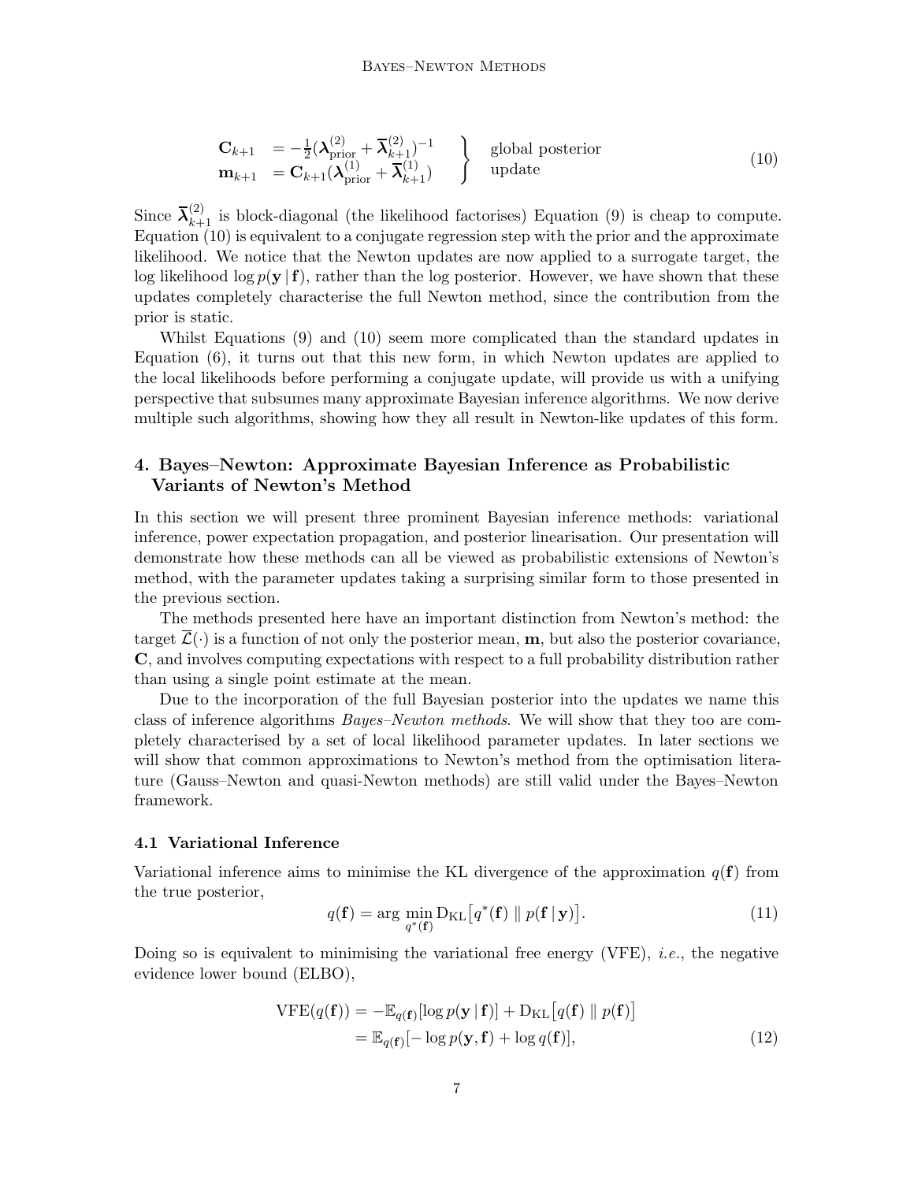$$
\left.\begin{aligned}
\mathbf{C}_{k+1} &= -\tfrac{1}{2}(\boldsymbol{\lambda}^{(2)}_{\text{prior}} + \overline{\boldsymbol{\lambda}}^{(2)}_{k+1})^{-1} \\
\mathbf{m}_{k+1} &= \mathbf{C}_{k+1}(\boldsymbol{\lambda}^{(1)}_{\text{prior}} + \overline{\boldsymbol{\lambda}}^{(1)}_{k+1})
\end{aligned}\right\} \quad \begin{aligned}&\text{global posterior}\\ &\text{update}\end{aligned} \tag{10}
$$

Since $\overline{\boldsymbol{\lambda}}^{(2)}_{k+1}$ is block-diagonal (the likelihood factorises) Equation (9) is cheap to compute. Equation (10) is equivalent to a conjugate regression step with the prior and the approximate likelihood. We notice that the Newton updates are now applied to a surrogate target, the log likelihood $\log p(\mathbf{y} \,|\, \mathbf{f})$, rather than the log posterior. However, we have shown that these updates completely characterise the full Newton method, since the contribution from the prior is static.

Whilst Equations (9) and (10) seem more complicated than the standard updates in Equation (6), it turns out that this new form, in which Newton updates are applied to the local likelihoods before performing a conjugate update, will provide us with a unifying perspective that subsumes many approximate Bayesian inference algorithms. We now derive multiple such algorithms, showing how they all result in Newton-like updates of this form.

## 4. Bayes–Newton: Approximate Bayesian Inference as Probabilistic Variants of Newton's Method

In this section we will present three prominent Bayesian inference methods: variational inference, power expectation propagation, and posterior linearisation. Our presentation will demonstrate how these methods can all be viewed as probabilistic extensions of Newton's method, with the parameter updates taking a surprising similar form to those presented in the previous section.

The methods presented here have an important distinction from Newton's method: the target $\overline{\mathcal{L}}(\cdot)$ is a function of not only the posterior mean, $\mathbf{m}$, but also the posterior covariance, $\mathbf{C}$, and involves computing expectations with respect to a full probability distribution rather than using a single point estimate at the mean.

Due to the incorporation of the full Bayesian posterior into the updates we name this class of inference algorithms *Bayes–Newton methods*. We will show that they too are completely characterised by a set of local likelihood parameter updates. In later sections we will show that common approximations to Newton's method from the optimisation literature (Gauss–Newton and quasi-Newton methods) are still valid under the Bayes–Newton framework.

### 4.1 Variational Inference

Variational inference aims to minimise the KL divergence of the approximation $q(\mathbf{f})$ from the true posterior,

$$
q(\mathbf{f}) = \arg\min_{q^*(\mathbf{f})} \mathrm{D}_{\mathrm{KL}}\big[q^*(\mathbf{f}) \,\|\, p(\mathbf{f} \,|\, \mathbf{y})\big]. \tag{11}
$$

Doing so is equivalent to minimising the variational free energy (VFE), *i.e.*, the negative evidence lower bound (ELBO),

$$
\begin{aligned}
\mathrm{VFE}(q(\mathbf{f})) &= -\mathbb{E}_{q(\mathbf{f})}[\log p(\mathbf{y} \,|\, \mathbf{f})] + \mathrm{D}_{\mathrm{KL}}\big[q(\mathbf{f}) \,\|\, p(\mathbf{f})\big] \\
&= \mathbb{E}_{q(\mathbf{f})}[-\log p(\mathbf{y}, \mathbf{f}) + \log q(\mathbf{f})],
\end{aligned} \tag{12}
$$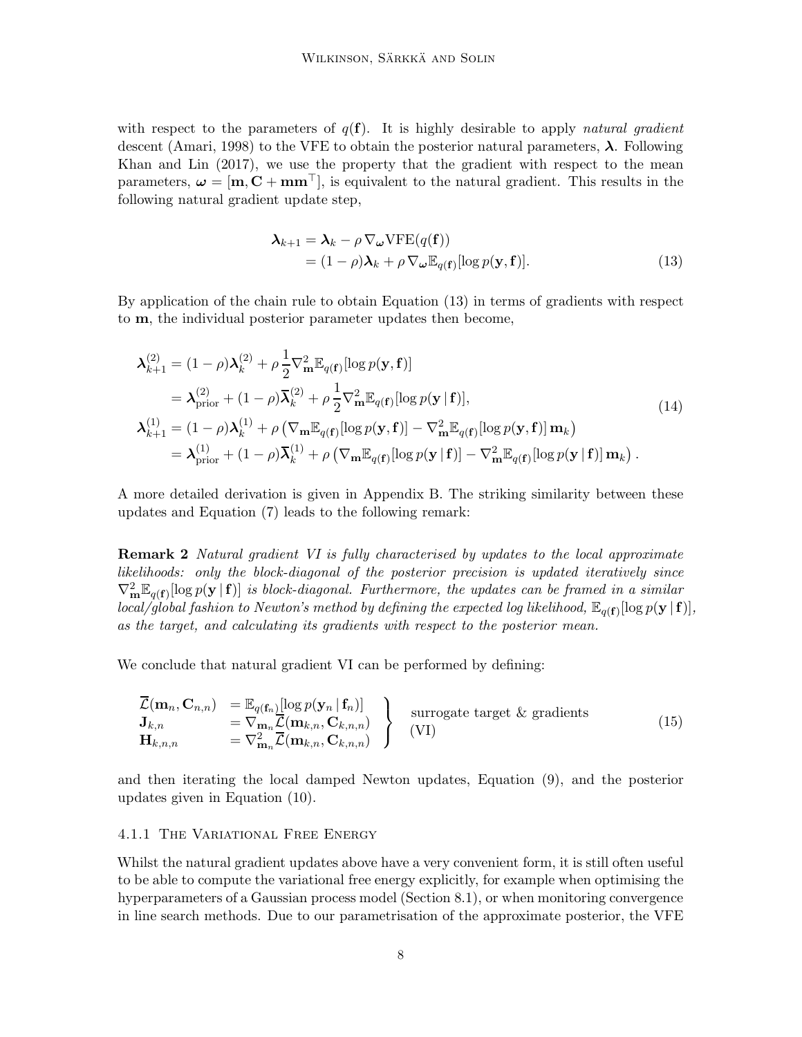with respect to the parameters of $q(\mathbf{f})$. It is highly desirable to apply *natural gradient* descent (Amari, 1998) to the VFE to obtain the posterior natural parameters, $\boldsymbol{\lambda}$. Following Khan and Lin (2017), we use the property that the gradient with respect to the mean parameters, $\boldsymbol{\omega} = [\mathbf{m}, \mathbf{C} + \mathbf{m}\mathbf{m}^\top]$, is equivalent to the natural gradient. This results in the following natural gradient update step,

$$
\begin{aligned}
\boldsymbol{\lambda}_{k+1} &= \boldsymbol{\lambda}_k - \rho \, \nabla_{\boldsymbol{\omega}} \text{VFE}(q(\mathbf{f})) \\
&= (1-\rho)\boldsymbol{\lambda}_k + \rho \, \nabla_{\boldsymbol{\omega}} \mathbb{E}_{q(\mathbf{f})}[\log p(\mathbf{y}, \mathbf{f})].
\end{aligned} \tag{13}
$$

By application of the chain rule to obtain Equation (13) in terms of gradients with respect to $\mathbf{m}$, the individual posterior parameter updates then become,

$$
\begin{aligned}
\boldsymbol{\lambda}^{(2)}_{k+1} &= (1-\rho)\boldsymbol{\lambda}^{(2)}_k + \rho \, \frac{1}{2} \nabla^2_{\mathbf{m}} \mathbb{E}_{q(\mathbf{f})}[\log p(\mathbf{y}, \mathbf{f})] \\
&= \boldsymbol{\lambda}^{(2)}_{\text{prior}} + (1-\rho)\overline{\boldsymbol{\lambda}}^{(2)}_k + \rho \, \frac{1}{2} \nabla^2_{\mathbf{m}} \mathbb{E}_{q(\mathbf{f})}[\log p(\mathbf{y} \,|\, \mathbf{f})], \\
\boldsymbol{\lambda}^{(1)}_{k+1} &= (1-\rho)\boldsymbol{\lambda}^{(1)}_k + \rho \left( \nabla_{\mathbf{m}} \mathbb{E}_{q(\mathbf{f})}[\log p(\mathbf{y}, \mathbf{f})] - \nabla^2_{\mathbf{m}} \mathbb{E}_{q(\mathbf{f})}[\log p(\mathbf{y}, \mathbf{f})] \, \mathbf{m}_k \right) \\
&= \boldsymbol{\lambda}^{(1)}_{\text{prior}} + (1-\rho)\overline{\boldsymbol{\lambda}}^{(1)}_k + \rho \left( \nabla_{\mathbf{m}} \mathbb{E}_{q(\mathbf{f})}[\log p(\mathbf{y} \,|\, \mathbf{f})] - \nabla^2_{\mathbf{m}} \mathbb{E}_{q(\mathbf{f})}[\log p(\mathbf{y} \,|\, \mathbf{f})] \, \mathbf{m}_k \right).
\end{aligned} \tag{14}
$$

A more detailed derivation is given in Appendix B. The striking similarity between these updates and Equation (7) leads to the following remark:

**Remark 2** *Natural gradient VI is fully characterised by updates to the local approximate likelihoods: only the block-diagonal of the posterior precision is updated iteratively since* $\nabla^2_{\mathbf{m}} \mathbb{E}_{q(\mathbf{f})}[\log p(\mathbf{y} \,|\, \mathbf{f})]$ *is block-diagonal. Furthermore, the updates can be framed in a similar local/global fashion to Newton's method by defining the expected log likelihood,* $\mathbb{E}_{q(\mathbf{f})}[\log p(\mathbf{y} \,|\, \mathbf{f})]$, *as the target, and calculating its gradients with respect to the posterior mean.*

We conclude that natural gradient VI can be performed by defining:

$$
\left.
\begin{aligned}
\overline{\mathcal{L}}(\mathbf{m}_n, \mathbf{C}_{n,n}) &= \mathbb{E}_{q(\mathbf{f}_n)}[\log p(\mathbf{y}_n \,|\, \mathbf{f}_n)] \\
\mathbf{J}_{k,n} &= \nabla_{\mathbf{m}_n} \overline{\mathcal{L}}(\mathbf{m}_{k,n}, \mathbf{C}_{k,n,n}) \\
\mathbf{H}_{k,n,n} &= \nabla^2_{\mathbf{m}_n} \overline{\mathcal{L}}(\mathbf{m}_{k,n}, \mathbf{C}_{k,n,n})
\end{aligned}
\right\} \quad \begin{aligned} &\text{surrogate target \& gradients} \\ &\text{(VI)} \end{aligned} \tag{15}
$$

and then iterating the local damped Newton updates, Equation (9), and the posterior updates given in Equation (10).

#### 4.1.1 The Variational Free Energy

Whilst the natural gradient updates above have a very convenient form, it is still often useful to be able to compute the variational free energy explicitly, for example when optimising the hyperparameters of a Gaussian process model (Section 8.1), or when monitoring convergence in line search methods. Due to our parametrisation of the approximate posterior, the VFE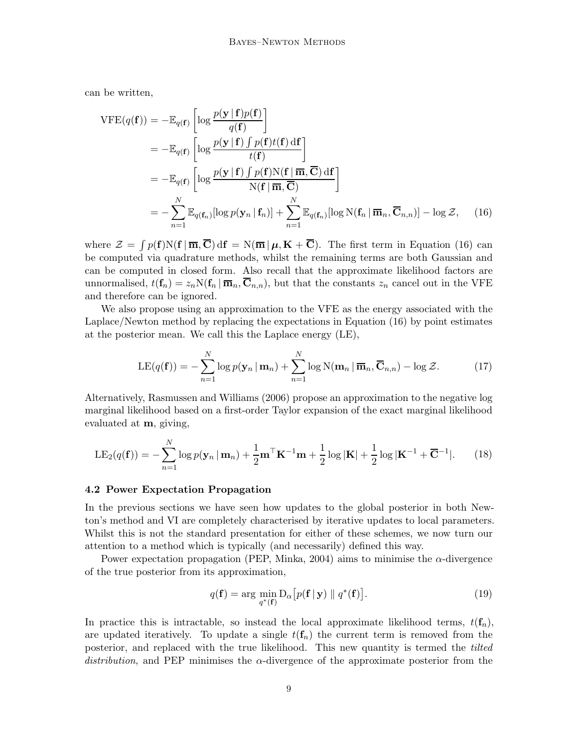can be written,

$$
\begin{aligned}
\text{VFE}(q(\mathbf{f})) &= -\mathbb{E}_{q(\mathbf{f})}\left[\log \frac{p(\mathbf{y}\,|\,\mathbf{f})p(\mathbf{f})}{q(\mathbf{f})}\right] \\
&= -\mathbb{E}_{q(\mathbf{f})}\left[\log \frac{p(\mathbf{y}\,|\,\mathbf{f})\int p(\mathbf{f})t(\mathbf{f})\,\mathrm{d}\mathbf{f}}{t(\mathbf{f})}\right] \\
&= -\mathbb{E}_{q(\mathbf{f})}\left[\log \frac{p(\mathbf{y}\,|\,\mathbf{f})\int p(\mathbf{f})\mathrm{N}(\mathbf{f}\,|\,\overline{\mathbf{m}},\overline{\mathbf{C}})\,\mathrm{d}\mathbf{f}}{\mathrm{N}(\mathbf{f}\,|\,\overline{\mathbf{m}},\overline{\mathbf{C}})}\right] \\
&= -\sum_{n=1}^{N}\mathbb{E}_{q(\mathbf{f}_n)}[\log p(\mathbf{y}_n\,|\,\mathbf{f}_n)] + \sum_{n=1}^{N}\mathbb{E}_{q(\mathbf{f}_n)}[\log \mathrm{N}(\mathbf{f}_n\,|\,\overline{\mathbf{m}}_n,\overline{\mathbf{C}}_{n,n})] - \log \mathcal{Z}, \qquad (16)
\end{aligned}
$$

where $\mathcal{Z} = \int p(\mathbf{f})\mathrm{N}(\mathbf{f}\,|\,\overline{\mathbf{m}},\overline{\mathbf{C}})\,\mathrm{d}\mathbf{f} = \mathrm{N}(\overline{\mathbf{m}}\,|\,\boldsymbol{\mu},\mathbf{K}+\overline{\mathbf{C}})$. The first term in Equation (16) can be computed via quadrature methods, whilst the remaining terms are both Gaussian and can be computed in closed form. Also recall that the approximate likelihood factors are unnormalised, $t(\mathbf{f}_n) = z_n\mathrm{N}(\mathbf{f}_n\,|\,\overline{\mathbf{m}}_n,\overline{\mathbf{C}}_{n,n})$, but that the constants $z_n$ cancel out in the VFE and therefore can be ignored.

We also propose using an approximation to the VFE as the energy associated with the Laplace/Newton method by replacing the expectations in Equation (16) by point estimates at the posterior mean. We call this the Laplace energy (LE),

$$
\text{LE}(q(\mathbf{f})) = -\sum_{n=1}^{N}\log p(\mathbf{y}_n\,|\,\mathbf{m}_n) + \sum_{n=1}^{N}\log \mathrm{N}(\mathbf{m}_n\,|\,\overline{\mathbf{m}}_n,\overline{\mathbf{C}}_{n,n}) - \log \mathcal{Z}. \qquad (17)
$$

Alternatively, Rasmussen and Williams (2006) propose an approximation to the negative log marginal likelihood based on a first-order Taylor expansion of the exact marginal likelihood evaluated at $\mathbf{m}$, giving,

$$
\text{LE}_2(q(\mathbf{f})) = -\sum_{n=1}^{N}\log p(\mathbf{y}_n\,|\,\mathbf{m}_n) + \frac{1}{2}\mathbf{m}^\top\mathbf{K}^{-1}\mathbf{m} + \frac{1}{2}\log|\mathbf{K}| + \frac{1}{2}\log|\mathbf{K}^{-1}+\overline{\mathbf{C}}^{-1}|. \qquad (18)
$$

### 4.2 Power Expectation Propagation

In the previous sections we have seen how updates to the global posterior in both Newton's method and VI are completely characterised by iterative updates to local parameters. Whilst this is not the standard presentation for either of these schemes, we now turn our attention to a method which is typically (and necessarily) defined this way.

Power expectation propagation (PEP, Minka, 2004) aims to minimise the $\alpha$-divergence of the true posterior from its approximation,

$$
q(\mathbf{f}) = \arg\min_{q^*(\mathbf{f})} \mathrm{D}_\alpha\big[p(\mathbf{f}\,|\,\mathbf{y}) \parallel q^*(\mathbf{f})\big]. \qquad (19)
$$

In practice this is intractable, so instead the local approximate likelihood terms, $t(\mathbf{f}_n)$, are updated iteratively. To update a single $t(\mathbf{f}_n)$ the current term is removed from the posterior, and replaced with the true likelihood. This new quantity is termed the *tilted distribution*, and PEP minimises the $\alpha$-divergence of the approximate posterior from the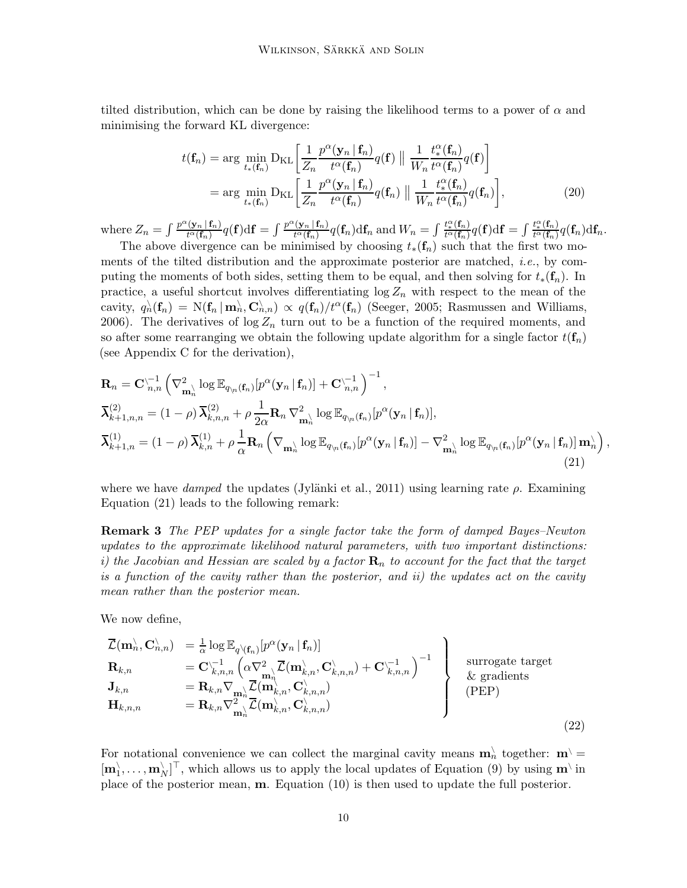tilted distribution, which can be done by raising the likelihood terms to a power of $\alpha$ and minimising the forward KL divergence:

$$
\begin{aligned}
t(\mathbf{f}_n) &= \arg\min_{t_*(\mathbf{f}_n)} \mathrm{D}_{\mathrm{KL}}\left[ \frac{1}{Z_n} \frac{p^\alpha(\mathbf{y}_n \,|\, \mathbf{f}_n)}{t^\alpha(\mathbf{f}_n)} q(\mathbf{f}) \,\Big\|\, \frac{1}{W_n} \frac{t_*^\alpha(\mathbf{f}_n)}{t^\alpha(\mathbf{f}_n)} q(\mathbf{f}) \right] \\
&= \arg\min_{t_*(\mathbf{f}_n)} \mathrm{D}_{\mathrm{KL}}\left[ \frac{1}{Z_n} \frac{p^\alpha(\mathbf{y}_n \,|\, \mathbf{f}_n)}{t^\alpha(\mathbf{f}_n)} q(\mathbf{f}_n) \,\Big\|\, \frac{1}{W_n} \frac{t_*^\alpha(\mathbf{f}_n)}{t^\alpha(\mathbf{f}_n)} q(\mathbf{f}_n) \right],
\end{aligned} \tag{20}
$$

where $Z_n = \int \frac{p^\alpha(\mathbf{y}_n \,|\, \mathbf{f}_n)}{t^\alpha(\mathbf{f}_n)} q(\mathbf{f}) \mathrm{d}\mathbf{f} = \int \frac{p^\alpha(\mathbf{y}_n \,|\, \mathbf{f}_n)}{t^\alpha(\mathbf{f}_n)} q(\mathbf{f}_n) \mathrm{d}\mathbf{f}_n$ and $W_n = \int \frac{t_*^\alpha(\mathbf{f}_n)}{t^\alpha(\mathbf{f}_n)} q(\mathbf{f}) \mathrm{d}\mathbf{f} = \int \frac{t_*^\alpha(\mathbf{f}_n)}{t^\alpha(\mathbf{f}_n)} q(\mathbf{f}_n) \mathrm{d}\mathbf{f}_n$.

The above divergence can be minimised by choosing $t_*(\mathbf{f}_n)$ such that the first two moments of the tilted distribution and the approximate posterior are matched, *i.e.*, by computing the moments of both sides, setting them to be equal, and then solving for $t_*(\mathbf{f}_n)$. In practice, a useful shortcut involves differentiating $\log Z_n$ with respect to the mean of the cavity, $q_n^{\setminus}(\mathbf{f}_n) = \mathrm{N}(\mathbf{f}_n \,|\, \mathbf{m}_n^{\setminus}, \mathbf{C}_{n,n}^{\setminus}) \propto q(\mathbf{f}_n)/t^\alpha(\mathbf{f}_n)$ (Seeger, 2005; Rasmussen and Williams, 2006). The derivatives of $\log Z_n$ turn out to be a function of the required moments, and so after some rearranging we obtain the following update algorithm for a single factor $t(\mathbf{f}_n)$ (see Appendix C for the derivation),

$$
\begin{aligned}
\mathbf{R}_n &= \mathbf{C}_{n,n}^{\setminus -1} \left( \nabla^2_{\mathbf{m}_n^{\setminus}} \log \mathbb{E}_{q_{\setminus n}(\mathbf{f}_n)}[p^\alpha(\mathbf{y}_n \,|\, \mathbf{f}_n)] + \mathbf{C}_{n,n}^{\setminus -1} \right)^{-1}, \\
\overline{\boldsymbol{\lambda}}^{(2)}_{k+1,n,n} &= (1-\rho)\, \overline{\boldsymbol{\lambda}}^{(2)}_{k,n,n} + \rho \frac{1}{2\alpha} \mathbf{R}_n \nabla^2_{\mathbf{m}_n^{\setminus}} \log \mathbb{E}_{q_{\setminus n}(\mathbf{f}_n)}[p^\alpha(\mathbf{y}_n \,|\, \mathbf{f}_n)], \\
\overline{\boldsymbol{\lambda}}^{(1)}_{k+1,n} &= (1-\rho)\, \overline{\boldsymbol{\lambda}}^{(1)}_{k,n} + \rho \frac{1}{\alpha} \mathbf{R}_n \left( \nabla_{\mathbf{m}_n^{\setminus}} \log \mathbb{E}_{q_{\setminus n}(\mathbf{f}_n)}[p^\alpha(\mathbf{y}_n \,|\, \mathbf{f}_n)] - \nabla^2_{\mathbf{m}_n^{\setminus}} \log \mathbb{E}_{q_{\setminus n}(\mathbf{f}_n)}[p^\alpha(\mathbf{y}_n \,|\, \mathbf{f}_n)]\, \mathbf{m}_n^{\setminus} \right),
\end{aligned} \tag{21}
$$

where we have *damped* the updates (Jylänki et al., 2011) using learning rate $\rho$. Examining Equation (21) leads to the following remark:

**Remark 3** *The PEP updates for a single factor take the form of damped Bayes–Newton updates to the approximate likelihood natural parameters, with two important distinctions: i) the Jacobian and Hessian are scaled by a factor $\mathbf{R}_n$ to account for the fact that the target is a function of the cavity rather than the posterior, and ii) the updates act on the cavity mean rather than the posterior mean.*

We now define,

$$
\left.
\begin{aligned}
\overline{\mathcal{L}}(\mathbf{m}_n^{\setminus}, \mathbf{C}_{n,n}^{\setminus}) &= \tfrac{1}{\alpha} \log \mathbb{E}_{q^{\setminus}(\mathbf{f}_n)}[p^\alpha(\mathbf{y}_n \,|\, \mathbf{f}_n)] \\
\mathbf{R}_{k,n} &= \mathbf{C}_{k,n,n}^{\setminus -1} \left( \alpha \nabla^2_{\mathbf{m}_n^{\setminus}} \overline{\mathcal{L}}(\mathbf{m}_{k,n}^{\setminus}, \mathbf{C}_{k,n,n}^{\setminus}) + \mathbf{C}_{k,n,n}^{\setminus -1} \right)^{-1} \\
\mathbf{J}_{k,n} &= \mathbf{R}_{k,n} \nabla_{\mathbf{m}_n^{\setminus}} \overline{\mathcal{L}}(\mathbf{m}_{k,n}^{\setminus}, \mathbf{C}_{k,n,n}^{\setminus}) \\
\mathbf{H}_{k,n,n} &= \mathbf{R}_{k,n} \nabla^2_{\mathbf{m}_n^{\setminus}} \overline{\mathcal{L}}(\mathbf{m}_{k,n}^{\setminus}, \mathbf{C}_{k,n,n}^{\setminus})
\end{aligned}
\right\} \quad \begin{array}{l} \text{surrogate target} \\ \text{\& gradients} \\ \text{(PEP)} \end{array} \tag{22}
$$

For notational convenience we can collect the marginal cavity means $\mathbf{m}_n^{\setminus}$ together: $\mathbf{m}^{\setminus} = [\mathbf{m}_1^{\setminus}, \ldots, \mathbf{m}_N^{\setminus}]^\top$, which allows us to apply the local updates of Equation (9) by using $\mathbf{m}^{\setminus}$ in place of the posterior mean, $\mathbf{m}$. Equation (10) is then used to update the full posterior.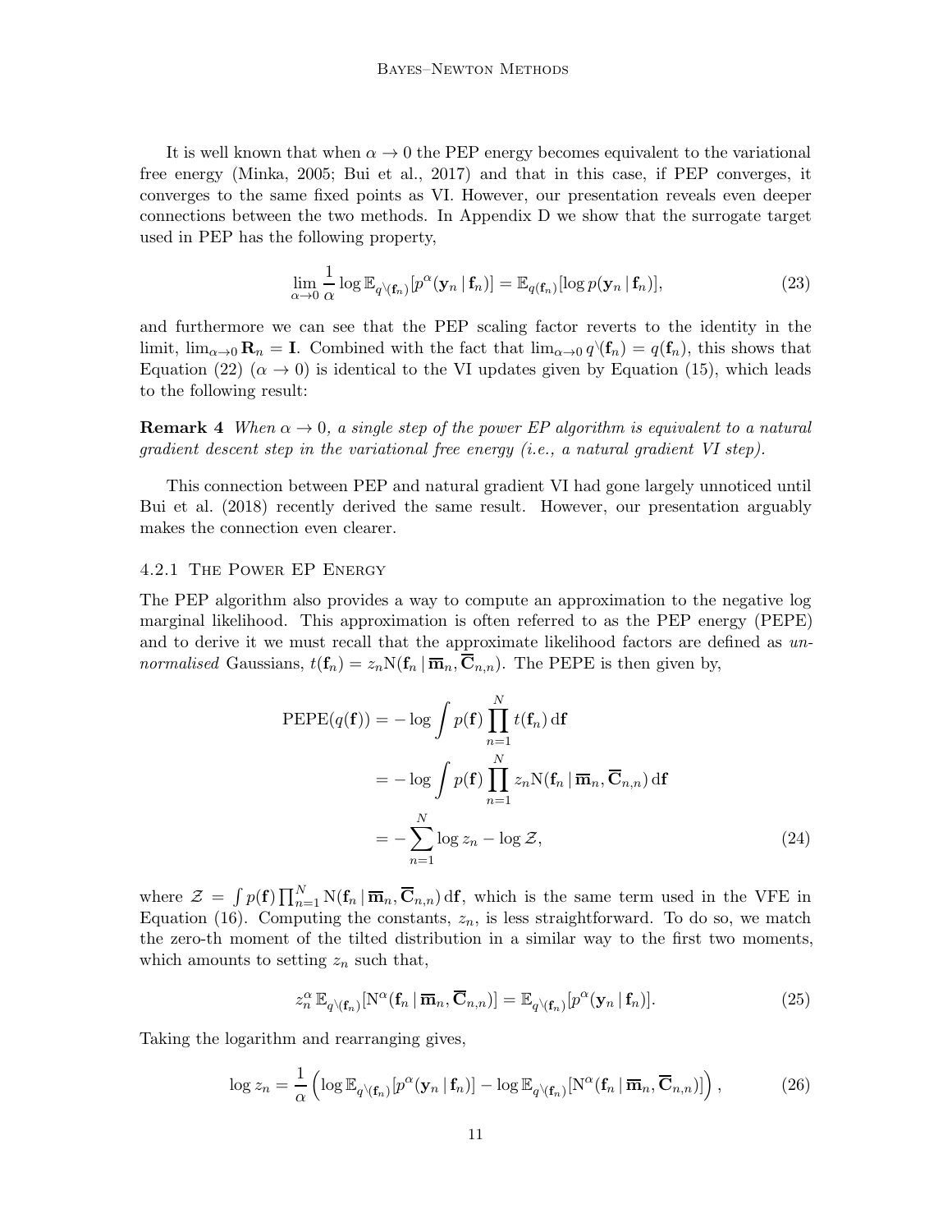It is well known that when $\alpha \to 0$ the PEP energy becomes equivalent to the variational free energy (Minka, 2005; Bui et al., 2017) and that in this case, if PEP converges, it converges to the same fixed points as VI. However, our presentation reveals even deeper connections between the two methods. In Appendix D we show that the surrogate target used in PEP has the following property,

$$\lim_{\alpha \to 0} \frac{1}{\alpha} \log \mathbb{E}_{q^{\setminus}(\mathbf{f}_n)}[p^{\alpha}(\mathbf{y}_n \,|\, \mathbf{f}_n)] = \mathbb{E}_{q(\mathbf{f}_n)}[\log p(\mathbf{y}_n \,|\, \mathbf{f}_n)], \tag{23}$$

and furthermore we can see that the PEP scaling factor reverts to the identity in the limit, $\lim_{\alpha \to 0} \mathbf{R}_n = \mathbf{I}$. Combined with the fact that $\lim_{\alpha \to 0} q^{\setminus}(\mathbf{f}_n) = q(\mathbf{f}_n)$, this shows that Equation (22) ($\alpha \to 0$) is identical to the VI updates given by Equation (15), which leads to the following result:

**Remark 4** *When $\alpha \to 0$, a single step of the power EP algorithm is equivalent to a natural gradient descent step in the variational free energy (i.e., a natural gradient VI step).*

This connection between PEP and natural gradient VI had gone largely unnoticed until Bui et al. (2018) recently derived the same result. However, our presentation arguably makes the connection even clearer.

#### 4.2.1 The Power EP Energy

The PEP algorithm also provides a way to compute an approximation to the negative log marginal likelihood. This approximation is often referred to as the PEP energy (PEPE) and to derive it we must recall that the approximate likelihood factors are defined as *unnormalised* Gaussians, $t(\mathbf{f}_n) = z_n \mathrm{N}(\mathbf{f}_n \,|\, \overline{\mathbf{m}}_n, \overline{\mathbf{C}}_{n,n})$. The PEPE is then given by,

$$\begin{aligned}
\mathrm{PEPE}(q(\mathbf{f})) &= -\log \int p(\mathbf{f}) \prod_{n=1}^{N} t(\mathbf{f}_n)\, \mathrm{d}\mathbf{f} \\
&= -\log \int p(\mathbf{f}) \prod_{n=1}^{N} z_n \mathrm{N}(\mathbf{f}_n \,|\, \overline{\mathbf{m}}_n, \overline{\mathbf{C}}_{n,n})\, \mathrm{d}\mathbf{f} \\
&= -\sum_{n=1}^{N} \log z_n - \log \mathcal{Z},
\end{aligned} \tag{24}$$

where $\mathcal{Z} = \int p(\mathbf{f}) \prod_{n=1}^{N} \mathrm{N}(\mathbf{f}_n \,|\, \overline{\mathbf{m}}_n, \overline{\mathbf{C}}_{n,n})\, \mathrm{d}\mathbf{f}$, which is the same term used in the VFE in Equation (16). Computing the constants, $z_n$, is less straightforward. To do so, we match the zero-th moment of the tilted distribution in a similar way to the first two moments, which amounts to setting $z_n$ such that,

$$z_n^{\alpha}\, \mathbb{E}_{q^{\setminus}(\mathbf{f}_n)}[\mathrm{N}^{\alpha}(\mathbf{f}_n \,|\, \overline{\mathbf{m}}_n, \overline{\mathbf{C}}_{n,n})] = \mathbb{E}_{q^{\setminus}(\mathbf{f}_n)}[p^{\alpha}(\mathbf{y}_n \,|\, \mathbf{f}_n)]. \tag{25}$$

Taking the logarithm and rearranging gives,

$$\log z_n = \frac{1}{\alpha}\left( \log \mathbb{E}_{q^{\setminus}(\mathbf{f}_n)}[p^{\alpha}(\mathbf{y}_n \,|\, \mathbf{f}_n)] - \log \mathbb{E}_{q^{\setminus}(\mathbf{f}_n)}[\mathrm{N}^{\alpha}(\mathbf{f}_n \,|\, \overline{\mathbf{m}}_n, \overline{\mathbf{C}}_{n,n})] \right), \tag{26}$$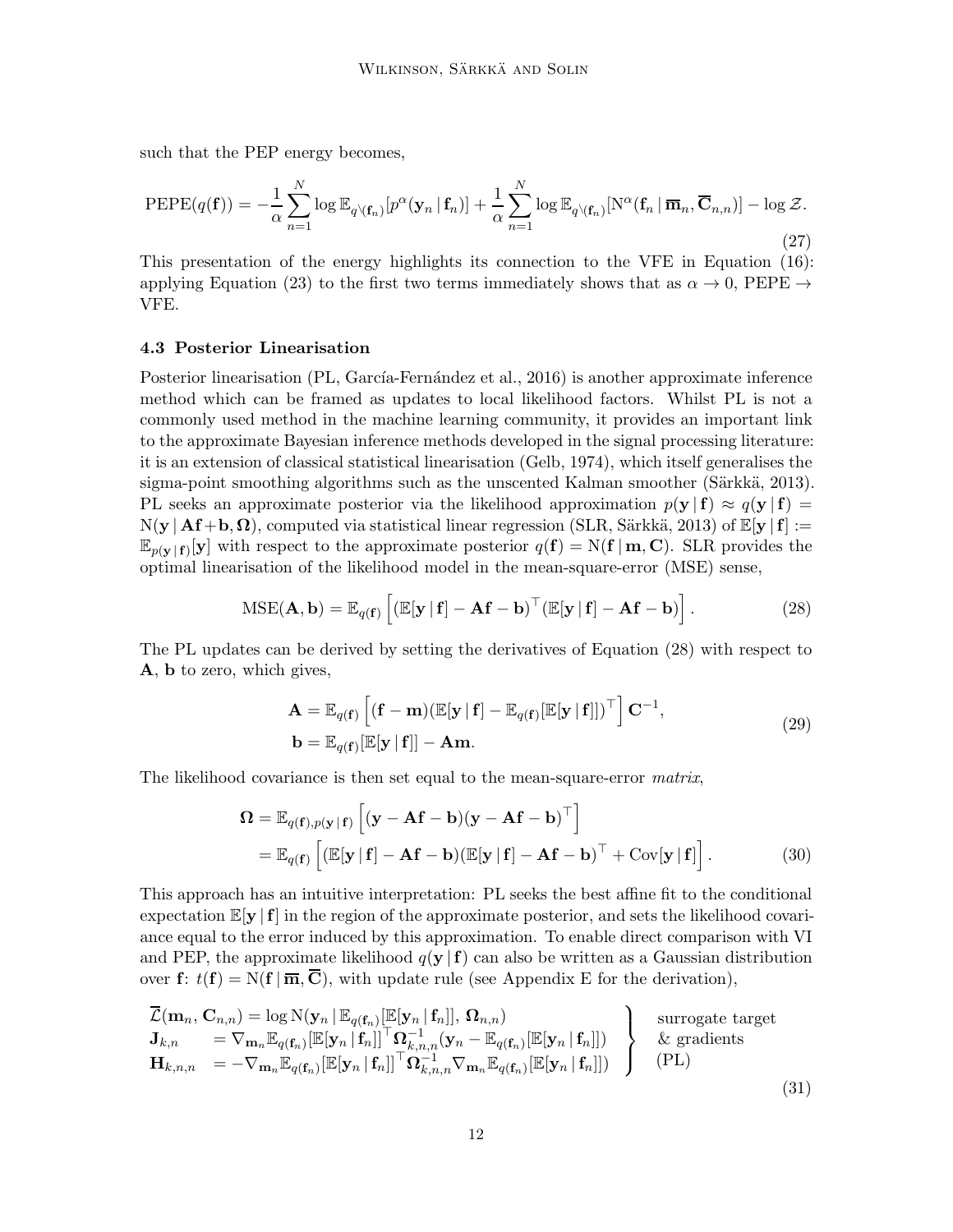such that the PEP energy becomes,

$$\mathrm{PEPE}(q(\mathbf{f})) = -\frac{1}{\alpha}\sum_{n=1}^{N} \log \mathbb{E}_{q^{\setminus}(\mathbf{f}_n)}[p^{\alpha}(\mathbf{y}_n \,|\, \mathbf{f}_n)] + \frac{1}{\alpha}\sum_{n=1}^{N} \log \mathbb{E}_{q^{\setminus}(\mathbf{f}_n)}[\mathrm{N}^{\alpha}(\mathbf{f}_n \,|\, \overline{\mathbf{m}}_n, \overline{\mathbf{C}}_{n,n})] - \log \mathcal{Z}. \tag{27}$$

This presentation of the energy highlights its connection to the VFE in Equation (16): applying Equation (23) to the first two terms immediately shows that as $\alpha \to 0$, PEPE $\to$ VFE.

### 4.3 Posterior Linearisation

Posterior linearisation (PL, García-Fernández et al., 2016) is another approximate inference method which can be framed as updates to local likelihood factors. Whilst PL is not a commonly used method in the machine learning community, it provides an important link to the approximate Bayesian inference methods developed in the signal processing literature: it is an extension of classical statistical linearisation (Gelb, 1974), which itself generalises the sigma-point smoothing algorithms such as the unscented Kalman smoother (Särkkä, 2013). PL seeks an approximate posterior via the likelihood approximation $p(\mathbf{y} \,|\, \mathbf{f}) \approx q(\mathbf{y} \,|\, \mathbf{f}) = \mathrm{N}(\mathbf{y} \,|\, \mathbf{A}\mathbf{f}+\mathbf{b}, \boldsymbol{\Omega})$, computed via statistical linear regression (SLR, Särkkä, 2013) of $\mathbb{E}[\mathbf{y} \,|\, \mathbf{f}] := \mathbb{E}_{p(\mathbf{y} \,|\, \mathbf{f})}[\mathbf{y}]$ with respect to the approximate posterior $q(\mathbf{f}) = \mathrm{N}(\mathbf{f} \,|\, \mathbf{m}, \mathbf{C})$. SLR provides the optimal linearisation of the likelihood model in the mean-square-error (MSE) sense,

$$\mathrm{MSE}(\mathbf{A}, \mathbf{b}) = \mathbb{E}_{q(\mathbf{f})}\left[(\mathbb{E}[\mathbf{y} \,|\, \mathbf{f}] - \mathbf{A}\mathbf{f} - \mathbf{b})^\top (\mathbb{E}[\mathbf{y} \,|\, \mathbf{f}] - \mathbf{A}\mathbf{f} - \mathbf{b})\right]. \tag{28}$$

The PL updates can be derived by setting the derivatives of Equation (28) with respect to $\mathbf{A}$, $\mathbf{b}$ to zero, which gives,

$$\begin{aligned}
\mathbf{A} &= \mathbb{E}_{q(\mathbf{f})}\left[(\mathbf{f} - \mathbf{m})(\mathbb{E}[\mathbf{y} \,|\, \mathbf{f}] - \mathbb{E}_{q(\mathbf{f})}[\mathbb{E}[\mathbf{y} \,|\, \mathbf{f}]])^\top\right] \mathbf{C}^{-1}, \\
\mathbf{b} &= \mathbb{E}_{q(\mathbf{f})}[\mathbb{E}[\mathbf{y} \,|\, \mathbf{f}]] - \mathbf{A}\mathbf{m}.
\end{aligned} \tag{29}$$

The likelihood covariance is then set equal to the mean-square-error *matrix*,

$$\begin{aligned}
\boldsymbol{\Omega} &= \mathbb{E}_{q(\mathbf{f}), p(\mathbf{y} \,|\, \mathbf{f})}\left[(\mathbf{y} - \mathbf{A}\mathbf{f} - \mathbf{b})(\mathbf{y} - \mathbf{A}\mathbf{f} - \mathbf{b})^\top\right] \\
&= \mathbb{E}_{q(\mathbf{f})}\left[(\mathbb{E}[\mathbf{y} \,|\, \mathbf{f}] - \mathbf{A}\mathbf{f} - \mathbf{b})(\mathbb{E}[\mathbf{y} \,|\, \mathbf{f}] - \mathbf{A}\mathbf{f} - \mathbf{b})^\top + \mathrm{Cov}[\mathbf{y} \,|\, \mathbf{f}]\right].
\end{aligned} \tag{30}$$

This approach has an intuitive interpretation: PL seeks the best affine fit to the conditional expectation $\mathbb{E}[\mathbf{y} \,|\, \mathbf{f}]$ in the region of the approximate posterior, and sets the likelihood covariance equal to the error induced by this approximation. To enable direct comparison with VI and PEP, the approximate likelihood $q(\mathbf{y} \,|\, \mathbf{f})$ can also be written as a Gaussian distribution over $\mathbf{f}$: $t(\mathbf{f}) = \mathrm{N}(\mathbf{f} \,|\, \overline{\mathbf{m}}, \overline{\mathbf{C}})$, with update rule (see Appendix E for the derivation),

$$\left.\begin{aligned}
\overline{\mathcal{L}}(\mathbf{m}_n, \mathbf{C}_{n,n}) &= \log \mathrm{N}(\mathbf{y}_n \,|\, \mathbb{E}_{q(\mathbf{f}_n)}[\mathbb{E}[\mathbf{y}_n \,|\, \mathbf{f}_n]],\, \boldsymbol{\Omega}_{n,n}) \\
\mathbf{J}_{k,n} &= \nabla_{\mathbf{m}_n} \mathbb{E}_{q(\mathbf{f}_n)}[\mathbb{E}[\mathbf{y}_n \,|\, \mathbf{f}_n]]^\top \boldsymbol{\Omega}_{k,n,n}^{-1} (\mathbf{y}_n - \mathbb{E}_{q(\mathbf{f}_n)}[\mathbb{E}[\mathbf{y}_n \,|\, \mathbf{f}_n]]) \\
\mathbf{H}_{k,n,n} &= -\nabla_{\mathbf{m}_n} \mathbb{E}_{q(\mathbf{f}_n)}[\mathbb{E}[\mathbf{y}_n \,|\, \mathbf{f}_n]]^\top \boldsymbol{\Omega}_{k,n,n}^{-1} \nabla_{\mathbf{m}_n} \mathbb{E}_{q(\mathbf{f}_n)}[\mathbb{E}[\mathbf{y}_n \,|\, \mathbf{f}_n]])
\end{aligned}\right\} \begin{array}{l}\text{surrogate target} \\ \text{\& gradients} \\ \text{(PL)}\end{array} \tag{31}$$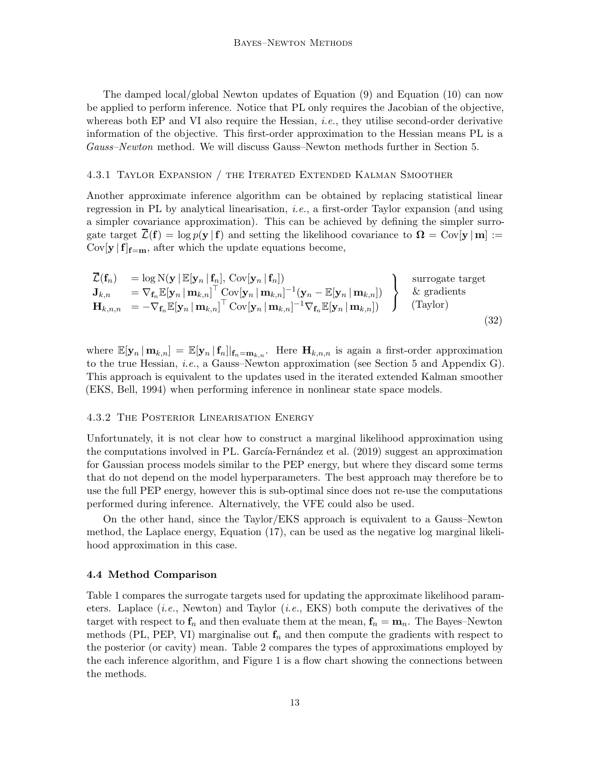The damped local/global Newton updates of Equation (9) and Equation (10) can now be applied to perform inference. Notice that PL only requires the Jacobian of the objective, whereas both EP and VI also require the Hessian, *i.e.*, they utilise second-order derivative information of the objective. This first-order approximation to the Hessian means PL is a *Gauss–Newton* method. We will discuss Gauss–Newton methods further in Section 5.

#### 4.3.1 Taylor Expansion / the Iterated Extended Kalman Smoother

Another approximate inference algorithm can be obtained by replacing statistical linear regression in PL by analytical linearisation, *i.e.*, a first-order Taylor expansion (and using a simpler covariance approximation). This can be achieved by defining the simpler surrogate target $\overline{\mathcal{L}}(\mathbf{f}) = \log p(\mathbf{y} \,|\, \mathbf{f})$ and setting the likelihood covariance to $\mathbf{\Omega} = \mathrm{Cov}[\mathbf{y} \,|\, \mathbf{m}] := \mathrm{Cov}[\mathbf{y} \,|\, \mathbf{f}]_{\mathbf{f}=\mathbf{m}}$, after which the update equations become,

$$
\left.
\begin{aligned}
\overline{\mathcal{L}}(\mathbf{f}_n) \quad &= \log \mathrm{N}(\mathbf{y} \,|\, \mathbb{E}[\mathbf{y}_n \,|\, \mathbf{f}_n],\, \mathrm{Cov}[\mathbf{y}_n \,|\, \mathbf{f}_n]) \\
\mathbf{J}_{k,n} \quad &= \nabla_{\mathbf{f}_n} \mathbb{E}[\mathbf{y}_n \,|\, \mathbf{m}_{k,n}]^\top \, \mathrm{Cov}[\mathbf{y}_n \,|\, \mathbf{m}_{k,n}]^{-1} (\mathbf{y}_n - \mathbb{E}[\mathbf{y}_n \,|\, \mathbf{m}_{k,n}]) \\
\mathbf{H}_{k,n,n} \quad &= -\nabla_{\mathbf{f}_n} \mathbb{E}[\mathbf{y}_n \,|\, \mathbf{m}_{k,n}]^\top \, \mathrm{Cov}[\mathbf{y}_n \,|\, \mathbf{m}_{k,n}]^{-1} \nabla_{\mathbf{f}_n} \mathbb{E}[\mathbf{y}_n \,|\, \mathbf{m}_{k,n}])
\end{aligned}
\right\} \quad
\begin{array}{l}
\text{surrogate target} \\
\text{\& gradients} \\
\text{(Taylor)}
\end{array}
\tag{32}
$$

where $\mathbb{E}[\mathbf{y}_n \,|\, \mathbf{m}_{k,n}] = \mathbb{E}[\mathbf{y}_n \,|\, \mathbf{f}_n]|_{\mathbf{f}_n = \mathbf{m}_{k,n}}$. Here $\mathbf{H}_{k,n,n}$ is again a first-order approximation to the true Hessian, *i.e.*, a Gauss–Newton approximation (see Section 5 and Appendix G). This approach is equivalent to the updates used in the iterated extended Kalman smoother (EKS, Bell, 1994) when performing inference in nonlinear state space models.

#### 4.3.2 The Posterior Linearisation Energy

Unfortunately, it is not clear how to construct a marginal likelihood approximation using the computations involved in PL. García-Fernández et al. (2019) suggest an approximation for Gaussian process models similar to the PEP energy, but where they discard some terms that do not depend on the model hyperparameters. The best approach may therefore be to use the full PEP energy, however this is sub-optimal since does not re-use the computations performed during inference. Alternatively, the VFE could also be used.

On the other hand, since the Taylor/EKS approach is equivalent to a Gauss–Newton method, the Laplace energy, Equation (17), can be used as the negative log marginal likelihood approximation in this case.

### 4.4 Method Comparison

Table 1 compares the surrogate targets used for updating the approximate likelihood parameters. Laplace (*i.e.*, Newton) and Taylor (*i.e.*, EKS) both compute the derivatives of the target with respect to $\mathbf{f}_n$ and then evaluate them at the mean, $\mathbf{f}_n = \mathbf{m}_n$. The Bayes–Newton methods (PL, PEP, VI) marginalise out $\mathbf{f}_n$ and then compute the gradients with respect to the posterior (or cavity) mean. Table 2 compares the types of approximations employed by the each inference algorithm, and Figure 1 is a flow chart showing the connections between the methods.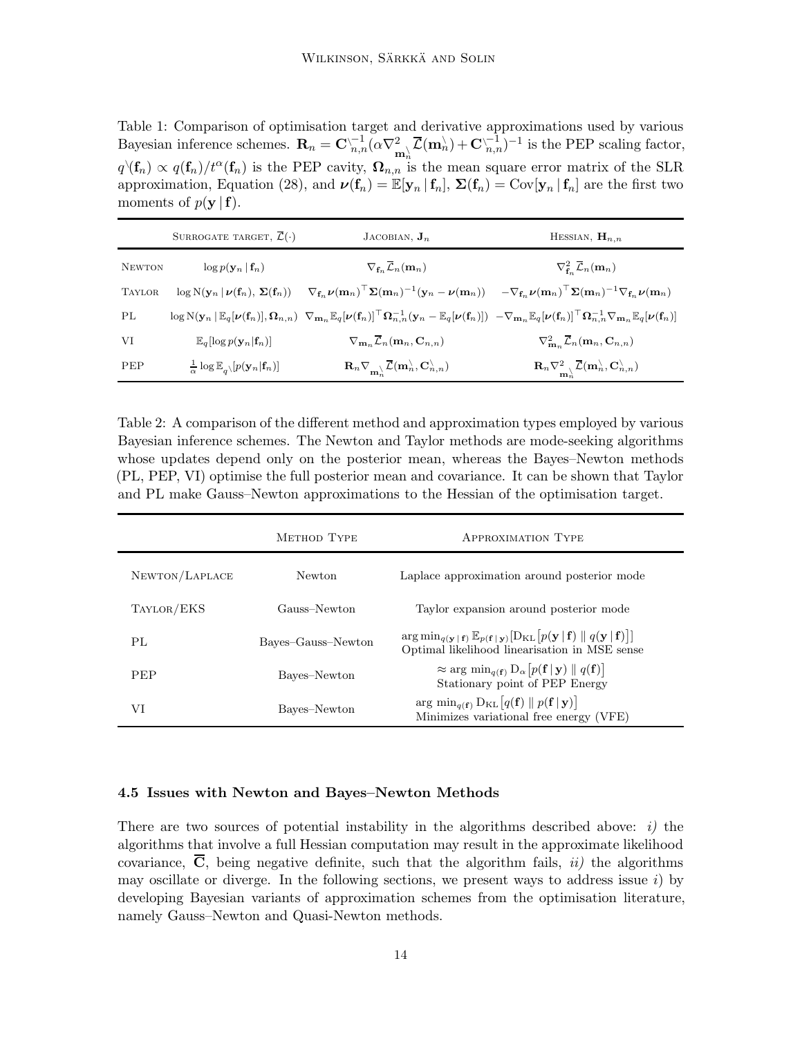Table 1: Comparison of optimisation target and derivative approximations used by various Bayesian inference schemes. $\mathbf{R}_n = \mathbf{C}^{\setminus -1}_{n,n}(\alpha \nabla^2_{\mathbf{m}^{\setminus}_n} \overline{\mathcal{L}}(\mathbf{m}^{\setminus}_n) + \mathbf{C}^{\setminus -1}_{n,n})^{-1}$ is the PEP scaling factor, $q^{\setminus}(\mathbf{f}_n) \propto q(\mathbf{f}_n)/t^{\alpha}(\mathbf{f}_n)$ is the PEP cavity, $\boldsymbol{\Omega}_{n,n}$ is the mean square error matrix of the SLR approximation, Equation (28), and $\boldsymbol{\nu}(\mathbf{f}_n) = \mathbb{E}[\mathbf{y}_n \,|\, \mathbf{f}_n]$, $\boldsymbol{\Sigma}(\mathbf{f}_n) = \mathrm{Cov}[\mathbf{y}_n \,|\, \mathbf{f}_n]$ are the first two moments of $p(\mathbf{y} \,|\, \mathbf{f})$.

| | Surrogate target, $\overline{\mathcal{L}}(\cdot)$ | Jacobian, $\mathbf{J}_n$ | Hessian, $\mathbf{H}_{n,n}$ |
|---|---|---|---|
| Newton | $\log p(\mathbf{y}_n \,\|\, \mathbf{f}_n)$ | $\nabla_{\mathbf{f}_n} \overline{\mathcal{L}}_n(\mathbf{m}_n)$ | $\nabla^2_{\mathbf{f}_n} \overline{\mathcal{L}}_n(\mathbf{m}_n)$ |
| Taylor | $\log \mathrm{N}(\mathbf{y}_n \,\|\, \boldsymbol{\nu}(\mathbf{f}_n),\, \boldsymbol{\Sigma}(\mathbf{f}_n))$ | $\nabla_{\mathbf{f}_n} \boldsymbol{\nu}(\mathbf{m}_n)^\top \boldsymbol{\Sigma}(\mathbf{m}_n)^{-1}(\mathbf{y}_n - \boldsymbol{\nu}(\mathbf{m}_n))$ | $-\nabla_{\mathbf{f}_n} \boldsymbol{\nu}(\mathbf{m}_n)^\top \boldsymbol{\Sigma}(\mathbf{m}_n)^{-1} \nabla_{\mathbf{f}_n} \boldsymbol{\nu}(\mathbf{m}_n)$ |
| PL | $\log \mathrm{N}(\mathbf{y}_n \,\|\, \mathbb{E}_q[\boldsymbol{\nu}(\mathbf{f}_n)], \boldsymbol{\Omega}_{n,n})$ | $\nabla_{\mathbf{m}_n} \mathbb{E}_q[\boldsymbol{\nu}(\mathbf{f}_n)]^\top \boldsymbol{\Omega}_{n,n}^{-1}(\mathbf{y}_n - \mathbb{E}_q[\boldsymbol{\nu}(\mathbf{f}_n)])$ | $-\nabla_{\mathbf{m}_n} \mathbb{E}_q[\boldsymbol{\nu}(\mathbf{f}_n)]^\top \boldsymbol{\Omega}_{n,n}^{-1} \nabla_{\mathbf{m}_n} \mathbb{E}_q[\boldsymbol{\nu}(\mathbf{f}_n)]$ |
| VI | $\mathbb{E}_q[\log p(\mathbf{y}_n \| \mathbf{f}_n)]$ | $\nabla_{\mathbf{m}_n} \overline{\mathcal{L}}_n(\mathbf{m}_n, \mathbf{C}_{n,n})$ | $\nabla^2_{\mathbf{m}_n} \overline{\mathcal{L}}_n(\mathbf{m}_n, \mathbf{C}_{n,n})$ |
| PEP | $\frac{1}{\alpha} \log \mathbb{E}_{q^{\setminus}}[p(\mathbf{y}_n \| \mathbf{f}_n)]$ | $\mathbf{R}_n \nabla_{\mathbf{m}^{\setminus}_n} \overline{\mathcal{L}}(\mathbf{m}^{\setminus}_n, \mathbf{C}^{\setminus}_{n,n})$ | $\mathbf{R}_n \nabla^2_{\mathbf{m}^{\setminus}_n} \overline{\mathcal{L}}(\mathbf{m}^{\setminus}_n, \mathbf{C}^{\setminus}_{n,n})$ |

Table 2: A comparison of the different method and approximation types employed by various Bayesian inference schemes. The Newton and Taylor methods are mode-seeking algorithms whose updates depend only on the posterior mean, whereas the Bayes–Newton methods (PL, PEP, VI) optimise the full posterior mean and covariance. It can be shown that Taylor and PL make Gauss–Newton approximations to the Hessian of the optimisation target.

| | Method Type | Approximation Type |
|---|---|---|
| Newton/Laplace | Newton | Laplace approximation around posterior mode |
| Taylor/EKS | Gauss–Newton | Taylor expansion around posterior mode |
| PL | Bayes–Gauss–Newton | $\arg\min_{q(\mathbf{y} \,\|\, \mathbf{f})} \mathbb{E}_{p(\mathbf{f} \,\|\, \mathbf{y})}[\mathrm{D}_{\mathrm{KL}}[p(\mathbf{y} \,\|\, \mathbf{f}) \,\\|\, q(\mathbf{y} \,\|\, \mathbf{f})]]$ Optimal likelihood linearisation in MSE sense |
| PEP | Bayes–Newton | $\approx \arg\min_{q(\mathbf{f})} \mathrm{D}_{\alpha}[p(\mathbf{f} \,\|\, \mathbf{y}) \,\\|\, q(\mathbf{f})]$ Stationary point of PEP Energy |
| VI | Bayes–Newton | $\arg\min_{q(\mathbf{f})} \mathrm{D}_{\mathrm{KL}}[q(\mathbf{f}) \,\\|\, p(\mathbf{f} \,\|\, \mathbf{y})]$ Minimizes variational free energy (VFE) |

### 4.5 Issues with Newton and Bayes–Newton Methods

There are two sources of potential instability in the algorithms described above: *i)* the algorithms that involve a full Hessian computation may result in the approximate likelihood covariance, $\overline{\mathbf{C}}$, being negative definite, such that the algorithm fails, *ii)* the algorithms may oscillate or diverge. In the following sections, we present ways to address issue *i)* by developing Bayesian variants of approximation schemes from the optimisation literature, namely Gauss–Newton and Quasi-Newton methods.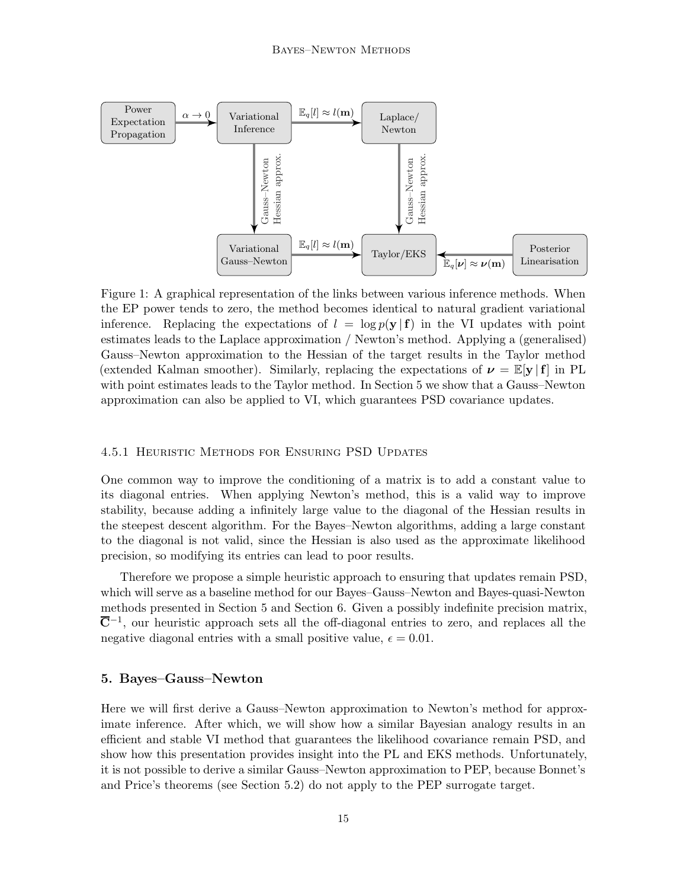Figure 1: A graphical representation of the links between various inference methods. When the EP power tends to zero, the method becomes identical to natural gradient variational inference. Replacing the expectations of $l = \log p(\mathbf{y} \,|\, \mathbf{f})$ in the VI updates with point estimates leads to the Laplace approximation / Newton's method. Applying a (generalised) Gauss–Newton approximation to the Hessian of the target results in the Taylor method (extended Kalman smoother). Similarly, replacing the expectations of $\boldsymbol{\nu} = \mathbb{E}[\mathbf{y} \,|\, \mathbf{f}]$ in PL with point estimates leads to the Taylor method. In Section 5 we show that a Gauss–Newton approximation can also be applied to VI, which guarantees PSD covariance updates.

#### 4.5.1 Heuristic Methods for Ensuring PSD Updates

One common way to improve the conditioning of a matrix is to add a constant value to its diagonal entries. When applying Newton's method, this is a valid way to improve stability, because adding a infinitely large value to the diagonal of the Hessian results in the steepest descent algorithm. For the Bayes–Newton algorithms, adding a large constant to the diagonal is not valid, since the Hessian is also used as the approximate likelihood precision, so modifying its entries can lead to poor results.

Therefore we propose a simple heuristic approach to ensuring that updates remain PSD, which will serve as a baseline method for our Bayes–Gauss–Newton and Bayes-quasi-Newton methods presented in Section 5 and Section 6. Given a possibly indefinite precision matrix, $\overline{\mathbf{C}}^{-1}$, our heuristic approach sets all the off-diagonal entries to zero, and replaces all the negative diagonal entries with a small positive value, $\epsilon = 0.01$.

## 5. Bayes–Gauss–Newton

Here we will first derive a Gauss–Newton approximation to Newton's method for approximate inference. After which, we will show how a similar Bayesian analogy results in an efficient and stable VI method that guarantees the likelihood covariance remain PSD, and show how this presentation provides insight into the PL and EKS methods. Unfortunately, it is not possible to derive a similar Gauss–Newton approximation to PEP, because Bonnet's and Price's theorems (see Section 5.2) do not apply to the PEP surrogate target.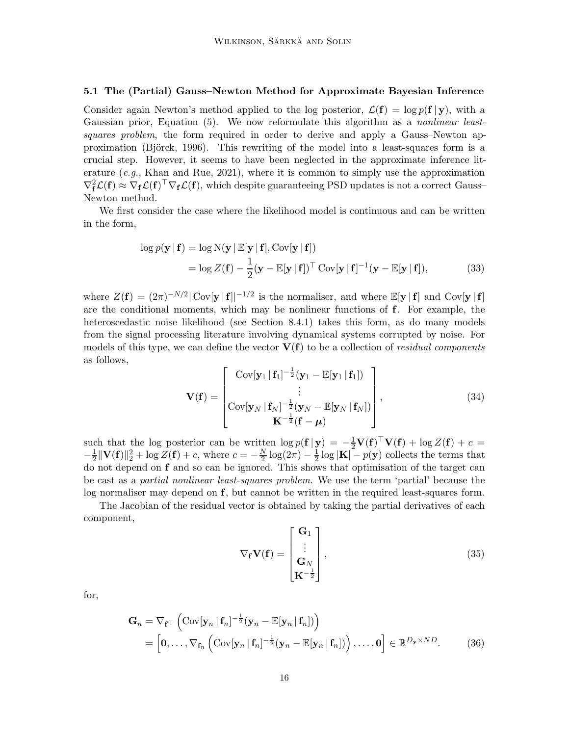### 5.1 The (Partial) Gauss–Newton Method for Approximate Bayesian Inference

Consider again Newton's method applied to the log posterior, $\mathcal{L}(\mathbf{f}) = \log p(\mathbf{f} \,|\, \mathbf{y})$, with a Gaussian prior, Equation (5). We now reformulate this algorithm as a *nonlinear least-squares problem*, the form required in order to derive and apply a Gauss–Newton approximation (Björck, 1996). This rewriting of the model into a least-squares form is a crucial step. However, it seems to have been neglected in the approximate inference literature (*e.g.*, Khan and Rue, 2021), where it is common to simply use the approximation $\nabla^2_{\mathbf{f}} \mathcal{L}(\mathbf{f}) \approx \nabla_{\mathbf{f}} \mathcal{L}(\mathbf{f})^\top \nabla_{\mathbf{f}} \mathcal{L}(\mathbf{f})$, which despite guaranteeing PSD updates is not a correct Gauss–Newton method.

We first consider the case where the likelihood model is continuous and can be written in the form,

$$
\begin{aligned}
\log p(\mathbf{y} \,|\, \mathbf{f}) &= \log \mathrm{N}(\mathbf{y} \,|\, \mathbb{E}[\mathbf{y} \,|\, \mathbf{f}], \mathrm{Cov}[\mathbf{y} \,|\, \mathbf{f}]) \\
&= \log Z(\mathbf{f}) - \frac{1}{2}(\mathbf{y} - \mathbb{E}[\mathbf{y} \,|\, \mathbf{f}])^\top \mathrm{Cov}[\mathbf{y} \,|\, \mathbf{f}]^{-1} (\mathbf{y} - \mathbb{E}[\mathbf{y} \,|\, \mathbf{f}]),
\end{aligned} \tag{33}
$$

where $Z(\mathbf{f}) = (2\pi)^{-N/2} |\mathrm{Cov}[\mathbf{y} \,|\, \mathbf{f}]|^{-1/2}$ is the normaliser, and where $\mathbb{E}[\mathbf{y} \,|\, \mathbf{f}]$ and $\mathrm{Cov}[\mathbf{y} \,|\, \mathbf{f}]$ are the conditional moments, which may be nonlinear functions of $\mathbf{f}$. For example, the heteroscedastic noise likelihood (see Section 8.4.1) takes this form, as do many models from the signal processing literature involving dynamical systems corrupted by noise. For models of this type, we can define the vector $\mathbf{V}(\mathbf{f})$ to be a collection of *residual components* as follows,

$$
\mathbf{V}(\mathbf{f}) = \begin{bmatrix} \mathrm{Cov}[\mathbf{y}_1 \,|\, \mathbf{f}_1]^{-\frac{1}{2}} (\mathbf{y}_1 - \mathbb{E}[\mathbf{y}_1 \,|\, \mathbf{f}_1]) \\ \vdots \\ \mathrm{Cov}[\mathbf{y}_N \,|\, \mathbf{f}_N]^{-\frac{1}{2}} (\mathbf{y}_N - \mathbb{E}[\mathbf{y}_N \,|\, \mathbf{f}_N]) \\ \mathbf{K}^{-\frac{1}{2}} (\mathbf{f} - \boldsymbol{\mu}) \end{bmatrix}, \tag{34}
$$

such that the log posterior can be written $\log p(\mathbf{f} \,|\, \mathbf{y}) = -\frac{1}{2} \mathbf{V}(\mathbf{f})^\top \mathbf{V}(\mathbf{f}) + \log Z(\mathbf{f}) + c = -\frac{1}{2} \|\mathbf{V}(\mathbf{f})\|_2^2 + \log Z(\mathbf{f}) + c$, where $c = -\frac{N}{2} \log(2\pi) - \frac{1}{2} \log |\mathbf{K}| - p(\mathbf{y})$ collects the terms that do not depend on $\mathbf{f}$ and so can be ignored. This shows that optimisation of the target can be cast as a *partial nonlinear least-squares problem*. We use the term 'partial' because the log normaliser may depend on $\mathbf{f}$, but cannot be written in the required least-squares form.

The Jacobian of the residual vector is obtained by taking the partial derivatives of each component,

$$
\nabla_{\mathbf{f}} \mathbf{V}(\mathbf{f}) = \begin{bmatrix} \mathbf{G}_1 \\ \vdots \\ \mathbf{G}_N \\ \mathbf{K}^{-\frac{1}{2}} \end{bmatrix}, \tag{35}
$$

for,

$$
\begin{aligned}
\mathbf{G}_n &= \nabla_{\mathbf{f}^\top} \left( \mathrm{Cov}[\mathbf{y}_n \,|\, \mathbf{f}_n]^{-\frac{1}{2}} (\mathbf{y}_n - \mathbb{E}[\mathbf{y}_n \,|\, \mathbf{f}_n]) \right) \\
&= \left[ \mathbf{0}, \ldots, \nabla_{\mathbf{f}_n} \left( \mathrm{Cov}[\mathbf{y}_n \,|\, \mathbf{f}_n]^{-\frac{1}{2}} (\mathbf{y}_n - \mathbb{E}[\mathbf{y}_n \,|\, \mathbf{f}_n]) \right), \ldots, \mathbf{0} \right] \in \mathbb{R}^{D_{\mathbf{y}} \times ND}.
\end{aligned} \tag{36}
$$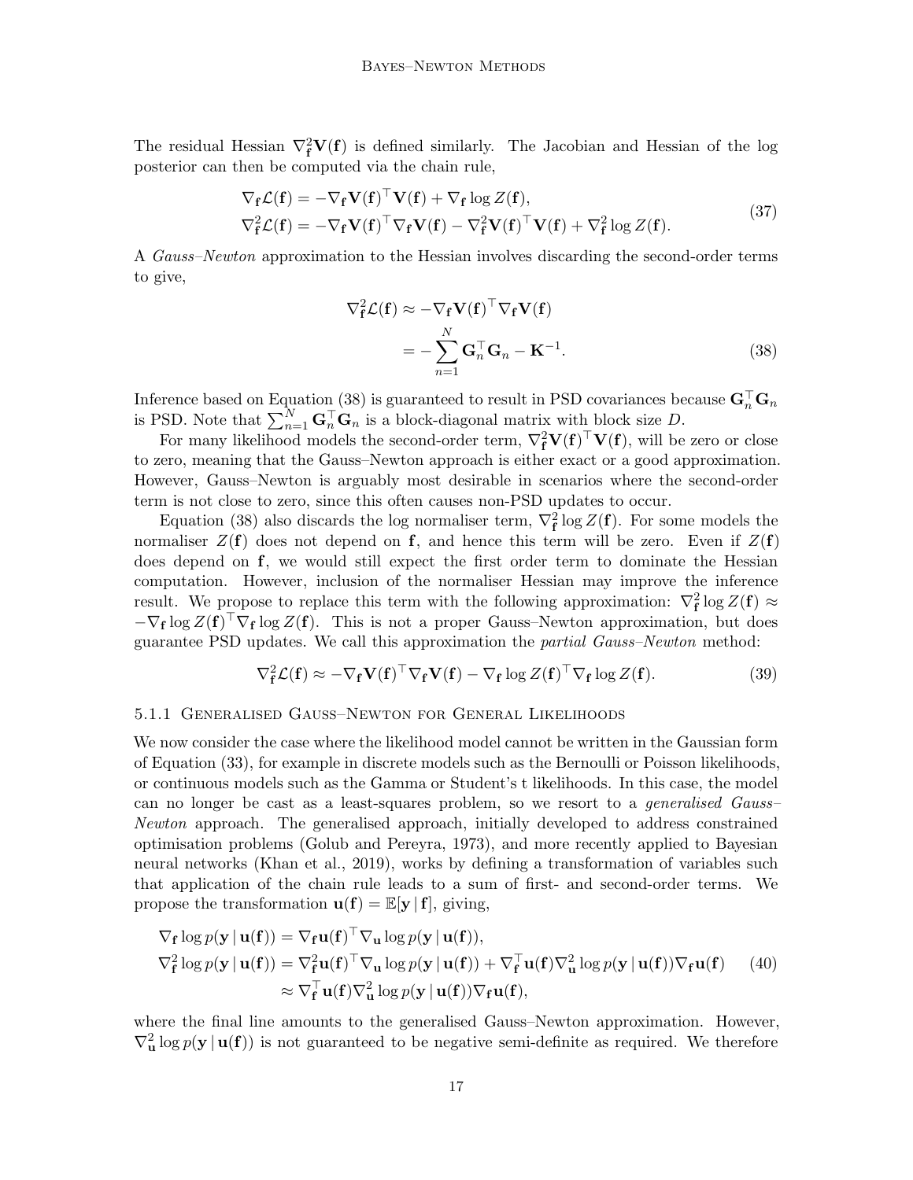The residual Hessian $\nabla^2_{\mathbf{f}} \mathbf{V}(\mathbf{f})$ is defined similarly. The Jacobian and Hessian of the log posterior can then be computed via the chain rule,

$$
\begin{aligned}
\nabla_{\mathbf{f}} \mathcal{L}(\mathbf{f}) &= -\nabla_{\mathbf{f}} \mathbf{V}(\mathbf{f})^\top \mathbf{V}(\mathbf{f}) + \nabla_{\mathbf{f}} \log Z(\mathbf{f}), \\
\nabla^2_{\mathbf{f}} \mathcal{L}(\mathbf{f}) &= -\nabla_{\mathbf{f}} \mathbf{V}(\mathbf{f})^\top \nabla_{\mathbf{f}} \mathbf{V}(\mathbf{f}) - \nabla^2_{\mathbf{f}} \mathbf{V}(\mathbf{f})^\top \mathbf{V}(\mathbf{f}) + \nabla^2_{\mathbf{f}} \log Z(\mathbf{f}).
\end{aligned} \tag{37}
$$

A *Gauss–Newton* approximation to the Hessian involves discarding the second-order terms to give,

$$
\begin{aligned}
\nabla^2_{\mathbf{f}} \mathcal{L}(\mathbf{f}) &\approx -\nabla_{\mathbf{f}} \mathbf{V}(\mathbf{f})^\top \nabla_{\mathbf{f}} \mathbf{V}(\mathbf{f}) \\
&= -\sum_{n=1}^{N} \mathbf{G}_n^\top \mathbf{G}_n - \mathbf{K}^{-1}.
\end{aligned} \tag{38}
$$

Inference based on Equation (38) is guaranteed to result in PSD covariances because $\mathbf{G}_n^\top \mathbf{G}_n$ is PSD. Note that $\sum_{n=1}^{N} \mathbf{G}_n^\top \mathbf{G}_n$ is a block-diagonal matrix with block size $D$.

For many likelihood models the second-order term, $\nabla^2_{\mathbf{f}} \mathbf{V}(\mathbf{f})^\top \mathbf{V}(\mathbf{f})$, will be zero or close to zero, meaning that the Gauss–Newton approach is either exact or a good approximation. However, Gauss–Newton is arguably most desirable in scenarios where the second-order term is not close to zero, since this often causes non-PSD updates to occur.

Equation (38) also discards the log normaliser term, $\nabla^2_{\mathbf{f}} \log Z(\mathbf{f})$. For some models the normaliser $Z(\mathbf{f})$ does not depend on $\mathbf{f}$, and hence this term will be zero. Even if $Z(\mathbf{f})$ does depend on $\mathbf{f}$, we would still expect the first order term to dominate the Hessian computation. However, inclusion of the normaliser Hessian may improve the inference result. We propose to replace this term with the following approximation: $\nabla^2_{\mathbf{f}} \log Z(\mathbf{f}) \approx -\nabla_{\mathbf{f}} \log Z(\mathbf{f})^\top \nabla_{\mathbf{f}} \log Z(\mathbf{f})$. This is not a proper Gauss–Newton approximation, but does guarantee PSD updates. We call this approximation the *partial Gauss–Newton* method:

$$
\nabla^2_{\mathbf{f}} \mathcal{L}(\mathbf{f}) \approx -\nabla_{\mathbf{f}} \mathbf{V}(\mathbf{f})^\top \nabla_{\mathbf{f}} \mathbf{V}(\mathbf{f}) - \nabla_{\mathbf{f}} \log Z(\mathbf{f})^\top \nabla_{\mathbf{f}} \log Z(\mathbf{f}). \tag{39}
$$

#### 5.1.1 Generalised Gauss–Newton for General Likelihoods

We now consider the case where the likelihood model cannot be written in the Gaussian form of Equation (33), for example in discrete models such as the Bernoulli or Poisson likelihoods, or continuous models such as the Gamma or Student's t likelihoods. In this case, the model can no longer be cast as a least-squares problem, so we resort to a *generalised Gauss–Newton* approach. The generalised approach, initially developed to address constrained optimisation problems (Golub and Pereyra, 1973), and more recently applied to Bayesian neural networks (Khan et al., 2019), works by defining a transformation of variables such that application of the chain rule leads to a sum of first- and second-order terms. We propose the transformation $\mathbf{u}(\mathbf{f}) = \mathbb{E}[\mathbf{y} \,|\, \mathbf{f}]$, giving,

$$
\begin{aligned}
\nabla_{\mathbf{f}} \log p(\mathbf{y} \,|\, \mathbf{u}(\mathbf{f})) &= \nabla_{\mathbf{f}} \mathbf{u}(\mathbf{f})^\top \nabla_{\mathbf{u}} \log p(\mathbf{y} \,|\, \mathbf{u}(\mathbf{f})), \\
\nabla^2_{\mathbf{f}} \log p(\mathbf{y} \,|\, \mathbf{u}(\mathbf{f})) &= \nabla^2_{\mathbf{f}} \mathbf{u}(\mathbf{f})^\top \nabla_{\mathbf{u}} \log p(\mathbf{y} \,|\, \mathbf{u}(\mathbf{f})) + \nabla^\top_{\mathbf{f}} \mathbf{u}(\mathbf{f}) \nabla^2_{\mathbf{u}} \log p(\mathbf{y} \,|\, \mathbf{u}(\mathbf{f})) \nabla_{\mathbf{f}} \mathbf{u}(\mathbf{f}) \\
&\approx \nabla^\top_{\mathbf{f}} \mathbf{u}(\mathbf{f}) \nabla^2_{\mathbf{u}} \log p(\mathbf{y} \,|\, \mathbf{u}(\mathbf{f})) \nabla_{\mathbf{f}} \mathbf{u}(\mathbf{f}),
\end{aligned} \tag{40}
$$

where the final line amounts to the generalised Gauss–Newton approximation. However, $\nabla^2_{\mathbf{u}} \log p(\mathbf{y} \,|\, \mathbf{u}(\mathbf{f}))$ is not guaranteed to be negative semi-definite as required. We therefore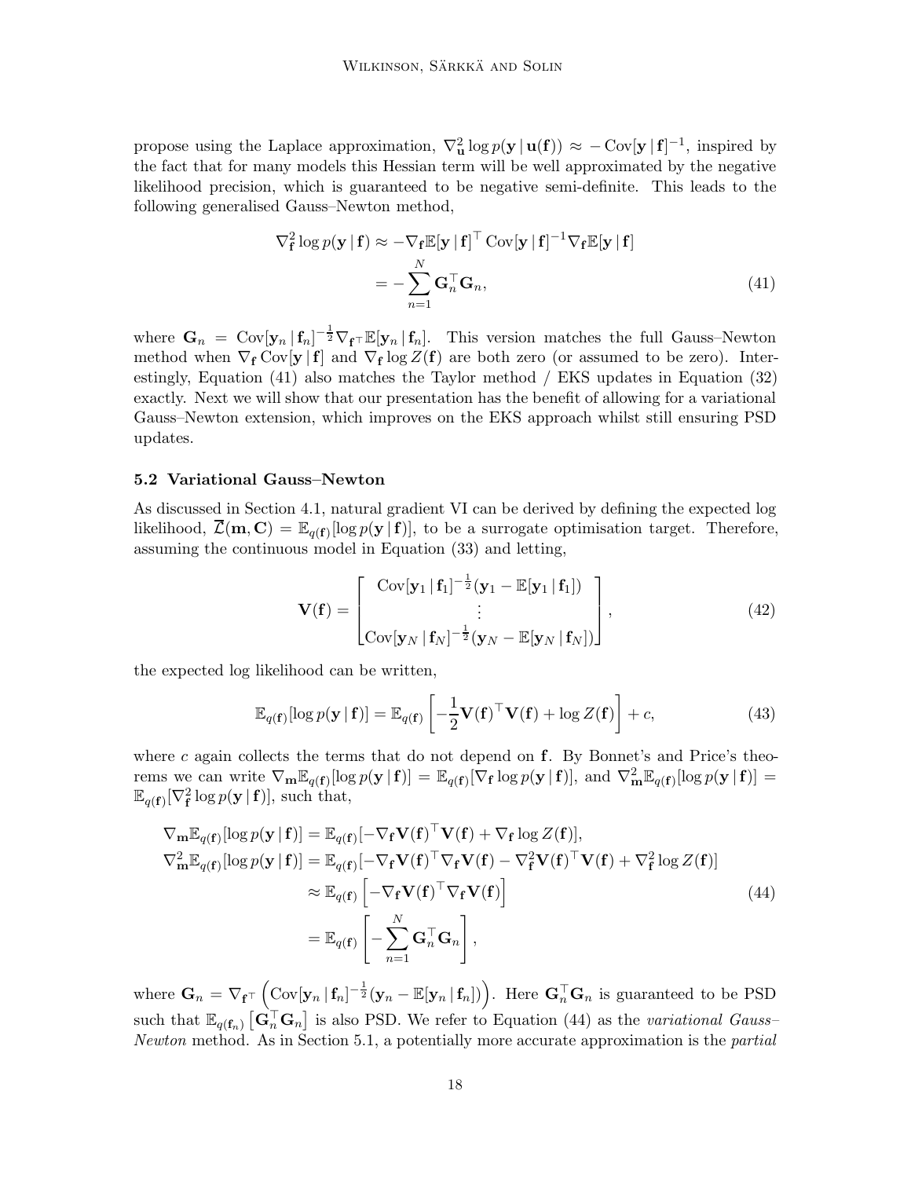propose using the Laplace approximation, $\nabla^2_{\mathbf{u}} \log p(\mathbf{y} \,|\, \mathbf{u}(\mathbf{f})) \approx -\operatorname{Cov}[\mathbf{y} \,|\, \mathbf{f}]^{-1}$, inspired by the fact that for many models this Hessian term will be well approximated by the negative likelihood precision, which is guaranteed to be negative semi-definite. This leads to the following generalised Gauss–Newton method,

$$
\begin{aligned}
\nabla^2_{\mathbf{f}} \log p(\mathbf{y} \,|\, \mathbf{f}) &\approx -\nabla_{\mathbf{f}} \mathbb{E}[\mathbf{y} \,|\, \mathbf{f}]^\top \operatorname{Cov}[\mathbf{y} \,|\, \mathbf{f}]^{-1} \nabla_{\mathbf{f}} \mathbb{E}[\mathbf{y} \,|\, \mathbf{f}] \\
&= -\sum_{n=1}^{N} \mathbf{G}_n^\top \mathbf{G}_n,
\end{aligned} \tag{41}
$$

where $\mathbf{G}_n = \operatorname{Cov}[\mathbf{y}_n \,|\, \mathbf{f}_n]^{-\frac{1}{2}} \nabla_{\mathbf{f}^\top} \mathbb{E}[\mathbf{y}_n \,|\, \mathbf{f}_n]$. This version matches the full Gauss–Newton method when $\nabla_{\mathbf{f}} \operatorname{Cov}[\mathbf{y} \,|\, \mathbf{f}]$ and $\nabla_{\mathbf{f}} \log Z(\mathbf{f})$ are both zero (or assumed to be zero). Interestingly, Equation (41) also matches the Taylor method / EKS updates in Equation (32) exactly. Next we will show that our presentation has the benefit of allowing for a variational Gauss–Newton extension, which improves on the EKS approach whilst still ensuring PSD updates.

### 5.2 Variational Gauss–Newton

As discussed in Section 4.1, natural gradient VI can be derived by defining the expected log likelihood, $\overline{\mathcal{L}}(\mathbf{m}, \mathbf{C}) = \mathbb{E}_{q(\mathbf{f})}[\log p(\mathbf{y} \,|\, \mathbf{f})]$, to be a surrogate optimisation target. Therefore, assuming the continuous model in Equation (33) and letting,

$$
\mathbf{V}(\mathbf{f}) = \begin{bmatrix} \operatorname{Cov}[\mathbf{y}_1 \,|\, \mathbf{f}_1]^{-\frac{1}{2}} (\mathbf{y}_1 - \mathbb{E}[\mathbf{y}_1 \,|\, \mathbf{f}_1]) \\ \vdots \\ \operatorname{Cov}[\mathbf{y}_N \,|\, \mathbf{f}_N]^{-\frac{1}{2}} (\mathbf{y}_N - \mathbb{E}[\mathbf{y}_N \,|\, \mathbf{f}_N]) \end{bmatrix}, \tag{42}
$$

the expected log likelihood can be written,

$$
\mathbb{E}_{q(\mathbf{f})}[\log p(\mathbf{y} \,|\, \mathbf{f})] = \mathbb{E}_{q(\mathbf{f})}\left[ -\frac{1}{2} \mathbf{V}(\mathbf{f})^\top \mathbf{V}(\mathbf{f}) + \log Z(\mathbf{f}) \right] + c, \tag{43}
$$

where $c$ again collects the terms that do not depend on $\mathbf{f}$. By Bonnet's and Price's theorems we can write $\nabla_{\mathbf{m}} \mathbb{E}_{q(\mathbf{f})}[\log p(\mathbf{y} \,|\, \mathbf{f})] = \mathbb{E}_{q(\mathbf{f})}[\nabla_{\mathbf{f}} \log p(\mathbf{y} \,|\, \mathbf{f})]$, and $\nabla^2_{\mathbf{m}} \mathbb{E}_{q(\mathbf{f})}[\log p(\mathbf{y} \,|\, \mathbf{f})] = \mathbb{E}_{q(\mathbf{f})}[\nabla^2_{\mathbf{f}} \log p(\mathbf{y} \,|\, \mathbf{f})]$, such that,

$$
\begin{aligned}
\nabla_{\mathbf{m}} \mathbb{E}_{q(\mathbf{f})}[\log p(\mathbf{y} \,|\, \mathbf{f})] &= \mathbb{E}_{q(\mathbf{f})}[-\nabla_{\mathbf{f}} \mathbf{V}(\mathbf{f})^\top \mathbf{V}(\mathbf{f}) + \nabla_{\mathbf{f}} \log Z(\mathbf{f})], \\
\nabla^2_{\mathbf{m}} \mathbb{E}_{q(\mathbf{f})}[\log p(\mathbf{y} \,|\, \mathbf{f})] &= \mathbb{E}_{q(\mathbf{f})}[-\nabla_{\mathbf{f}} \mathbf{V}(\mathbf{f})^\top \nabla_{\mathbf{f}} \mathbf{V}(\mathbf{f}) - \nabla^2_{\mathbf{f}} \mathbf{V}(\mathbf{f})^\top \mathbf{V}(\mathbf{f}) + \nabla^2_{\mathbf{f}} \log Z(\mathbf{f})] \\
&\approx \mathbb{E}_{q(\mathbf{f})}\left[ -\nabla_{\mathbf{f}} \mathbf{V}(\mathbf{f})^\top \nabla_{\mathbf{f}} \mathbf{V}(\mathbf{f}) \right] \\
&= \mathbb{E}_{q(\mathbf{f})}\left[ -\sum_{n=1}^{N} \mathbf{G}_n^\top \mathbf{G}_n \right],
\end{aligned} \tag{44}
$$

where $\mathbf{G}_n = \nabla_{\mathbf{f}^\top} \left( \operatorname{Cov}[\mathbf{y}_n \,|\, \mathbf{f}_n]^{-\frac{1}{2}} (\mathbf{y}_n - \mathbb{E}[\mathbf{y}_n \,|\, \mathbf{f}_n]) \right)$. Here $\mathbf{G}_n^\top \mathbf{G}_n$ is guaranteed to be PSD such that $\mathbb{E}_{q(\mathbf{f}_n)}\left[ \mathbf{G}_n^\top \mathbf{G}_n \right]$ is also PSD. We refer to Equation (44) as the *variational Gauss–Newton* method. As in Section 5.1, a potentially more accurate approximation is the *partial*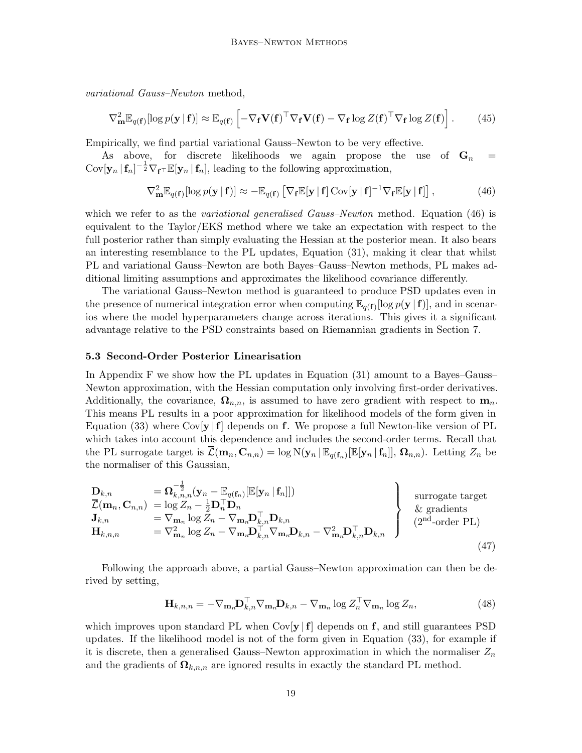*variational Gauss–Newton* method,

$$\nabla^2_{\mathbf{m}} \mathbb{E}_{q(\mathbf{f})}[\log p(\mathbf{y} \,|\, \mathbf{f})] \approx \mathbb{E}_{q(\mathbf{f})}\left[ -\nabla_{\mathbf{f}} \mathbf{V}(\mathbf{f})^\top \nabla_{\mathbf{f}} \mathbf{V}(\mathbf{f}) - \nabla_{\mathbf{f}} \log Z(\mathbf{f})^\top \nabla_{\mathbf{f}} \log Z(\mathbf{f}) \right]. \tag{45}$$

Empirically, we find partial variational Gauss–Newton to be very effective.

As above, for discrete likelihoods we again propose the use of $\mathbf{G}_n = \mathrm{Cov}[\mathbf{y}_n \,|\, \mathbf{f}_n]^{-\frac{1}{2}} \nabla_{\mathbf{f}^\top} \mathbb{E}[\mathbf{y}_n \,|\, \mathbf{f}_n]$, leading to the following approximation,

$$\nabla^2_{\mathbf{m}} \mathbb{E}_{q(\mathbf{f})}[\log p(\mathbf{y} \,|\, \mathbf{f})] \approx -\mathbb{E}_{q(\mathbf{f})}\left[ \nabla_{\mathbf{f}} \mathbb{E}[\mathbf{y} \,|\, \mathbf{f}] \, \mathrm{Cov}[\mathbf{y} \,|\, \mathbf{f}]^{-1} \nabla_{\mathbf{f}} \mathbb{E}[\mathbf{y} \,|\, \mathbf{f}] \right], \tag{46}$$

which we refer to as the *variational generalised Gauss–Newton* method. Equation (46) is equivalent to the Taylor/EKS method where we take an expectation with respect to the full posterior rather than simply evaluating the Hessian at the posterior mean. It also bears an interesting resemblance to the PL updates, Equation (31), making it clear that whilst PL and variational Gauss–Newton are both Bayes–Gauss–Newton methods, PL makes additional limiting assumptions and approximates the likelihood covariance differently.

The variational Gauss–Newton method is guaranteed to produce PSD updates even in the presence of numerical integration error when computing $\mathbb{E}_{q(\mathbf{f})}[\log p(\mathbf{y} \,|\, \mathbf{f})]$, and in scenarios where the model hyperparameters change across iterations. This gives it a significant advantage relative to the PSD constraints based on Riemannian gradients in Section 7.

### 5.3 Second-Order Posterior Linearisation

In Appendix F we show how the PL updates in Equation (31) amount to a Bayes–Gauss–Newton approximation, with the Hessian computation only involving first-order derivatives. Additionally, the covariance, $\mathbf{\Omega}_{n,n}$, is assumed to have zero gradient with respect to $\mathbf{m}_n$. This means PL results in a poor approximation for likelihood models of the form given in Equation (33) where $\mathrm{Cov}[\mathbf{y} \,|\, \mathbf{f}]$ depends on $\mathbf{f}$. We propose a full Newton-like version of PL which takes into account this dependence and includes the second-order terms. Recall that the PL surrogate target is $\overline{\mathcal{L}}(\mathbf{m}_n, \mathbf{C}_{n,n}) = \log \mathrm{N}(\mathbf{y}_n \,|\, \mathbb{E}_{q(\mathbf{f}_n)}[\mathbb{E}[\mathbf{y}_n \,|\, \mathbf{f}_n]], \mathbf{\Omega}_{n,n})$. Letting $Z_n$ be the normaliser of this Gaussian,

$$\left.\begin{aligned}
\mathbf{D}_{k,n} &= \mathbf{\Omega}_{k,n,n}^{-\frac{1}{2}} (\mathbf{y}_n - \mathbb{E}_{q(\mathbf{f}_n)}[\mathbb{E}[\mathbf{y}_n \,|\, \mathbf{f}_n]]) \\
\overline{\mathcal{L}}(\mathbf{m}_n, \mathbf{C}_{n,n}) &= \log Z_n - \tfrac{1}{2} \mathbf{D}_n^\top \mathbf{D}_n \\
\mathbf{J}_{k,n} &= \nabla_{\mathbf{m}_n} \log Z_n - \nabla_{\mathbf{m}_n} \mathbf{D}_{k,n}^\top \mathbf{D}_{k,n} \\
\mathbf{H}_{k,n,n} &= \nabla^2_{\mathbf{m}_n} \log Z_n - \nabla_{\mathbf{m}_n} \mathbf{D}_{k,n}^\top \nabla_{\mathbf{m}_n} \mathbf{D}_{k,n} - \nabla^2_{\mathbf{m}_n} \mathbf{D}_{k,n}^\top \mathbf{D}_{k,n}
\end{aligned}\right\} \begin{array}{l}\text{surrogate target} \\ \text{\& gradients} \\ \text{(2}^{\text{nd}}\text{-order PL)}\end{array} \tag{47}$$

Following the approach above, a partial Gauss–Newton approximation can then be derived by setting,

$$\mathbf{H}_{k,n,n} = -\nabla_{\mathbf{m}_n} \mathbf{D}_{k,n}^\top \nabla_{\mathbf{m}_n} \mathbf{D}_{k,n} - \nabla_{\mathbf{m}_n} \log Z_n^\top \nabla_{\mathbf{m}_n} \log Z_n, \tag{48}$$

which improves upon standard PL when $\mathrm{Cov}[\mathbf{y} \,|\, \mathbf{f}]$ depends on $\mathbf{f}$, and still guarantees PSD updates. If the likelihood model is not of the form given in Equation (33), for example if it is discrete, then a generalised Gauss–Newton approximation in which the normaliser $Z_n$ and the gradients of $\mathbf{\Omega}_{k,n,n}$ are ignored results in exactly the standard PL method.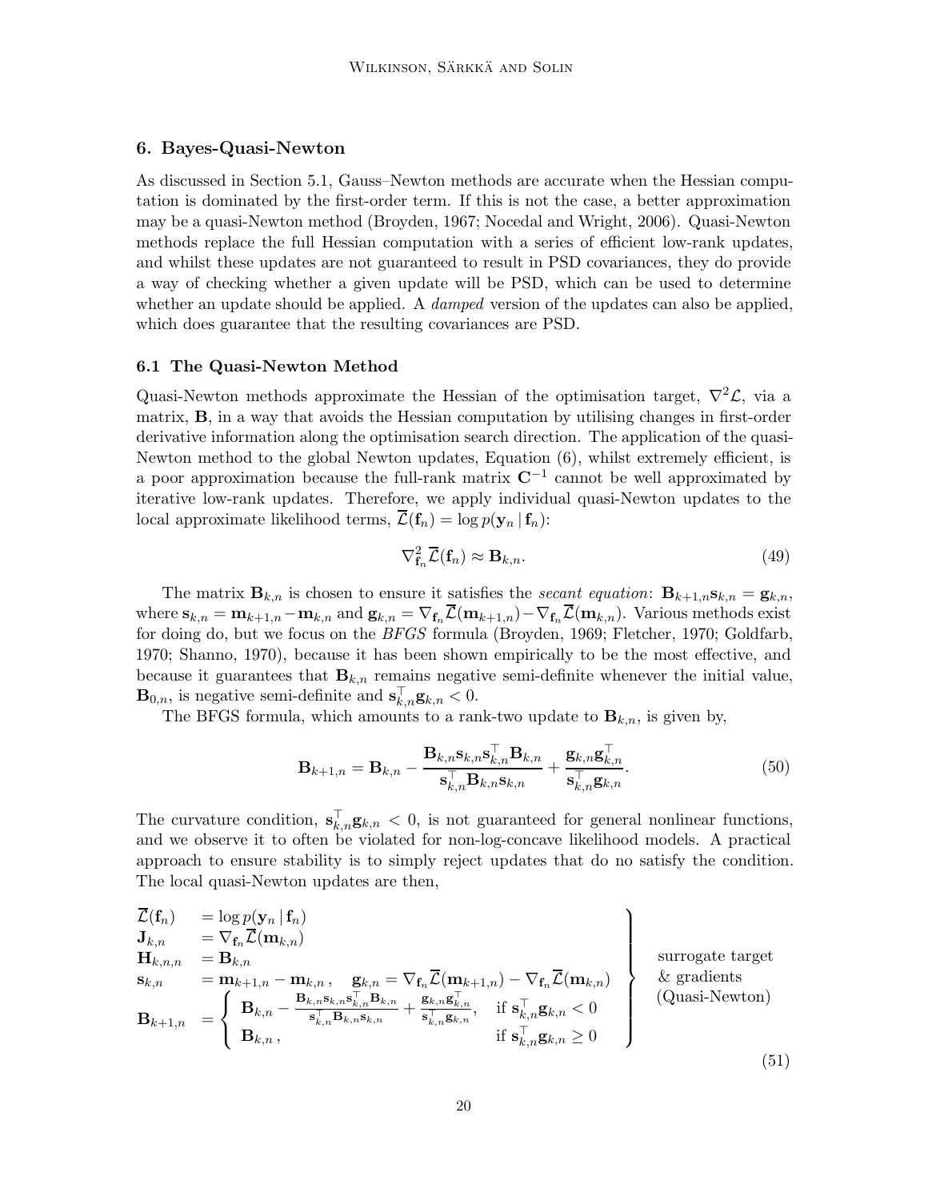## 6. Bayes-Quasi-Newton

As discussed in Section 5.1, Gauss–Newton methods are accurate when the Hessian computation is dominated by the first-order term. If this is not the case, a better approximation may be a quasi-Newton method (Broyden, 1967; Nocedal and Wright, 2006). Quasi-Newton methods replace the full Hessian computation with a series of efficient low-rank updates, and whilst these updates are not guaranteed to result in PSD covariances, they do provide a way of checking whether a given update will be PSD, which can be used to determine whether an update should be applied. A *damped* version of the updates can also be applied, which does guarantee that the resulting covariances are PSD.

### 6.1 The Quasi-Newton Method

Quasi-Newton methods approximate the Hessian of the optimisation target, $\nabla^2 \mathcal{L}$, via a matrix, $\mathbf{B}$, in a way that avoids the Hessian computation by utilising changes in first-order derivative information along the optimisation search direction. The application of the quasi-Newton method to the global Newton updates, Equation (6), whilst extremely efficient, is a poor approximation because the full-rank matrix $\mathbf{C}^{-1}$ cannot be well approximated by iterative low-rank updates. Therefore, we apply individual quasi-Newton updates to the local approximate likelihood terms, $\overline{\mathcal{L}}(\mathbf{f}_n) = \log p(\mathbf{y}_n \,|\, \mathbf{f}_n)$:

$$\nabla^2_{\mathbf{f}_n} \overline{\mathcal{L}}(\mathbf{f}_n) \approx \mathbf{B}_{k,n}. \tag{49}$$

The matrix $\mathbf{B}_{k,n}$ is chosen to ensure it satisfies the *secant equation*: $\mathbf{B}_{k+1,n}\mathbf{s}_{k,n} = \mathbf{g}_{k,n}$, where $\mathbf{s}_{k,n} = \mathbf{m}_{k+1,n} - \mathbf{m}_{k,n}$ and $\mathbf{g}_{k,n} = \nabla_{\mathbf{f}_n} \overline{\mathcal{L}}(\mathbf{m}_{k+1,n}) - \nabla_{\mathbf{f}_n} \overline{\mathcal{L}}(\mathbf{m}_{k,n})$. Various methods exist for doing do, but we focus on the *BFGS* formula (Broyden, 1969; Fletcher, 1970; Goldfarb, 1970; Shanno, 1970), because it has been shown empirically to be the most effective, and because it guarantees that $\mathbf{B}_{k,n}$ remains negative semi-definite whenever the initial value, $\mathbf{B}_{0,n}$, is negative semi-definite and $\mathbf{s}_{k,n}^\top \mathbf{g}_{k,n} < 0$.

The BFGS formula, which amounts to a rank-two update to $\mathbf{B}_{k,n}$, is given by,

$$\mathbf{B}_{k+1,n} = \mathbf{B}_{k,n} - \frac{\mathbf{B}_{k,n}\mathbf{s}_{k,n}\mathbf{s}_{k,n}^\top \mathbf{B}_{k,n}}{\mathbf{s}_{k,n}^\top \mathbf{B}_{k,n}\mathbf{s}_{k,n}} + \frac{\mathbf{g}_{k,n}\mathbf{g}_{k,n}^\top}{\mathbf{s}_{k,n}^\top \mathbf{g}_{k,n}}. \tag{50}$$

The curvature condition, $\mathbf{s}_{k,n}^\top \mathbf{g}_{k,n} < 0$, is not guaranteed for general nonlinear functions, and we observe it to often be violated for non-log-concave likelihood models. A practical approach to ensure stability is to simply reject updates that do no satisfy the condition. The local quasi-Newton updates are then,

$$\left.\begin{aligned}
\overline{\mathcal{L}}(\mathbf{f}_n) &= \log p(\mathbf{y}_n \,|\, \mathbf{f}_n) \\
\mathbf{J}_{k,n} &= \nabla_{\mathbf{f}_n} \overline{\mathcal{L}}(\mathbf{m}_{k,n}) \\
\mathbf{H}_{k,n,n} &= \mathbf{B}_{k,n} \\
\mathbf{s}_{k,n} &= \mathbf{m}_{k+1,n} - \mathbf{m}_{k,n}\,, \quad \mathbf{g}_{k,n} = \nabla_{\mathbf{f}_n} \overline{\mathcal{L}}(\mathbf{m}_{k+1,n}) - \nabla_{\mathbf{f}_n} \overline{\mathcal{L}}(\mathbf{m}_{k,n}) \\
\mathbf{B}_{k+1,n} &= \begin{cases} \mathbf{B}_{k,n} - \frac{\mathbf{B}_{k,n}\mathbf{s}_{k,n}\mathbf{s}_{k,n}^\top \mathbf{B}_{k,n}}{\mathbf{s}_{k,n}^\top \mathbf{B}_{k,n}\mathbf{s}_{k,n}} + \frac{\mathbf{g}_{k,n}\mathbf{g}_{k,n}^\top}{\mathbf{s}_{k,n}^\top \mathbf{g}_{k,n}}, & \text{if } \mathbf{s}_{k,n}^\top \mathbf{g}_{k,n} < 0 \\ \mathbf{B}_{k,n}\,, & \text{if } \mathbf{s}_{k,n}^\top \mathbf{g}_{k,n} \geq 0 \end{cases}
\end{aligned}\right\} \begin{array}{l} \text{surrogate target} \\ \text{\& gradients} \\ \text{(Quasi-Newton)} \end{array} \tag{51}$$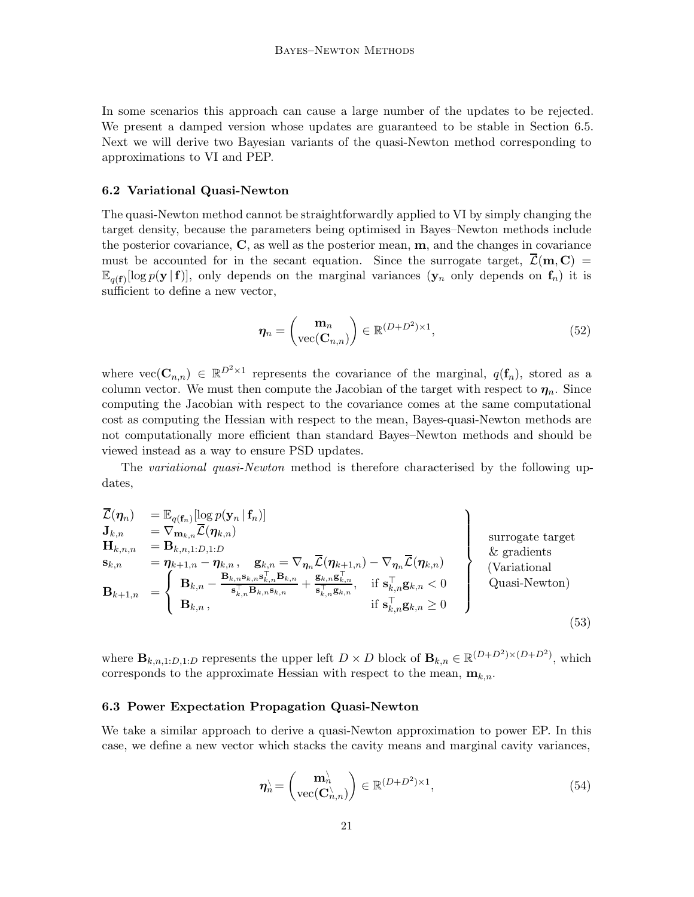In some scenarios this approach can cause a large number of the updates to be rejected. We present a damped version whose updates are guaranteed to be stable in Section 6.5. Next we will derive two Bayesian variants of the quasi-Newton method corresponding to approximations to VI and PEP.

### 6.2 Variational Quasi-Newton

The quasi-Newton method cannot be straightforwardly applied to VI by simply changing the target density, because the parameters being optimised in Bayes–Newton methods include the posterior covariance, $\mathbf{C}$, as well as the posterior mean, $\mathbf{m}$, and the changes in covariance must be accounted for in the secant equation. Since the surrogate target, $\overline{\mathcal{L}}(\mathbf{m}, \mathbf{C}) = \mathbb{E}_{q(\mathbf{f})}[\log p(\mathbf{y} \,|\, \mathbf{f})]$, only depends on the marginal variances ($\mathbf{y}_n$ only depends on $\mathbf{f}_n$) it is sufficient to define a new vector,

$$
\boldsymbol{\eta}_n = \begin{pmatrix} \mathbf{m}_n \\ \mathrm{vec}(\mathbf{C}_{n,n}) \end{pmatrix} \in \mathbb{R}^{(D+D^2)\times 1}, \tag{52}
$$

where $\mathrm{vec}(\mathbf{C}_{n,n}) \in \mathbb{R}^{D^2 \times 1}$ represents the covariance of the marginal, $q(\mathbf{f}_n)$, stored as a column vector. We must then compute the Jacobian of the target with respect to $\boldsymbol{\eta}_n$. Since computing the Jacobian with respect to the covariance comes at the same computational cost as computing the Hessian with respect to the mean, Bayes-quasi-Newton methods are not computationally more efficient than standard Bayes–Newton methods and should be viewed instead as a way to ensure PSD updates.

The *variational quasi-Newton* method is therefore characterised by the following updates,

$$
\left.
\begin{aligned}
\overline{\mathcal{L}}(\boldsymbol{\eta}_n) \quad &= \mathbb{E}_{q(\mathbf{f}_n)}[\log p(\mathbf{y}_n \,|\, \mathbf{f}_n)] \\
\mathbf{J}_{k,n} \quad &= \nabla_{\mathbf{m}_{k,n}} \overline{\mathcal{L}}(\boldsymbol{\eta}_{k,n}) \\
\mathbf{H}_{k,n,n} \quad &= \mathbf{B}_{k,n,1:D,1:D} \\
\mathbf{s}_{k,n} \quad &= \boldsymbol{\eta}_{k+1,n} - \boldsymbol{\eta}_{k,n}\,, \quad \mathbf{g}_{k,n} = \nabla_{\boldsymbol{\eta}_n} \overline{\mathcal{L}}(\boldsymbol{\eta}_{k+1,n}) - \nabla_{\boldsymbol{\eta}_n} \overline{\mathcal{L}}(\boldsymbol{\eta}_{k,n}) \\
\mathbf{B}_{k+1,n} \quad &= \begin{cases} \mathbf{B}_{k,n} - \dfrac{\mathbf{B}_{k,n}\mathbf{s}_{k,n}\mathbf{s}_{k,n}^\top \mathbf{B}_{k,n}}{\mathbf{s}_{k,n}^\top \mathbf{B}_{k,n} \mathbf{s}_{k,n}} + \dfrac{\mathbf{g}_{k,n}\mathbf{g}_{k,n}^\top}{\mathbf{s}_{k,n}^\top \mathbf{g}_{k,n}}, & \text{if } \mathbf{s}_{k,n}^\top \mathbf{g}_{k,n} < 0 \\ \mathbf{B}_{k,n}\,, & \text{if } \mathbf{s}_{k,n}^\top \mathbf{g}_{k,n} \geq 0 \end{cases}
\end{aligned}
\right\}
\begin{array}{l} \text{surrogate target} \\ \text{\& gradients} \\ \text{(Variational} \\ \text{Quasi-Newton)} \end{array}
\tag{53}
$$

where $\mathbf{B}_{k,n,1:D,1:D}$ represents the upper left $D \times D$ block of $\mathbf{B}_{k,n} \in \mathbb{R}^{(D+D^2)\times(D+D^2)}$, which corresponds to the approximate Hessian with respect to the mean, $\mathbf{m}_{k,n}$.

### 6.3 Power Expectation Propagation Quasi-Newton

We take a similar approach to derive a quasi-Newton approximation to power EP. In this case, we define a new vector which stacks the cavity means and marginal cavity variances,

$$
\boldsymbol{\eta}_n^{\setminus} = \begin{pmatrix} \mathbf{m}_n^{\setminus} \\ \mathrm{vec}(\mathbf{C}_{n,n}^{\setminus}) \end{pmatrix} \in \mathbb{R}^{(D+D^2)\times 1}, \tag{54}
$$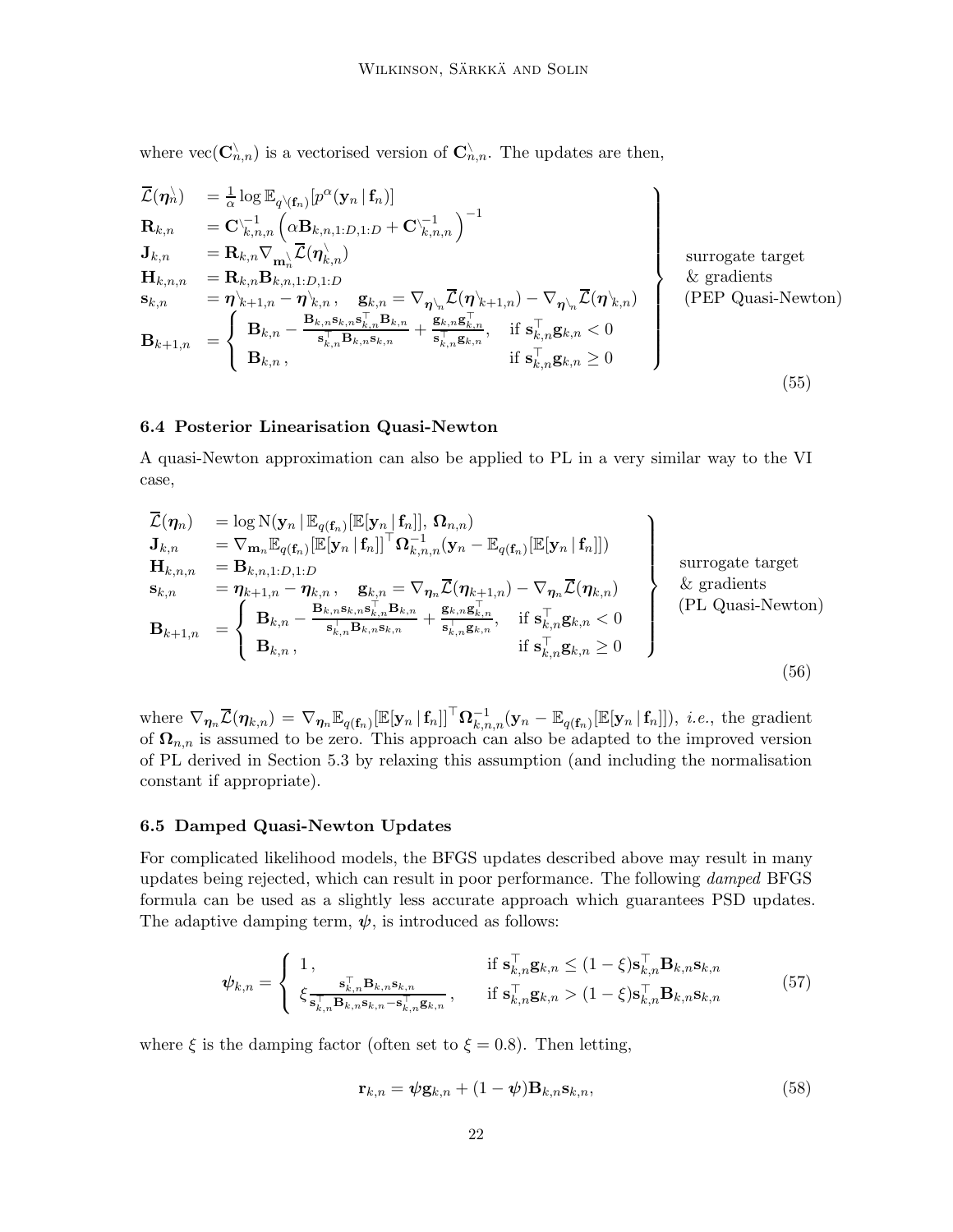where $\text{vec}(\mathbf{C}^{\setminus}_{n,n})$ is a vectorised version of $\mathbf{C}^{\setminus}_{n,n}$. The updates are then,

$$
\left.\begin{aligned}
\overline{\mathcal{L}}(\boldsymbol{\eta}^{\setminus}_{n}) &= \tfrac{1}{\alpha}\log \mathbb{E}_{q^{\setminus}(\mathbf{f}_n)}[p^{\alpha}(\mathbf{y}_n \,|\, \mathbf{f}_n)] \\
\mathbf{R}_{k,n} &= \mathbf{C}^{\setminus -1}_{k,n,n}\left(\alpha \mathbf{B}_{k,n,1:D,1:D} + \mathbf{C}^{\setminus -1}_{k,n,n}\right)^{-1} \\
\mathbf{J}_{k,n} &= \mathbf{R}_{k,n}\nabla_{\mathbf{m}^{\setminus}_{n}}\overline{\mathcal{L}}(\boldsymbol{\eta}^{\setminus}_{k,n}) \\
\mathbf{H}_{k,n,n} &= \mathbf{R}_{k,n}\mathbf{B}_{k,n,1:D,1:D} \\
\mathbf{s}_{k,n} &= \boldsymbol{\eta}^{\setminus}_{k+1,n} - \boldsymbol{\eta}^{\setminus}_{k,n}\,, \quad \mathbf{g}_{k,n} = \nabla_{\boldsymbol{\eta}^{\setminus}_{n}}\overline{\mathcal{L}}(\boldsymbol{\eta}^{\setminus}_{k+1,n}) - \nabla_{\boldsymbol{\eta}^{\setminus}_{n}}\overline{\mathcal{L}}(\boldsymbol{\eta}^{\setminus}_{k,n}) \\
\mathbf{B}_{k+1,n} &= \begin{cases} \mathbf{B}_{k,n} - \frac{\mathbf{B}_{k,n}\mathbf{s}_{k,n}\mathbf{s}_{k,n}^{\top}\mathbf{B}_{k,n}}{\mathbf{s}_{k,n}^{\top}\mathbf{B}_{k,n}\mathbf{s}_{k,n}} + \frac{\mathbf{g}_{k,n}\mathbf{g}_{k,n}^{\top}}{\mathbf{s}_{k,n}^{\top}\mathbf{g}_{k,n}}, & \text{if } \mathbf{s}_{k,n}^{\top}\mathbf{g}_{k,n} < 0 \\ \mathbf{B}_{k,n}\,, & \text{if } \mathbf{s}_{k,n}^{\top}\mathbf{g}_{k,n} \geq 0 \end{cases}
\end{aligned}\right\} \begin{array}{l}\text{surrogate target} \\ \text{\& gradients} \\ \text{(PEP Quasi-Newton)}\end{array} \tag{55}
$$

### 6.4 Posterior Linearisation Quasi-Newton

A quasi-Newton approximation can also be applied to PL in a very similar way to the VI case,

$$
\left.\begin{aligned}
\overline{\mathcal{L}}(\boldsymbol{\eta}_{n}) &= \log \mathrm{N}(\mathbf{y}_n \,|\, \mathbb{E}_{q(\mathbf{f}_n)}[\mathbb{E}[\mathbf{y}_n \,|\, \mathbf{f}_n]],\, \boldsymbol{\Omega}_{n,n}) \\
\mathbf{J}_{k,n} &= \nabla_{\mathbf{m}_n}\mathbb{E}_{q(\mathbf{f}_n)}[\mathbb{E}[\mathbf{y}_n \,|\, \mathbf{f}_n]]^{\top}\boldsymbol{\Omega}^{-1}_{k,n,n}(\mathbf{y}_n - \mathbb{E}_{q(\mathbf{f}_n)}[\mathbb{E}[\mathbf{y}_n \,|\, \mathbf{f}_n]]) \\
\mathbf{H}_{k,n,n} &= \mathbf{B}_{k,n,1:D,1:D} \\
\mathbf{s}_{k,n} &= \boldsymbol{\eta}_{k+1,n} - \boldsymbol{\eta}_{k,n}\,, \quad \mathbf{g}_{k,n} = \nabla_{\boldsymbol{\eta}_{n}}\overline{\mathcal{L}}(\boldsymbol{\eta}_{k+1,n}) - \nabla_{\boldsymbol{\eta}_{n}}\overline{\mathcal{L}}(\boldsymbol{\eta}_{k,n}) \\
\mathbf{B}_{k+1,n} &= \begin{cases} \mathbf{B}_{k,n} - \frac{\mathbf{B}_{k,n}\mathbf{s}_{k,n}\mathbf{s}_{k,n}^{\top}\mathbf{B}_{k,n}}{\mathbf{s}_{k,n}^{\top}\mathbf{B}_{k,n}\mathbf{s}_{k,n}} + \frac{\mathbf{g}_{k,n}\mathbf{g}_{k,n}^{\top}}{\mathbf{s}_{k,n}^{\top}\mathbf{g}_{k,n}}, & \text{if } \mathbf{s}_{k,n}^{\top}\mathbf{g}_{k,n} < 0 \\ \mathbf{B}_{k,n}\,, & \text{if } \mathbf{s}_{k,n}^{\top}\mathbf{g}_{k,n} \geq 0 \end{cases}
\end{aligned}\right\} \begin{array}{l}\text{surrogate target} \\ \text{\& gradients} \\ \text{(PL Quasi-Newton)}\end{array} \tag{56}
$$

where $\nabla_{\boldsymbol{\eta}_n}\overline{\mathcal{L}}(\boldsymbol{\eta}_{k,n}) = \nabla_{\boldsymbol{\eta}_n}\mathbb{E}_{q(\mathbf{f}_n)}[\mathbb{E}[\mathbf{y}_n \,|\, \mathbf{f}_n]]^{\top}\boldsymbol{\Omega}^{-1}_{k,n,n}(\mathbf{y}_n - \mathbb{E}_{q(\mathbf{f}_n)}[\mathbb{E}[\mathbf{y}_n \,|\, \mathbf{f}_n]])$, *i.e.*, the gradient of $\boldsymbol{\Omega}_{n,n}$ is assumed to be zero. This approach can also be adapted to the improved version of PL derived in Section 5.3 by relaxing this assumption (and including the normalisation constant if appropriate).

### 6.5 Damped Quasi-Newton Updates

For complicated likelihood models, the BFGS updates described above may result in many updates being rejected, which can result in poor performance. The following *damped* BFGS formula can be used as a slightly less accurate approach which guarantees PSD updates. The adaptive damping term, $\boldsymbol{\psi}$, is introduced as follows:

$$
\boldsymbol{\psi}_{k,n} = \begin{cases} 1\,, & \text{if } \mathbf{s}_{k,n}^{\top}\mathbf{g}_{k,n} \leq (1-\xi)\mathbf{s}_{k,n}^{\top}\mathbf{B}_{k,n}\mathbf{s}_{k,n} \\ \xi\frac{\mathbf{s}_{k,n}^{\top}\mathbf{B}_{k,n}\mathbf{s}_{k,n}}{\mathbf{s}_{k,n}^{\top}\mathbf{B}_{k,n}\mathbf{s}_{k,n} - \mathbf{s}_{k,n}^{\top}\mathbf{g}_{k,n}}\,, & \text{if } \mathbf{s}_{k,n}^{\top}\mathbf{g}_{k,n} > (1-\xi)\mathbf{s}_{k,n}^{\top}\mathbf{B}_{k,n}\mathbf{s}_{k,n} \end{cases} \tag{57}
$$

where $\xi$ is the damping factor (often set to $\xi = 0.8$). Then letting,

$$
\mathbf{r}_{k,n} = \boldsymbol{\psi}\mathbf{g}_{k,n} + (1-\boldsymbol{\psi})\mathbf{B}_{k,n}\mathbf{s}_{k,n}, \tag{58}
$$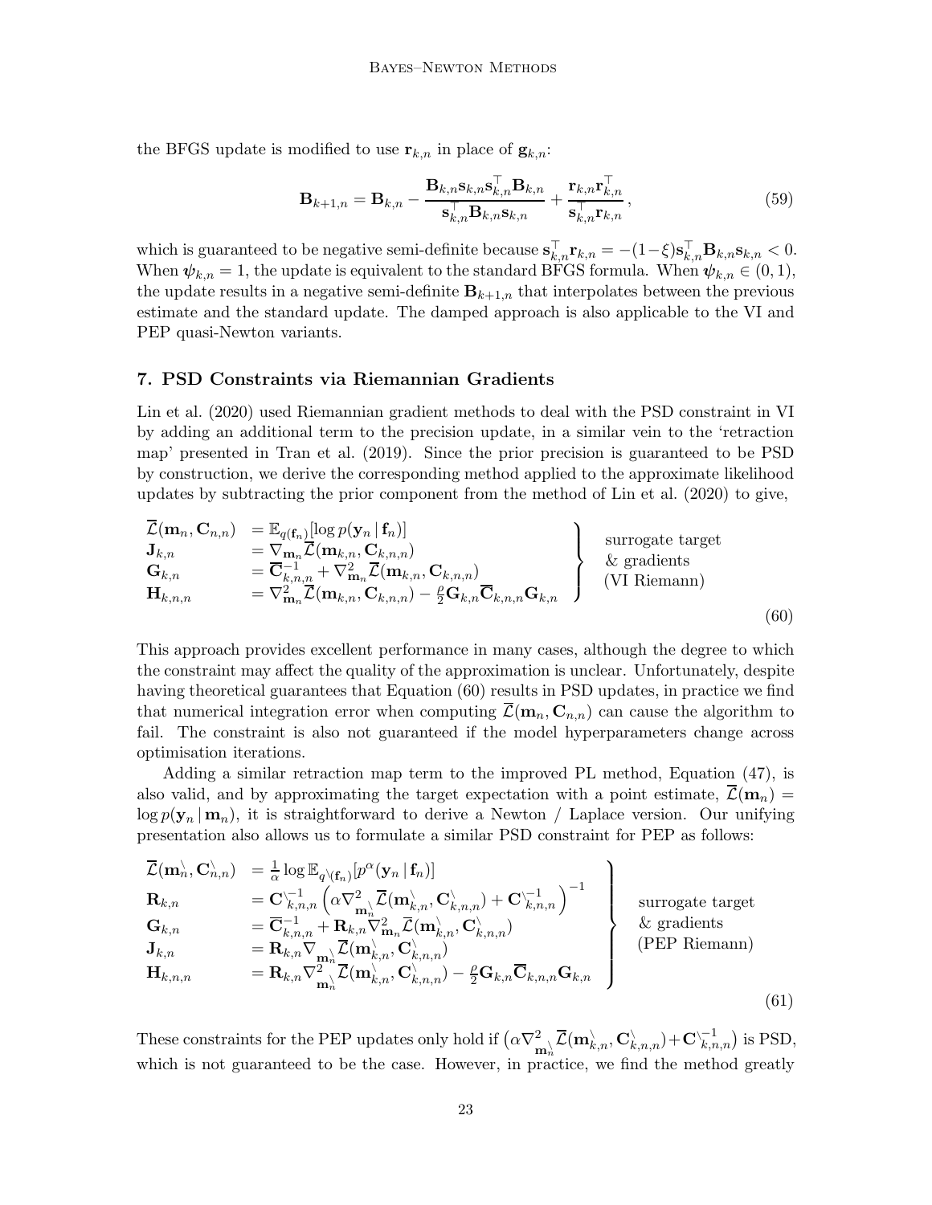the BFGS update is modified to use $\mathbf{r}_{k,n}$ in place of $\mathbf{g}_{k,n}$:

$$
\mathbf{B}_{k+1,n} = \mathbf{B}_{k,n} - \frac{\mathbf{B}_{k,n}\mathbf{s}_{k,n}\mathbf{s}_{k,n}^\top \mathbf{B}_{k,n}}{\mathbf{s}_{k,n}^\top \mathbf{B}_{k,n}\mathbf{s}_{k,n}} + \frac{\mathbf{r}_{k,n}\mathbf{r}_{k,n}^\top}{\mathbf{s}_{k,n}^\top \mathbf{r}_{k,n}}\,, \tag{59}
$$

which is guaranteed to be negative semi-definite because $\mathbf{s}_{k,n}^\top \mathbf{r}_{k,n} = -(1-\xi)\mathbf{s}_{k,n}^\top \mathbf{B}_{k,n}\mathbf{s}_{k,n} < 0$. When $\boldsymbol{\psi}_{k,n} = 1$, the update is equivalent to the standard BFGS formula. When $\boldsymbol{\psi}_{k,n} \in (0,1)$, the update results in a negative semi-definite $\mathbf{B}_{k+1,n}$ that interpolates between the previous estimate and the standard update. The damped approach is also applicable to the VI and PEP quasi-Newton variants.

## 7. PSD Constraints via Riemannian Gradients

Lin et al. (2020) used Riemannian gradient methods to deal with the PSD constraint in VI by adding an additional term to the precision update, in a similar vein to the 'retraction map' presented in Tran et al. (2019). Since the prior precision is guaranteed to be PSD by construction, we derive the corresponding method applied to the approximate likelihood updates by subtracting the prior component from the method of Lin et al. (2020) to give,

$$
\left.
\begin{aligned}
\overline{\mathcal{L}}(\mathbf{m}_n, \mathbf{C}_{n,n}) &= \mathbb{E}_{q(\mathbf{f}_n)}[\log p(\mathbf{y}_n \,|\, \mathbf{f}_n)] \\
\mathbf{J}_{k,n} &= \nabla_{\mathbf{m}_n} \overline{\mathcal{L}}(\mathbf{m}_{k,n}, \mathbf{C}_{k,n,n}) \\
\mathbf{G}_{k,n} &= \overline{\mathbf{C}}_{k,n,n}^{-1} + \nabla^2_{\mathbf{m}_n} \overline{\mathcal{L}}(\mathbf{m}_{k,n}, \mathbf{C}_{k,n,n}) \\
\mathbf{H}_{k,n,n} &= \nabla^2_{\mathbf{m}_n} \overline{\mathcal{L}}(\mathbf{m}_{k,n}, \mathbf{C}_{k,n,n}) - \tfrac{\rho}{2}\mathbf{G}_{k,n}\overline{\mathbf{C}}_{k,n,n}\mathbf{G}_{k,n}
\end{aligned}
\right\}
\quad
\begin{aligned}
&\text{surrogate target} \\
&\text{\& gradients} \\
&\text{(VI Riemann)}
\end{aligned}
\tag{60}
$$

This approach provides excellent performance in many cases, although the degree to which the constraint may affect the quality of the approximation is unclear. Unfortunately, despite having theoretical guarantees that Equation (60) results in PSD updates, in practice we find that numerical integration error when computing $\overline{\mathcal{L}}(\mathbf{m}_n, \mathbf{C}_{n,n})$ can cause the algorithm to fail. The constraint is also not guaranteed if the model hyperparameters change across optimisation iterations.

Adding a similar retraction map term to the improved PL method, Equation (47), is also valid, and by approximating the target expectation with a point estimate, $\overline{\mathcal{L}}(\mathbf{m}_n) = \log p(\mathbf{y}_n \,|\, \mathbf{m}_n)$, it is straightforward to derive a Newton / Laplace version. Our unifying presentation also allows us to formulate a similar PSD constraint for PEP as follows:

$$
\left.
\begin{aligned}
\overline{\mathcal{L}}(\mathbf{m}_n^{\setminus}, \mathbf{C}_{n,n}^{\setminus}) &= \tfrac{1}{\alpha}\log \mathbb{E}_{q^{\setminus}(\mathbf{f}_n)}[p^{\alpha}(\mathbf{y}_n \,|\, \mathbf{f}_n)] \\
\mathbf{R}_{k,n} &= \mathbf{C}^{\setminus -1}_{k,n,n}\left(\alpha \nabla^2_{\mathbf{m}_n^{\setminus}} \overline{\mathcal{L}}(\mathbf{m}_{k,n}^{\setminus}, \mathbf{C}_{k,n,n}^{\setminus}) + \mathbf{C}^{\setminus -1}_{k,n,n}\right)^{-1} \\
\mathbf{G}_{k,n} &= \overline{\mathbf{C}}_{k,n,n}^{-1} + \mathbf{R}_{k,n}\nabla^2_{\mathbf{m}_n} \overline{\mathcal{L}}(\mathbf{m}_{k,n}^{\setminus}, \mathbf{C}_{k,n,n}^{\setminus}) \\
\mathbf{J}_{k,n} &= \mathbf{R}_{k,n}\nabla_{\mathbf{m}_n^{\setminus}} \overline{\mathcal{L}}(\mathbf{m}_{k,n}^{\setminus}, \mathbf{C}_{k,n,n}^{\setminus}) \\
\mathbf{H}_{k,n,n} &= \mathbf{R}_{k,n}\nabla^2_{\mathbf{m}_n^{\setminus}} \overline{\mathcal{L}}(\mathbf{m}_{k,n}^{\setminus}, \mathbf{C}_{k,n,n}^{\setminus}) - \tfrac{\rho}{2}\mathbf{G}_{k,n}\overline{\mathbf{C}}_{k,n,n}\mathbf{G}_{k,n}
\end{aligned}
\right\}
\quad
\begin{aligned}
&\text{surrogate target} \\
&\text{\& gradients} \\
&\text{(PEP Riemann)}
\end{aligned}
\tag{61}
$$

These constraints for the PEP updates only hold if $\left(\alpha\nabla^2_{\mathbf{m}_n^{\setminus}} \overline{\mathcal{L}}(\mathbf{m}_{k,n}^{\setminus}, \mathbf{C}_{k,n,n}^{\setminus}) + \mathbf{C}^{\setminus -1}_{k,n,n}\right)$ is PSD, which is not guaranteed to be the case. However, in practice, we find the method greatly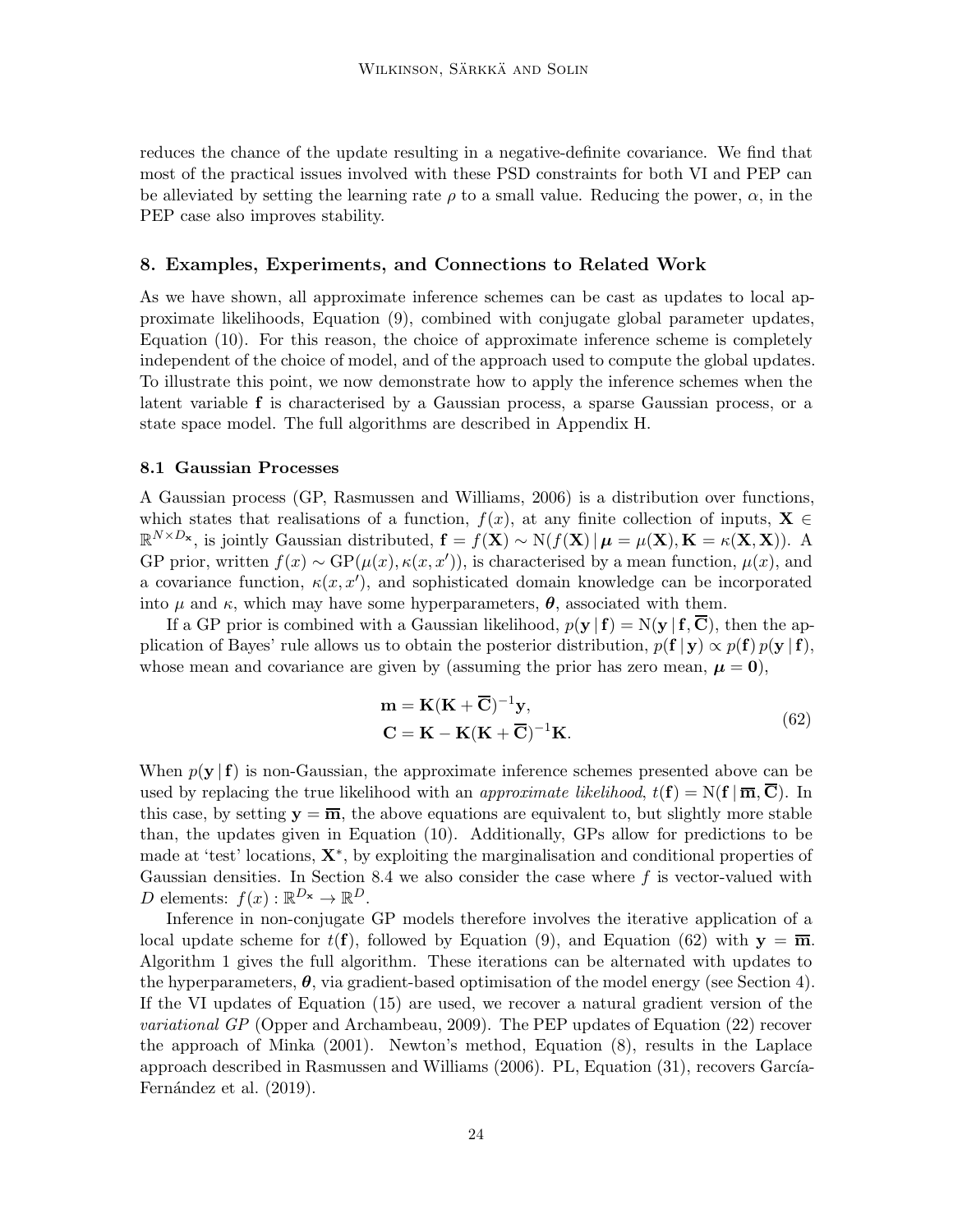reduces the chance of the update resulting in a negative-definite covariance. We find that most of the practical issues involved with these PSD constraints for both VI and PEP can be alleviated by setting the learning rate $\rho$ to a small value. Reducing the power, $\alpha$, in the PEP case also improves stability.

## 8. Examples, Experiments, and Connections to Related Work

As we have shown, all approximate inference schemes can be cast as updates to local approximate likelihoods, Equation (9), combined with conjugate global parameter updates, Equation (10). For this reason, the choice of approximate inference scheme is completely independent of the choice of model, and of the approach used to compute the global updates. To illustrate this point, we now demonstrate how to apply the inference schemes when the latent variable $\mathbf{f}$ is characterised by a Gaussian process, a sparse Gaussian process, or a state space model. The full algorithms are described in Appendix H.

### 8.1 Gaussian Processes

A Gaussian process (GP, Rasmussen and Williams, 2006) is a distribution over functions, which states that realisations of a function, $f(x)$, at any finite collection of inputs, $\mathbf{X} \in \mathbb{R}^{N \times D_\mathbf{x}}$, is jointly Gaussian distributed, $\mathbf{f} = f(\mathbf{X}) \sim \mathrm{N}(f(\mathbf{X}) \,|\, \boldsymbol{\mu} = \mu(\mathbf{X}), \mathbf{K} = \kappa(\mathbf{X}, \mathbf{X}))$. A GP prior, written $f(x) \sim \mathrm{GP}(\mu(x), \kappa(x, x'))$, is characterised by a mean function, $\mu(x)$, and a covariance function, $\kappa(x, x')$, and sophisticated domain knowledge can be incorporated into $\mu$ and $\kappa$, which may have some hyperparameters, $\boldsymbol{\theta}$, associated with them.

If a GP prior is combined with a Gaussian likelihood, $p(\mathbf{y} \,|\, \mathbf{f}) = \mathrm{N}(\mathbf{y} \,|\, \mathbf{f}, \overline{\mathbf{C}})$, then the application of Bayes' rule allows us to obtain the posterior distribution, $p(\mathbf{f} \,|\, \mathbf{y}) \propto p(\mathbf{f})\, p(\mathbf{y} \,|\, \mathbf{f})$, whose mean and covariance are given by (assuming the prior has zero mean, $\boldsymbol{\mu} = \mathbf{0}$),

$$
\begin{aligned}
\mathbf{m} &= \mathbf{K}(\mathbf{K} + \overline{\mathbf{C}})^{-1}\mathbf{y}, \\
\mathbf{C} &= \mathbf{K} - \mathbf{K}(\mathbf{K} + \overline{\mathbf{C}})^{-1}\mathbf{K}.
\end{aligned}
\tag{62}
$$

When $p(\mathbf{y} \,|\, \mathbf{f})$ is non-Gaussian, the approximate inference schemes presented above can be used by replacing the true likelihood with an *approximate likelihood*, $t(\mathbf{f}) = \mathrm{N}(\mathbf{f} \,|\, \overline{\mathbf{m}}, \overline{\mathbf{C}})$. In this case, by setting $\mathbf{y} = \overline{\mathbf{m}}$, the above equations are equivalent to, but slightly more stable than, the updates given in Equation (10). Additionally, GPs allow for predictions to be made at 'test' locations, $\mathbf{X}^*$, by exploiting the marginalisation and conditional properties of Gaussian densities. In Section 8.4 we also consider the case where $f$ is vector-valued with $D$ elements: $f(x) : \mathbb{R}^{D_\mathbf{x}} \to \mathbb{R}^D$.

Inference in non-conjugate GP models therefore involves the iterative application of a local update scheme for $t(\mathbf{f})$, followed by Equation (9), and Equation (62) with $\mathbf{y} = \overline{\mathbf{m}}$. Algorithm 1 gives the full algorithm. These iterations can be alternated with updates to the hyperparameters, $\boldsymbol{\theta}$, via gradient-based optimisation of the model energy (see Section 4). If the VI updates of Equation (15) are used, we recover a natural gradient version of the *variational GP* (Opper and Archambeau, 2009). The PEP updates of Equation (22) recover the approach of Minka (2001). Newton's method, Equation (8), results in the Laplace approach described in Rasmussen and Williams (2006). PL, Equation (31), recovers García-Fernández et al. (2019).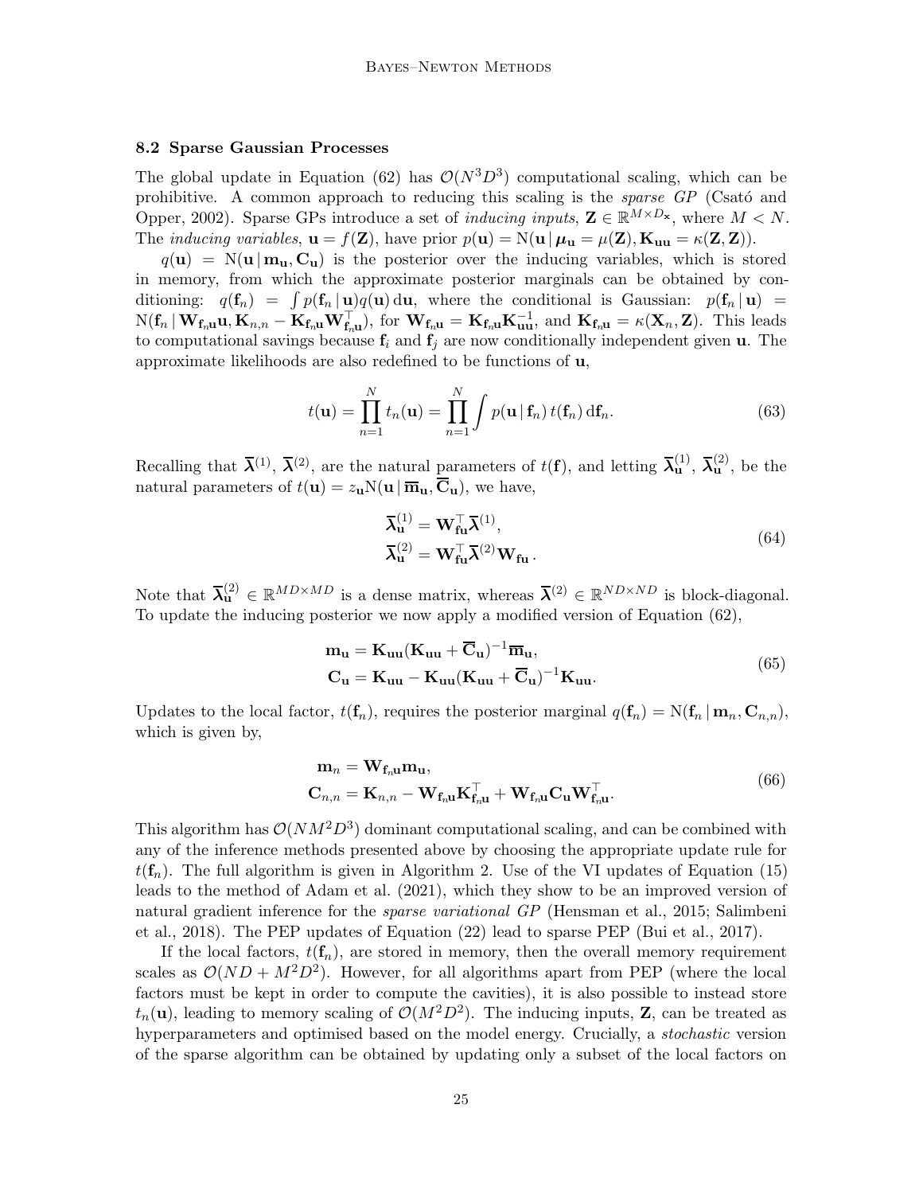### 8.2 Sparse Gaussian Processes

The global update in Equation (62) has $\mathcal{O}(N^3 D^3)$ computational scaling, which can be prohibitive. A common approach to reducing this scaling is the *sparse GP* (Csató and Opper, 2002). Sparse GPs introduce a set of *inducing inputs*, $\mathbf{Z} \in \mathbb{R}^{M \times D_{\mathbf{x}}}$, where $M < N$. The *inducing variables*, $\mathbf{u} = f(\mathbf{Z})$, have prior $p(\mathbf{u}) = \mathrm{N}(\mathbf{u} \,|\, \boldsymbol{\mu}_{\mathbf{u}} = \mu(\mathbf{Z}), \mathbf{K}_{\mathbf{uu}} = \kappa(\mathbf{Z}, \mathbf{Z}))$.

$q(\mathbf{u}) = \mathrm{N}(\mathbf{u} \,|\, \mathbf{m}_{\mathbf{u}}, \mathbf{C}_{\mathbf{u}})$ is the posterior over the inducing variables, which is stored in memory, from which the approximate posterior marginals can be obtained by conditioning: $q(\mathbf{f}_n) = \int p(\mathbf{f}_n \,|\, \mathbf{u}) q(\mathbf{u}) \, \mathrm{d}\mathbf{u}$, where the conditional is Gaussian: $p(\mathbf{f}_n \,|\, \mathbf{u}) = \mathrm{N}(\mathbf{f}_n \,|\, \mathbf{W}_{\mathbf{f}_n\mathbf{u}} \mathbf{u}, \mathbf{K}_{n,n} - \mathbf{K}_{\mathbf{f}_n\mathbf{u}} \mathbf{W}_{\mathbf{f}_n\mathbf{u}}^\top)$, for $\mathbf{W}_{\mathbf{f}_n\mathbf{u}} = \mathbf{K}_{\mathbf{f}_n\mathbf{u}} \mathbf{K}_{\mathbf{uu}}^{-1}$, and $\mathbf{K}_{\mathbf{f}_n\mathbf{u}} = \kappa(\mathbf{X}_n, \mathbf{Z})$. This leads to computational savings because $\mathbf{f}_i$ and $\mathbf{f}_j$ are now conditionally independent given $\mathbf{u}$. The approximate likelihoods are also redefined to be functions of $\mathbf{u}$,

$$
t(\mathbf{u}) = \prod_{n=1}^{N} t_n(\mathbf{u}) = \prod_{n=1}^{N} \int p(\mathbf{u} \,|\, \mathbf{f}_n) \, t(\mathbf{f}_n) \, \mathrm{d}\mathbf{f}_n. \tag{63}
$$

Recalling that $\overline{\boldsymbol{\lambda}}^{(1)}$, $\overline{\boldsymbol{\lambda}}^{(2)}$, are the natural parameters of $t(\mathbf{f})$, and letting $\overline{\boldsymbol{\lambda}}_{\mathbf{u}}^{(1)}$, $\overline{\boldsymbol{\lambda}}_{\mathbf{u}}^{(2)}$, be the natural parameters of $t(\mathbf{u}) = z_{\mathbf{u}} \mathrm{N}(\mathbf{u} \,|\, \overline{\mathbf{m}}_{\mathbf{u}}, \overline{\mathbf{C}}_{\mathbf{u}})$, we have,

$$
\begin{aligned}
\overline{\boldsymbol{\lambda}}_{\mathbf{u}}^{(1)} &= \mathbf{W}_{\mathbf{fu}}^\top \overline{\boldsymbol{\lambda}}^{(1)}, \\
\overline{\boldsymbol{\lambda}}_{\mathbf{u}}^{(2)} &= \mathbf{W}_{\mathbf{fu}}^\top \overline{\boldsymbol{\lambda}}^{(2)} \mathbf{W}_{\mathbf{fu}} \, .
\end{aligned} \tag{64}
$$

Note that $\overline{\boldsymbol{\lambda}}_{\mathbf{u}}^{(2)} \in \mathbb{R}^{MD \times MD}$ is a dense matrix, whereas $\overline{\boldsymbol{\lambda}}^{(2)} \in \mathbb{R}^{ND \times ND}$ is block-diagonal. To update the inducing posterior we now apply a modified version of Equation (62),

$$
\begin{aligned}
\mathbf{m}_{\mathbf{u}} &= \mathbf{K}_{\mathbf{uu}} (\mathbf{K}_{\mathbf{uu}} + \overline{\mathbf{C}}_{\mathbf{u}})^{-1} \overline{\mathbf{m}}_{\mathbf{u}}, \\
\mathbf{C}_{\mathbf{u}} &= \mathbf{K}_{\mathbf{uu}} - \mathbf{K}_{\mathbf{uu}} (\mathbf{K}_{\mathbf{uu}} + \overline{\mathbf{C}}_{\mathbf{u}})^{-1} \mathbf{K}_{\mathbf{uu}}.
\end{aligned} \tag{65}
$$

Updates to the local factor, $t(\mathbf{f}_n)$, requires the posterior marginal $q(\mathbf{f}_n) = \mathrm{N}(\mathbf{f}_n \,|\, \mathbf{m}_n, \mathbf{C}_{n,n})$, which is given by,

$$
\begin{aligned}
\mathbf{m}_n &= \mathbf{W}_{\mathbf{f}_n\mathbf{u}} \mathbf{m}_{\mathbf{u}}, \\
\mathbf{C}_{n,n} &= \mathbf{K}_{n,n} - \mathbf{W}_{\mathbf{f}_n\mathbf{u}} \mathbf{K}_{\mathbf{f}_n\mathbf{u}}^\top + \mathbf{W}_{\mathbf{f}_n\mathbf{u}} \mathbf{C}_{\mathbf{u}} \mathbf{W}_{\mathbf{f}_n\mathbf{u}}^\top.
\end{aligned} \tag{66}
$$

This algorithm has $\mathcal{O}(NM^2D^3)$ dominant computational scaling, and can be combined with any of the inference methods presented above by choosing the appropriate update rule for $t(\mathbf{f}_n)$. The full algorithm is given in Algorithm 2. Use of the VI updates of Equation (15) leads to the method of Adam et al. (2021), which they show to be an improved version of natural gradient inference for the *sparse variational GP* (Hensman et al., 2015; Salimbeni et al., 2018). The PEP updates of Equation (22) lead to sparse PEP (Bui et al., 2017).

If the local factors, $t(\mathbf{f}_n)$, are stored in memory, then the overall memory requirement scales as $\mathcal{O}(ND + M^2D^2)$. However, for all algorithms apart from PEP (where the local factors must be kept in order to compute the cavities), it is also possible to instead store $t_n(\mathbf{u})$, leading to memory scaling of $\mathcal{O}(M^2D^2)$. The inducing inputs, $\mathbf{Z}$, can be treated as hyperparameters and optimised based on the model energy. Crucially, a *stochastic* version of the sparse algorithm can be obtained by updating only a subset of the local factors on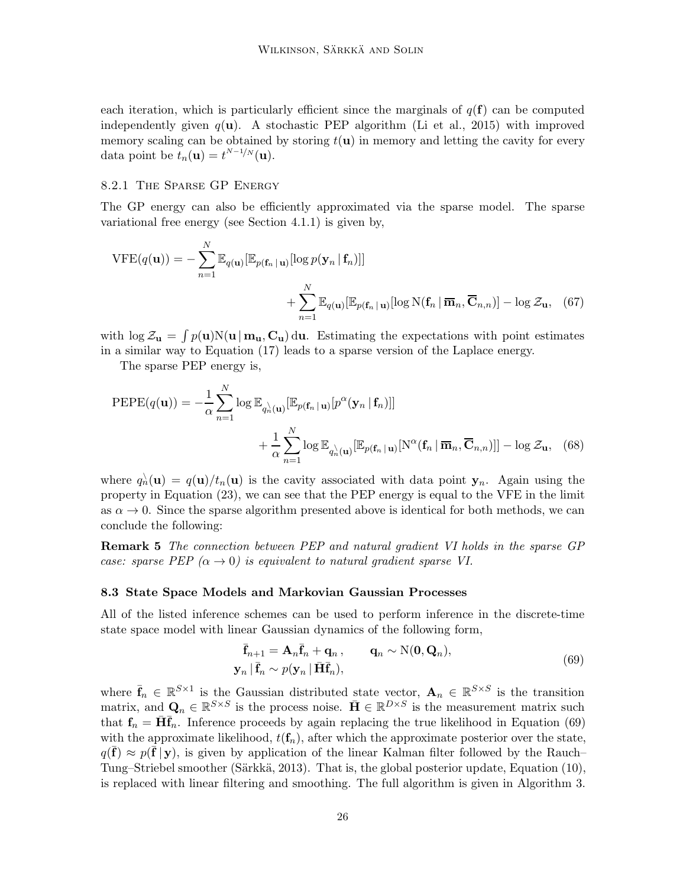each iteration, which is particularly efficient since the marginals of $q(\mathbf{f})$ can be computed independently given $q(\mathbf{u})$. A stochastic PEP algorithm (Li et al., 2015) with improved memory scaling can be obtained by storing $t(\mathbf{u})$ in memory and letting the cavity for every data point be $t_n(\mathbf{u}) = t^{N^{-1}/N}(\mathbf{u})$.

#### 8.2.1 The Sparse GP Energy

The GP energy can also be efficiently approximated via the sparse model. The sparse variational free energy (see Section 4.1.1) is given by,

$$
\begin{aligned}
\mathrm{VFE}(q(\mathbf{u})) = -\sum_{n=1}^{N} \mathbb{E}_{q(\mathbf{u})}[\mathbb{E}_{p(\mathbf{f}_n \,|\, \mathbf{u})}[\log p(\mathbf{y}_n \,|\, \mathbf{f}_n)]] \\
+ \sum_{n=1}^{N} \mathbb{E}_{q(\mathbf{u})}[\mathbb{E}_{p(\mathbf{f}_n \,|\, \mathbf{u})}[\log \mathrm{N}(\mathbf{f}_n \,|\, \overline{\mathbf{m}}_n, \overline{\mathbf{C}}_{n,n})] - \log \mathcal{Z}_{\mathbf{u}}, \quad (67)
\end{aligned}
$$

with $\log \mathcal{Z}_{\mathbf{u}} = \int p(\mathbf{u}) \mathrm{N}(\mathbf{u} \,|\, \mathbf{m}_{\mathbf{u}}, \mathbf{C}_{\mathbf{u}}) \,\mathrm{d}\mathbf{u}$. Estimating the expectations with point estimates in a similar way to Equation (17) leads to a sparse version of the Laplace energy.

The sparse PEP energy is,

$$
\begin{aligned}
\mathrm{PEPE}(q(\mathbf{u})) = -\frac{1}{\alpha} \sum_{n=1}^{N} \log \mathbb{E}_{q_n^{\setminus}(\mathbf{u})}[\mathbb{E}_{p(\mathbf{f}_n \,|\, \mathbf{u})}[p^{\alpha}(\mathbf{y}_n \,|\, \mathbf{f}_n)]] \\
+ \frac{1}{\alpha} \sum_{n=1}^{N} \log \mathbb{E}_{q_n^{\setminus}(\mathbf{u})}[\mathbb{E}_{p(\mathbf{f}_n \,|\, \mathbf{u})}[\mathrm{N}^{\alpha}(\mathbf{f}_n \,|\, \overline{\mathbf{m}}_n, \overline{\mathbf{C}}_{n,n})]] - \log \mathcal{Z}_{\mathbf{u}}, \quad (68)
\end{aligned}
$$

where $q_n^{\setminus}(\mathbf{u}) = q(\mathbf{u})/t_n(\mathbf{u})$ is the cavity associated with data point $\mathbf{y}_n$. Again using the property in Equation (23), we can see that the PEP energy is equal to the VFE in the limit as $\alpha \to 0$. Since the sparse algorithm presented above is identical for both methods, we can conclude the following:

**Remark 5** *The connection between PEP and natural gradient VI holds in the sparse GP case: sparse PEP ($\alpha \to 0$) is equivalent to natural gradient sparse VI.*

### 8.3 State Space Models and Markovian Gaussian Processes

All of the listed inference schemes can be used to perform inference in the discrete-time state space model with linear Gaussian dynamics of the following form,

$$
\begin{aligned}
\bar{\mathbf{f}}_{n+1} &= \mathbf{A}_n \bar{\mathbf{f}}_n + \mathbf{q}_n\,, \qquad \mathbf{q}_n \sim \mathrm{N}(\mathbf{0}, \mathbf{Q}_n), \\
\mathbf{y}_n \,|\, \bar{\mathbf{f}}_n &\sim p(\mathbf{y}_n \,|\, \bar{\mathbf{H}} \bar{\mathbf{f}}_n),
\end{aligned} \quad (69)
$$

where $\bar{\mathbf{f}}_n \in \mathbb{R}^{S \times 1}$ is the Gaussian distributed state vector, $\mathbf{A}_n \in \mathbb{R}^{S \times S}$ is the transition matrix, and $\mathbf{Q}_n \in \mathbb{R}^{S \times S}$ is the process noise. $\bar{\mathbf{H}} \in \mathbb{R}^{D \times S}$ is the measurement matrix such that $\mathbf{f}_n = \bar{\mathbf{H}} \bar{\mathbf{f}}_n$. Inference proceeds by again replacing the true likelihood in Equation (69) with the approximate likelihood, $t(\mathbf{f}_n)$, after which the approximate posterior over the state, $q(\bar{\mathbf{f}}) \approx p(\bar{\mathbf{f}} \,|\, \mathbf{y})$, is given by application of the linear Kalman filter followed by the Rauch–Tung–Striebel smoother (Särkkä, 2013). That is, the global posterior update, Equation (10), is replaced with linear filtering and smoothing. The full algorithm is given in Algorithm 3.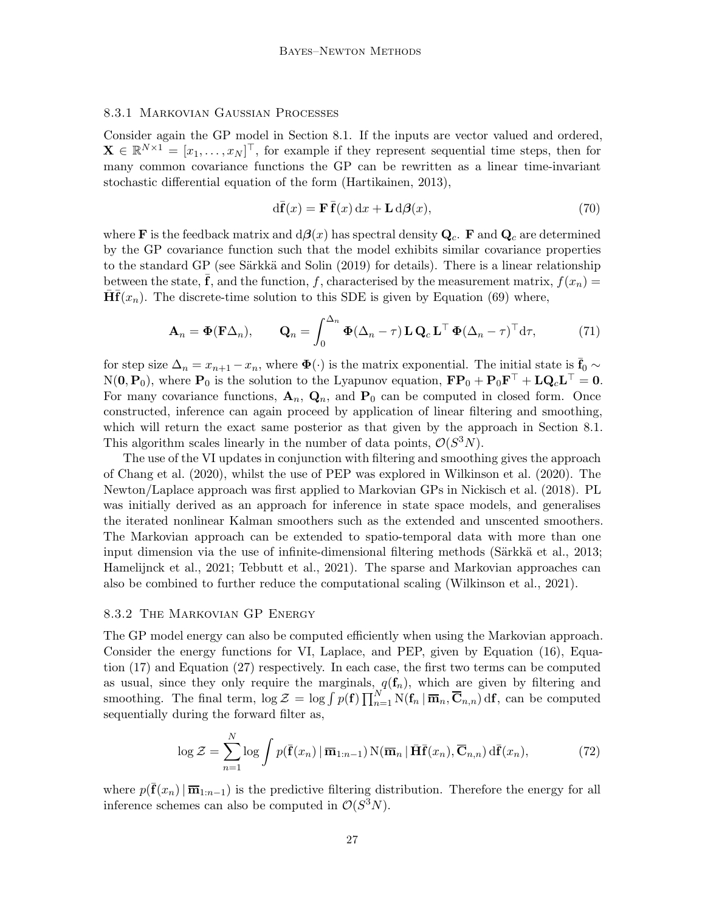### 8.3.1 Markovian Gaussian Processes

Consider again the GP model in Section 8.1. If the inputs are vector valued and ordered, $\mathbf{X} \in \mathbb{R}^{N \times 1} = [x_1, \dots, x_N]^\top$, for example if they represent sequential time steps, then for many common covariance functions the GP can be rewritten as a linear time-invariant stochastic differential equation of the form (Hartikainen, 2013),

$$\mathrm{d}\bar{\mathbf{f}}(x) = \mathbf{F}\,\bar{\mathbf{f}}(x)\,\mathrm{d}x + \mathbf{L}\,\mathrm{d}\boldsymbol{\beta}(x), \tag{70}$$

where $\mathbf{F}$ is the feedback matrix and $\mathrm{d}\boldsymbol{\beta}(x)$ has spectral density $\mathbf{Q}_c$. $\mathbf{F}$ and $\mathbf{Q}_c$ are determined by the GP covariance function such that the model exhibits similar covariance properties to the standard GP (see Särkkä and Solin (2019) for details). There is a linear relationship between the state, $\bar{\mathbf{f}}$, and the function, $f$, characterised by the measurement matrix, $f(x_n) = \bar{\mathbf{H}}\bar{\mathbf{f}}(x_n)$. The discrete-time solution to this SDE is given by Equation (69) where,

$$\mathbf{A}_n = \boldsymbol{\Phi}(\mathbf{F}\Delta_n), \qquad \mathbf{Q}_n = \int_0^{\Delta_n} \boldsymbol{\Phi}(\Delta_n - \tau)\,\mathbf{L}\,\mathbf{Q}_c\,\mathbf{L}^\top\,\boldsymbol{\Phi}(\Delta_n - \tau)^\top \mathrm{d}\tau, \tag{71}$$

for step size $\Delta_n = x_{n+1} - x_n$, where $\boldsymbol{\Phi}(\cdot)$ is the matrix exponential. The initial state is $\bar{\mathbf{f}}_0 \sim \mathrm{N}(\mathbf{0}, \mathbf{P}_0)$, where $\mathbf{P}_0$ is the solution to the Lyapunov equation, $\mathbf{F}\mathbf{P}_0 + \mathbf{P}_0\mathbf{F}^\top + \mathbf{L}\mathbf{Q}_c\mathbf{L}^\top = \mathbf{0}$. For many covariance functions, $\mathbf{A}_n$, $\mathbf{Q}_n$, and $\mathbf{P}_0$ can be computed in closed form. Once constructed, inference can again proceed by application of linear filtering and smoothing, which will return the exact same posterior as that given by the approach in Section 8.1. This algorithm scales linearly in the number of data points, $\mathcal{O}(S^3 N)$.

The use of the VI updates in conjunction with filtering and smoothing gives the approach of Chang et al. (2020), whilst the use of PEP was explored in Wilkinson et al. (2020). The Newton/Laplace approach was first applied to Markovian GPs in Nickisch et al. (2018). PL was initially derived as an approach for inference in state space models, and generalises the iterated nonlinear Kalman smoothers such as the extended and unscented smoothers. The Markovian approach can be extended to spatio-temporal data with more than one input dimension via the use of infinite-dimensional filtering methods (Särkkä et al., 2013; Hamelijnck et al., 2021; Tebbutt et al., 2021). The sparse and Markovian approaches can also be combined to further reduce the computational scaling (Wilkinson et al., 2021).

### 8.3.2 The Markovian GP Energy

The GP model energy can also be computed efficiently when using the Markovian approach. Consider the energy functions for VI, Laplace, and PEP, given by Equation (16), Equation (17) and Equation (27) respectively. In each case, the first two terms can be computed as usual, since they only require the marginals, $q(\mathbf{f}_n)$, which are given by filtering and smoothing. The final term, $\log \mathcal{Z} = \log \int p(\mathbf{f}) \prod_{n=1}^{N} \mathrm{N}(\mathbf{f}_n \,|\, \overline{\mathbf{m}}_n, \overline{\mathbf{C}}_{n,n})\,\mathrm{d}\mathbf{f}$, can be computed sequentially during the forward filter as,

$$\log \mathcal{Z} = \sum_{n=1}^{N} \log \int p(\bar{\mathbf{f}}(x_n) \,|\, \overline{\mathbf{m}}_{1:n-1})\,\mathrm{N}(\overline{\mathbf{m}}_n \,|\, \bar{\mathbf{H}}\bar{\mathbf{f}}(x_n), \overline{\mathbf{C}}_{n,n})\,\mathrm{d}\bar{\mathbf{f}}(x_n), \tag{72}$$

where $p(\bar{\mathbf{f}}(x_n) \,|\, \overline{\mathbf{m}}_{1:n-1})$ is the predictive filtering distribution. Therefore the energy for all inference schemes can also be computed in $\mathcal{O}(S^3 N)$.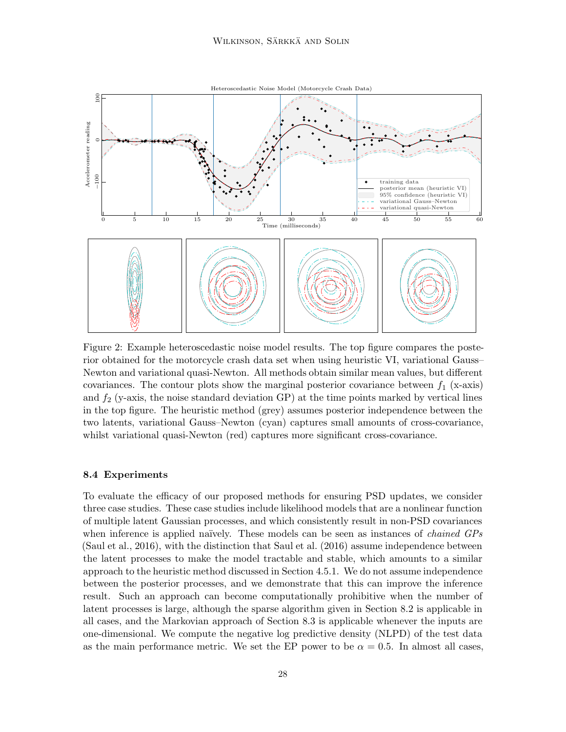Figure 2: Example heteroscedastic noise model results. The top figure compares the posterior obtained for the motorcycle crash data set when using heuristic VI, variational Gauss–Newton and variational quasi-Newton. All methods obtain similar mean values, but different covariances. The contour plots show the marginal posterior covariance between $f_1$ (x-axis) and $f_2$ (y-axis, the noise standard deviation GP) at the time points marked by vertical lines in the top figure. The heuristic method (grey) assumes posterior independence between the two latents, variational Gauss–Newton (cyan) captures small amounts of cross-covariance, whilst variational quasi-Newton (red) captures more significant cross-covariance.

### 8.4 Experiments

To evaluate the efficacy of our proposed methods for ensuring PSD updates, we consider three case studies. These case studies include likelihood models that are a nonlinear function of multiple latent Gaussian processes, and which consistently result in non-PSD covariances when inference is applied naïvely. These models can be seen as instances of *chained GPs* (Saul et al., 2016), with the distinction that Saul et al. (2016) assume independence between the latent processes to make the model tractable and stable, which amounts to a similar approach to the heuristic method discussed in Section 4.5.1. We do not assume independence between the posterior processes, and we demonstrate that this can improve the inference result. Such an approach can become computationally prohibitive when the number of latent processes is large, although the sparse algorithm given in Section 8.2 is applicable in all cases, and the Markovian approach of Section 8.3 is applicable whenever the inputs are one-dimensional. We compute the negative log predictive density (NLPD) of the test data as the main performance metric. We set the EP power to be $\alpha = 0.5$. In almost all cases,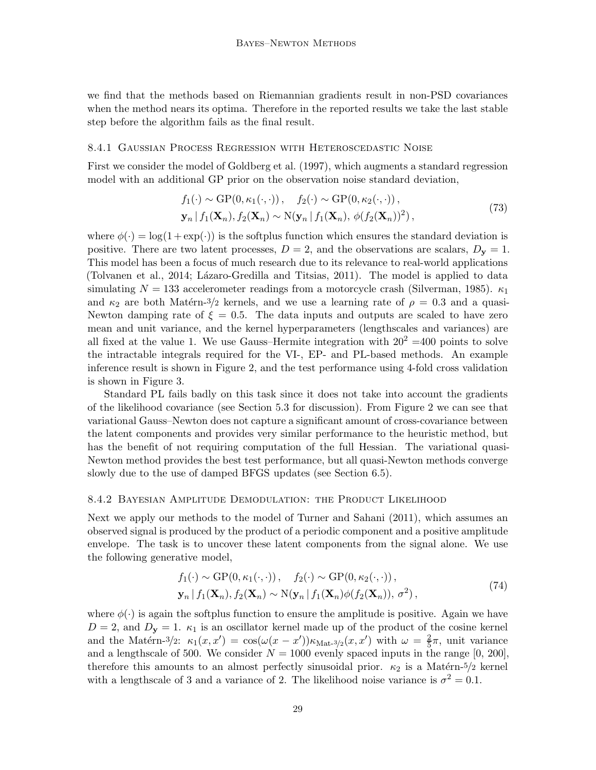we find that the methods based on Riemannian gradients result in non-PSD covariances when the method nears its optima. Therefore in the reported results we take the last stable step before the algorithm fails as the final result.

#### 8.4.1 Gaussian Process Regression with Heteroscedastic Noise

First we consider the model of Goldberg et al. (1997), which augments a standard regression model with an additional GP prior on the observation noise standard deviation,

$$
\begin{aligned}
&f_1(\cdot) \sim \mathrm{GP}(0, \kappa_1(\cdot,\cdot))\,, \quad f_2(\cdot) \sim \mathrm{GP}(0, \kappa_2(\cdot,\cdot))\,, \\
&\mathbf{y}_n \,|\, f_1(\mathbf{X}_n), f_2(\mathbf{X}_n) \sim \mathrm{N}(\mathbf{y}_n \,|\, f_1(\mathbf{X}_n),\, \phi(f_2(\mathbf{X}_n))^2)\,,
\end{aligned}
\tag{73}
$$

where $\phi(\cdot) = \log(1+\exp(\cdot))$ is the softplus function which ensures the standard deviation is positive. There are two latent processes, $D = 2$, and the observations are scalars, $D_{\mathbf{y}} = 1$. This model has been a focus of much research due to its relevance to real-world applications (Tolvanen et al., 2014; Lázaro-Gredilla and Titsias, 2011). The model is applied to data simulating $N = 133$ accelerometer readings from a motorcycle crash (Silverman, 1985). $\kappa_1$ and $\kappa_2$ are both Matérn-3/2 kernels, and we use a learning rate of $\rho = 0.3$ and a quasi-Newton damping rate of $\xi = 0.5$. The data inputs and outputs are scaled to have zero mean and unit variance, and the kernel hyperparameters (lengthscales and variances) are all fixed at the value 1. We use Gauss–Hermite integration with $20^2 = 400$ points to solve the intractable integrals required for the VI-, EP- and PL-based methods. An example inference result is shown in Figure 2, and the test performance using 4-fold cross validation is shown in Figure 3.

Standard PL fails badly on this task since it does not take into account the gradients of the likelihood covariance (see Section 5.3 for discussion). From Figure 2 we can see that variational Gauss–Newton does not capture a significant amount of cross-covariance between the latent components and provides very similar performance to the heuristic method, but has the benefit of not requiring computation of the full Hessian. The variational quasi-Newton method provides the best test performance, but all quasi-Newton methods converge slowly due to the use of damped BFGS updates (see Section 6.5).

#### 8.4.2 Bayesian Amplitude Demodulation: the Product Likelihood

Next we apply our methods to the model of Turner and Sahani (2011), which assumes an observed signal is produced by the product of a periodic component and a positive amplitude envelope. The task is to uncover these latent components from the signal alone. We use the following generative model,

$$
\begin{aligned}
&f_1(\cdot) \sim \mathrm{GP}(0, \kappa_1(\cdot,\cdot))\,, \quad f_2(\cdot) \sim \mathrm{GP}(0, \kappa_2(\cdot,\cdot))\,, \\
&\mathbf{y}_n \,|\, f_1(\mathbf{X}_n), f_2(\mathbf{X}_n) \sim \mathrm{N}(\mathbf{y}_n \,|\, f_1(\mathbf{X}_n)\phi(f_2(\mathbf{X}_n)),\, \sigma^2)\,,
\end{aligned}
\tag{74}
$$

where $\phi(\cdot)$ is again the softplus function to ensure the amplitude is positive. Again we have $D = 2$, and $D_{\mathbf{y}} = 1$. $\kappa_1$ is an oscillator kernel made up of the product of the cosine kernel and the Matérn-3/2: $\kappa_1(x, x') = \cos(\omega(x - x'))\kappa_{\text{Mat-3/2}}(x, x')$ with $\omega = \frac{2}{5}\pi$, unit variance and a lengthscale of 500. We consider $N = 1000$ evenly spaced inputs in the range [0, 200], therefore this amounts to an almost perfectly sinusoidal prior. $\kappa_2$ is a Matérn-5/2 kernel with a lengthscale of 3 and a variance of 2. The likelihood noise variance is $\sigma^2 = 0.1$.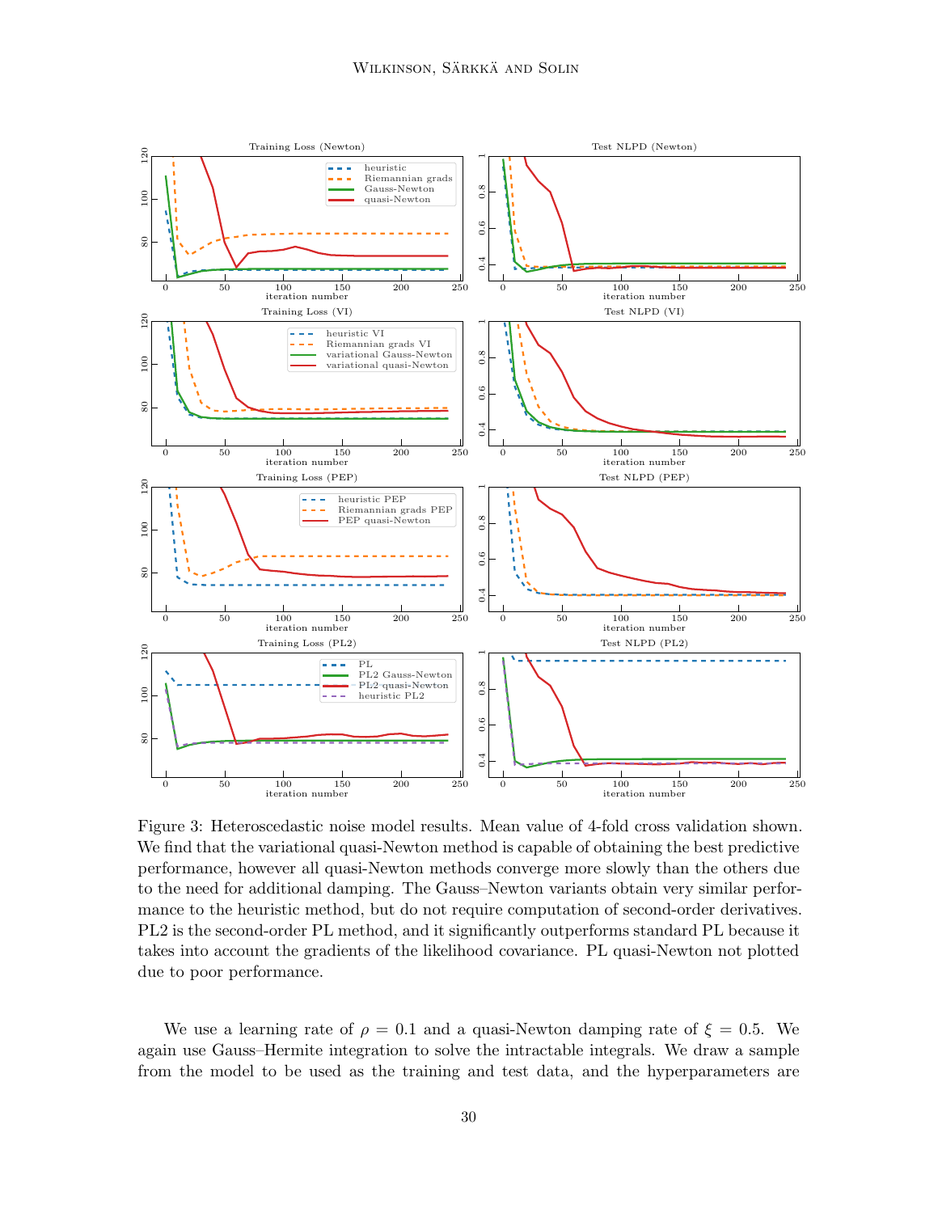Figure 3: Heteroscedastic noise model results. Mean value of 4-fold cross validation shown. We find that the variational quasi-Newton method is capable of obtaining the best predictive performance, however all quasi-Newton methods converge more slowly than the others due to the need for additional damping. The Gauss–Newton variants obtain very similar performance to the heuristic method, but do not require computation of second-order derivatives. PL2 is the second-order PL method, and it significantly outperforms standard PL because it takes into account the gradients of the likelihood covariance. PL quasi-Newton not plotted due to poor performance.

We use a learning rate of $\rho = 0.1$ and a quasi-Newton damping rate of $\xi = 0.5$. We again use Gauss–Hermite integration to solve the intractable integrals. We draw a sample from the model to be used as the training and test data, and the hyperparameters are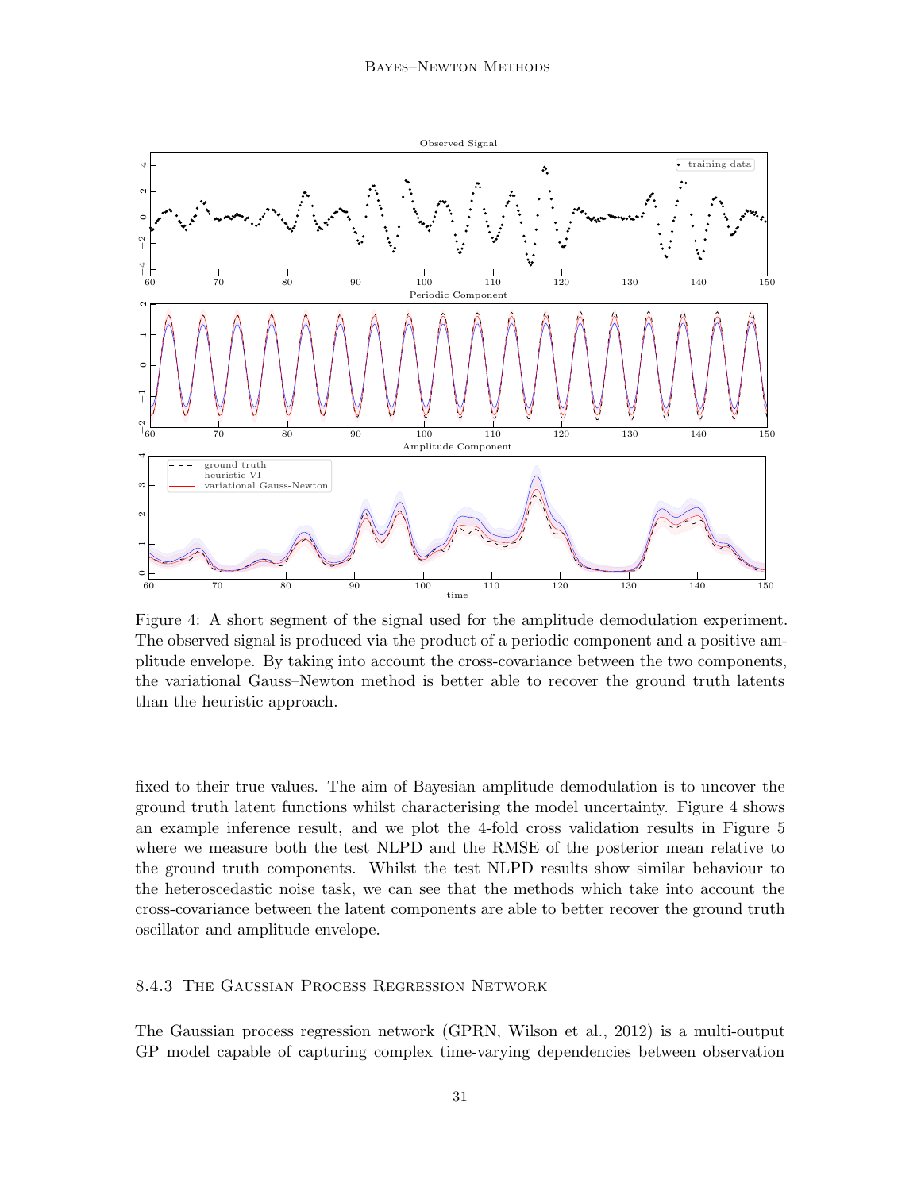Figure 4: A short segment of the signal used for the amplitude demodulation experiment. The observed signal is produced via the product of a periodic component and a positive amplitude envelope. By taking into account the cross-covariance between the two components, the variational Gauss–Newton method is better able to recover the ground truth latents than the heuristic approach.

fixed to their true values. The aim of Bayesian amplitude demodulation is to uncover the ground truth latent functions whilst characterising the model uncertainty. Figure 4 shows an example inference result, and we plot the 4-fold cross validation results in Figure 5 where we measure both the test NLPD and the RMSE of the posterior mean relative to the ground truth components. Whilst the test NLPD results show similar behaviour to the heteroscedastic noise task, we can see that the methods which take into account the cross-covariance between the latent components are able to better recover the ground truth oscillator and amplitude envelope.

### 8.4.3 The Gaussian Process Regression Network

The Gaussian process regression network (GPRN, Wilson et al., 2012) is a multi-output GP model capable of capturing complex time-varying dependencies between observation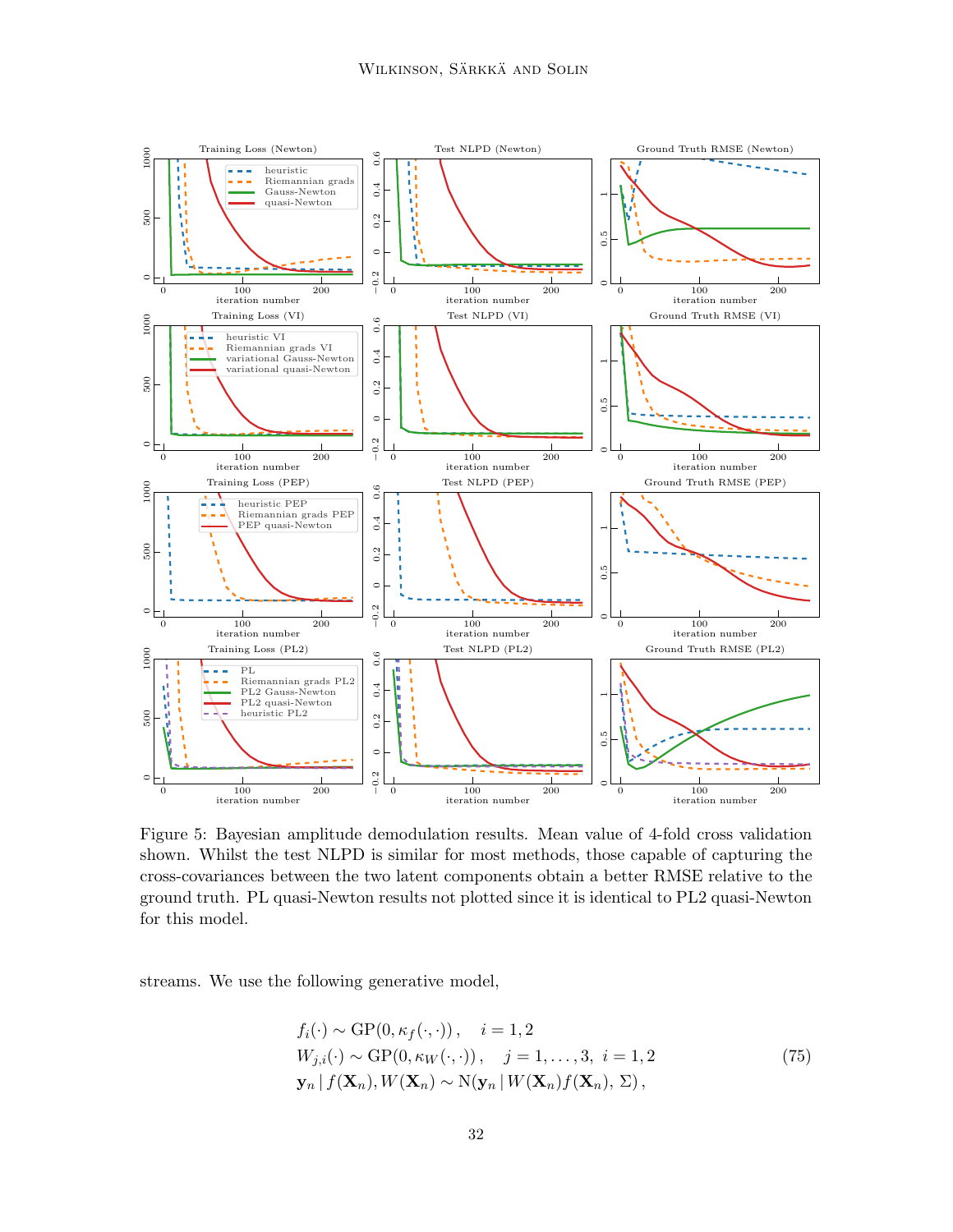Figure 5: Bayesian amplitude demodulation results. Mean value of 4-fold cross validation shown. Whilst the test NLPD is similar for most methods, those capable of capturing the cross-covariances between the two latent components obtain a better RMSE relative to the ground truth. PL quasi-Newton results not plotted since it is identical to PL2 quasi-Newton for this model.

streams. We use the following generative model,

$$
\begin{aligned}
f_i(\cdot) &\sim \mathrm{GP}(0, \kappa_f(\cdot, \cdot)), \quad i = 1, 2 \\
W_{j,i}(\cdot) &\sim \mathrm{GP}(0, \kappa_W(\cdot, \cdot)), \quad j = 1, \dots, 3, \; i = 1, 2 \\
\mathbf{y}_n \,|\, f(\mathbf{X}_n), W(\mathbf{X}_n) &\sim \mathrm{N}(\mathbf{y}_n \,|\, W(\mathbf{X}_n) f(\mathbf{X}_n), \Sigma),
\end{aligned}
\tag{75}
$$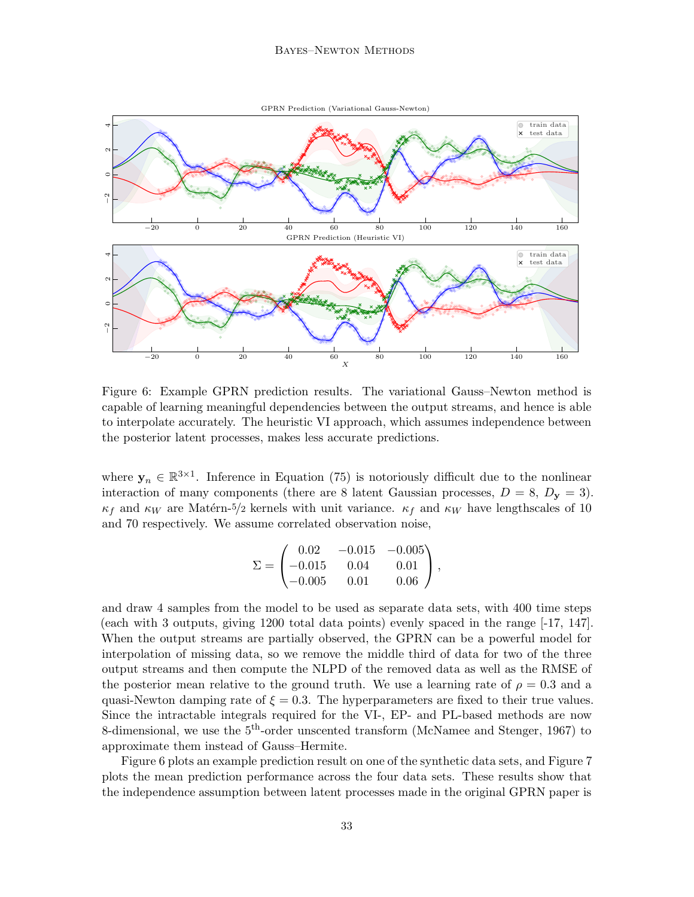Figure 6: Example GPRN prediction results. The variational Gauss–Newton method is capable of learning meaningful dependencies between the output streams, and hence is able to interpolate accurately. The heuristic VI approach, which assumes independence between the posterior latent processes, makes less accurate predictions.

where $\mathbf{y}_n \in \mathbb{R}^{3\times 1}$. Inference in Equation (75) is notoriously difficult due to the nonlinear interaction of many components (there are 8 latent Gaussian processes, $D = 8$, $D_{\mathbf{y}} = 3$). $\kappa_f$ and $\kappa_W$ are Matérn-5/2 kernels with unit variance. $\kappa_f$ and $\kappa_W$ have lengthscales of 10 and 70 respectively. We assume correlated observation noise,

$$\Sigma = \begin{pmatrix} 0.02 & -0.015 & -0.005 \\ -0.015 & 0.04 & 0.01 \\ -0.005 & 0.01 & 0.06 \end{pmatrix},$$

and draw 4 samples from the model to be used as separate data sets, with 400 time steps (each with 3 outputs, giving 1200 total data points) evenly spaced in the range [-17, 147]. When the output streams are partially observed, the GPRN can be a powerful model for interpolation of missing data, so we remove the middle third of data for two of the three output streams and then compute the NLPD of the removed data as well as the RMSE of the posterior mean relative to the ground truth. We use a learning rate of $\rho = 0.3$ and a quasi-Newton damping rate of $\xi = 0.3$. The hyperparameters are fixed to their true values. Since the intractable integrals required for the VI-, EP- and PL-based methods are now 8-dimensional, we use the 5$^{\text{th}}$-order unscented transform (McNamee and Stenger, 1967) to approximate them instead of Gauss–Hermite.

Figure 6 plots an example prediction result on one of the synthetic data sets, and Figure 7 plots the mean prediction performance across the four data sets. These results show that the independence assumption between latent processes made in the original GPRN paper is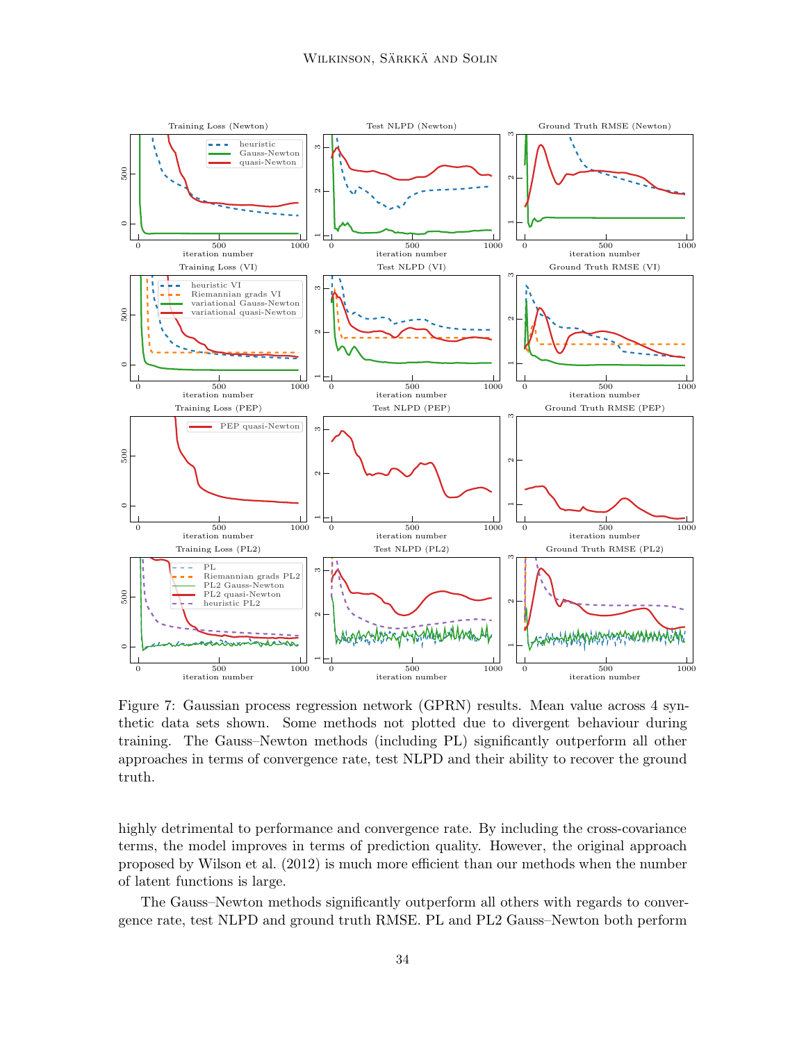Figure 7: Gaussian process regression network (GPRN) results. Mean value across 4 synthetic data sets shown. Some methods not plotted due to divergent behaviour during training. The Gauss–Newton methods (including PL) significantly outperform all other approaches in terms of convergence rate, test NLPD and their ability to recover the ground truth.

highly detrimental to performance and convergence rate. By including the cross-covariance terms, the model improves in terms of prediction quality. However, the original approach proposed by Wilson et al. (2012) is much more efficient than our methods when the number of latent functions is large.

The Gauss–Newton methods significantly outperform all others with regards to convergence rate, test NLPD and ground truth RMSE. PL and PL2 Gauss–Newton both perform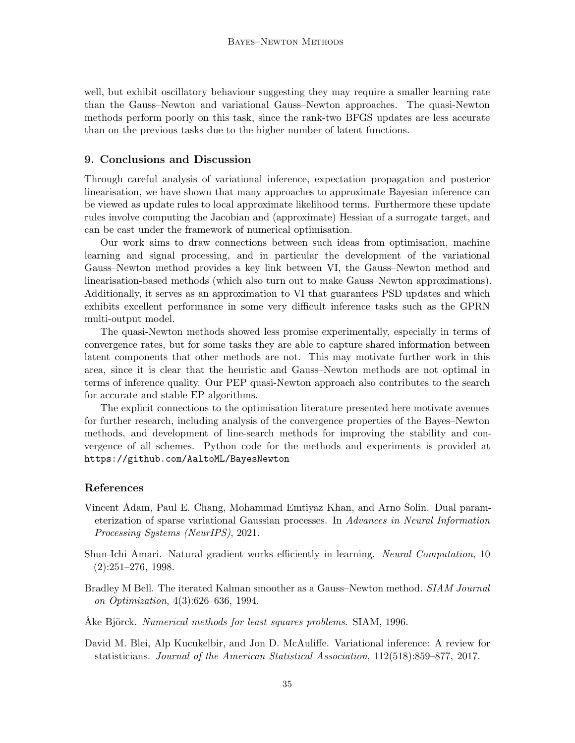well, but exhibit oscillatory behaviour suggesting they may require a smaller learning rate than the Gauss–Newton and variational Gauss–Newton approaches. The quasi-Newton methods perform poorly on this task, since the rank-two BFGS updates are less accurate than on the previous tasks due to the higher number of latent functions.

## 9. Conclusions and Discussion

Through careful analysis of variational inference, expectation propagation and posterior linearisation, we have shown that many approaches to approximate Bayesian inference can be viewed as update rules to local approximate likelihood terms. Furthermore these update rules involve computing the Jacobian and (approximate) Hessian of a surrogate target, and can be cast under the framework of numerical optimisation.

Our work aims to draw connections between such ideas from optimisation, machine learning and signal processing, and in particular the development of the variational Gauss–Newton method provides a key link between VI, the Gauss–Newton method and linearisation-based methods (which also turn out to make Gauss–Newton approximations). Additionally, it serves as an approximation to VI that guarantees PSD updates and which exhibits excellent performance in some very difficult inference tasks such as the GPRN multi-output model.

The quasi-Newton methods showed less promise experimentally, especially in terms of convergence rates, but for some tasks they are able to capture shared information between latent components that other methods are not. This may motivate further work in this area, since it is clear that the heuristic and Gauss–Newton methods are not optimal in terms of inference quality. Our PEP quasi-Newton approach also contributes to the search for accurate and stable EP algorithms.

The explicit connections to the optimisation literature presented here motivate avenues for further research, including analysis of the convergence properties of the Bayes–Newton methods, and development of line-search methods for improving the stability and convergence of all schemes. Python code for the methods and experiments is provided at `https://github.com/AaltoML/BayesNewton`

## References

Vincent Adam, Paul E. Chang, Mohammad Emtiyaz Khan, and Arno Solin. Dual parameterization of sparse variational Gaussian processes. In *Advances in Neural Information Processing Systems (NeurIPS)*, 2021.

Shun-Ichi Amari. Natural gradient works efficiently in learning. *Neural Computation*, 10 (2):251–276, 1998.

Bradley M Bell. The iterated Kalman smoother as a Gauss–Newton method. *SIAM Journal on Optimization*, 4(3):626–636, 1994.

Åke Björck. *Numerical methods for least squares problems*. SIAM, 1996.

David M. Blei, Alp Kucukelbir, and Jon D. McAuliffe. Variational inference: A review for statisticians. *Journal of the American Statistical Association*, 112(518):859–877, 2017.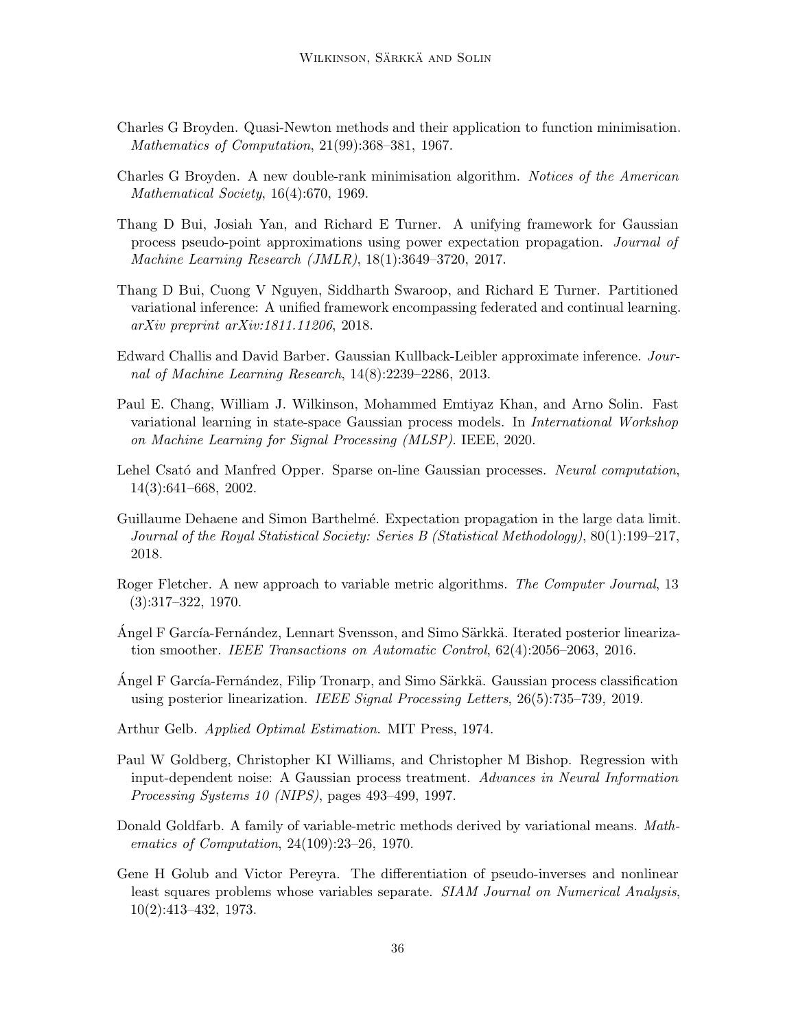Charles G Broyden. Quasi-Newton methods and their application to function minimisation. *Mathematics of Computation*, 21(99):368–381, 1967.

Charles G Broyden. A new double-rank minimisation algorithm. *Notices of the American Mathematical Society*, 16(4):670, 1969.

Thang D Bui, Josiah Yan, and Richard E Turner. A unifying framework for Gaussian process pseudo-point approximations using power expectation propagation. *Journal of Machine Learning Research (JMLR)*, 18(1):3649–3720, 2017.

Thang D Bui, Cuong V Nguyen, Siddharth Swaroop, and Richard E Turner. Partitioned variational inference: A unified framework encompassing federated and continual learning. *arXiv preprint arXiv:1811.11206*, 2018.

Edward Challis and David Barber. Gaussian Kullback-Leibler approximate inference. *Journal of Machine Learning Research*, 14(8):2239–2286, 2013.

Paul E. Chang, William J. Wilkinson, Mohammed Emtiyaz Khan, and Arno Solin. Fast variational learning in state-space Gaussian process models. In *International Workshop on Machine Learning for Signal Processing (MLSP)*. IEEE, 2020.

Lehel Csató and Manfred Opper. Sparse on-line Gaussian processes. *Neural computation*, 14(3):641–668, 2002.

Guillaume Dehaene and Simon Barthelmé. Expectation propagation in the large data limit. *Journal of the Royal Statistical Society: Series B (Statistical Methodology)*, 80(1):199–217, 2018.

Roger Fletcher. A new approach to variable metric algorithms. *The Computer Journal*, 13 (3):317–322, 1970.

Ángel F García-Fernández, Lennart Svensson, and Simo Särkkä. Iterated posterior linearization smoother. *IEEE Transactions on Automatic Control*, 62(4):2056–2063, 2016.

Ángel F García-Fernández, Filip Tronarp, and Simo Särkkä. Gaussian process classification using posterior linearization. *IEEE Signal Processing Letters*, 26(5):735–739, 2019.

Arthur Gelb. *Applied Optimal Estimation*. MIT Press, 1974.

Paul W Goldberg, Christopher KI Williams, and Christopher M Bishop. Regression with input-dependent noise: A Gaussian process treatment. *Advances in Neural Information Processing Systems 10 (NIPS)*, pages 493–499, 1997.

Donald Goldfarb. A family of variable-metric methods derived by variational means. *Mathematics of Computation*, 24(109):23–26, 1970.

Gene H Golub and Victor Pereyra. The differentiation of pseudo-inverses and nonlinear least squares problems whose variables separate. *SIAM Journal on Numerical Analysis*, 10(2):413–432, 1973.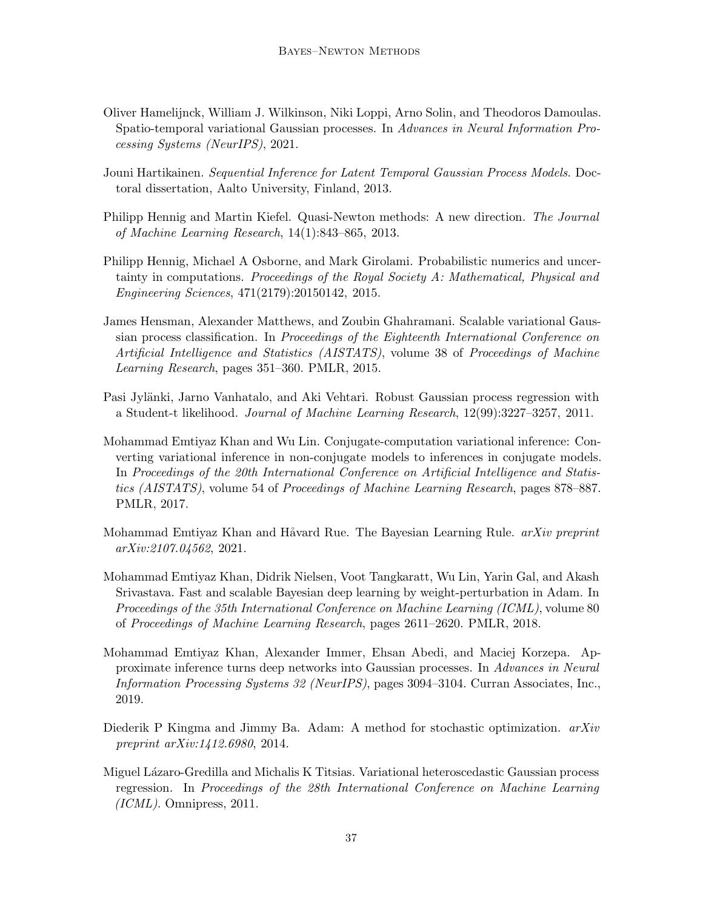Oliver Hamelijnck, William J. Wilkinson, Niki Loppi, Arno Solin, and Theodoros Damoulas. Spatio-temporal variational Gaussian processes. In *Advances in Neural Information Processing Systems (NeurIPS)*, 2021.

Jouni Hartikainen. *Sequential Inference for Latent Temporal Gaussian Process Models*. Doctoral dissertation, Aalto University, Finland, 2013.

Philipp Hennig and Martin Kiefel. Quasi-Newton methods: A new direction. *The Journal of Machine Learning Research*, 14(1):843–865, 2013.

Philipp Hennig, Michael A Osborne, and Mark Girolami. Probabilistic numerics and uncertainty in computations. *Proceedings of the Royal Society A: Mathematical, Physical and Engineering Sciences*, 471(2179):20150142, 2015.

James Hensman, Alexander Matthews, and Zoubin Ghahramani. Scalable variational Gaussian process classification. In *Proceedings of the Eighteenth International Conference on Artificial Intelligence and Statistics (AISTATS)*, volume 38 of *Proceedings of Machine Learning Research*, pages 351–360. PMLR, 2015.

Pasi Jylänki, Jarno Vanhatalo, and Aki Vehtari. Robust Gaussian process regression with a Student-t likelihood. *Journal of Machine Learning Research*, 12(99):3227–3257, 2011.

Mohammad Emtiyaz Khan and Wu Lin. Conjugate-computation variational inference: Converting variational inference in non-conjugate models to inferences in conjugate models. In *Proceedings of the 20th International Conference on Artificial Intelligence and Statistics (AISTATS)*, volume 54 of *Proceedings of Machine Learning Research*, pages 878–887. PMLR, 2017.

Mohammad Emtiyaz Khan and Håvard Rue. The Bayesian Learning Rule. *arXiv preprint arXiv:2107.04562*, 2021.

Mohammad Emtiyaz Khan, Didrik Nielsen, Voot Tangkaratt, Wu Lin, Yarin Gal, and Akash Srivastava. Fast and scalable Bayesian deep learning by weight-perturbation in Adam. In *Proceedings of the 35th International Conference on Machine Learning (ICML)*, volume 80 of *Proceedings of Machine Learning Research*, pages 2611–2620. PMLR, 2018.

Mohammad Emtiyaz Khan, Alexander Immer, Ehsan Abedi, and Maciej Korzepa. Approximate inference turns deep networks into Gaussian processes. In *Advances in Neural Information Processing Systems 32 (NeurIPS)*, pages 3094–3104. Curran Associates, Inc., 2019.

Diederik P Kingma and Jimmy Ba. Adam: A method for stochastic optimization. *arXiv preprint arXiv:1412.6980*, 2014.

Miguel Lázaro-Gredilla and Michalis K Titsias. Variational heteroscedastic Gaussian process regression. In *Proceedings of the 28th International Conference on Machine Learning (ICML)*. Omnipress, 2011.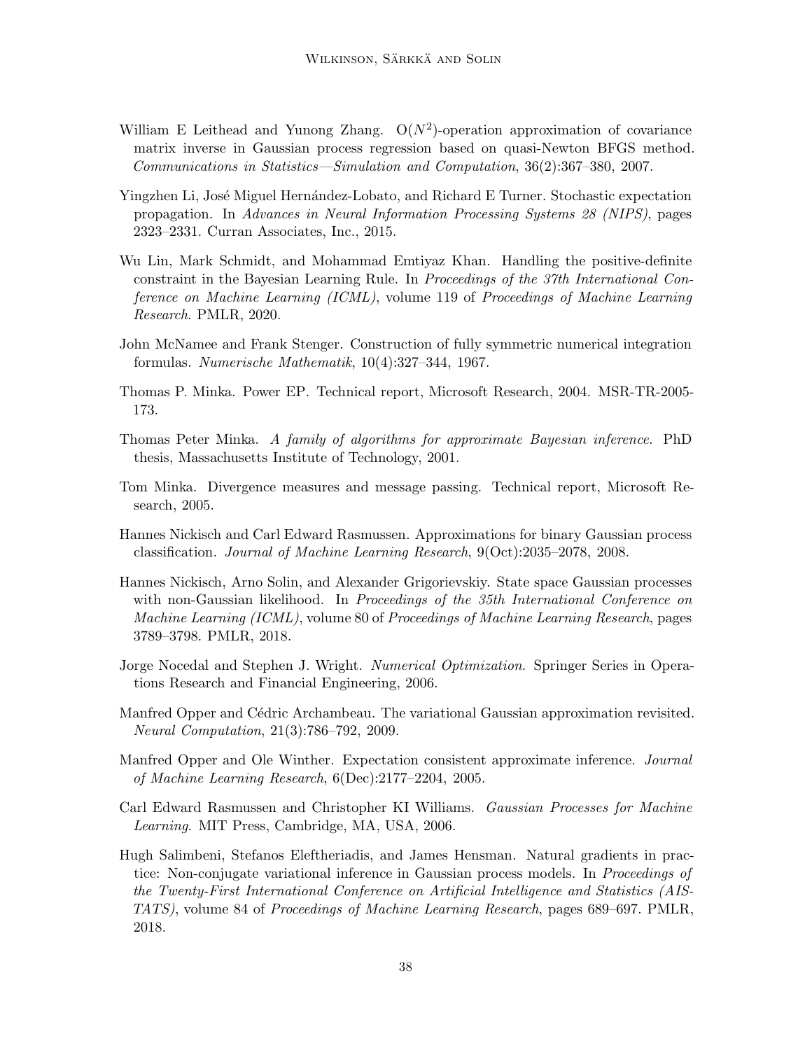William E Leithead and Yunong Zhang. $O(N^2)$-operation approximation of covariance matrix inverse in Gaussian process regression based on quasi-Newton BFGS method. *Communications in Statistics—Simulation and Computation*, 36(2):367–380, 2007.

Yingzhen Li, José Miguel Hernández-Lobato, and Richard E Turner. Stochastic expectation propagation. In *Advances in Neural Information Processing Systems 28 (NIPS)*, pages 2323–2331. Curran Associates, Inc., 2015.

Wu Lin, Mark Schmidt, and Mohammad Emtiyaz Khan. Handling the positive-definite constraint in the Bayesian Learning Rule. In *Proceedings of the 37th International Conference on Machine Learning (ICML)*, volume 119 of *Proceedings of Machine Learning Research*. PMLR, 2020.

John McNamee and Frank Stenger. Construction of fully symmetric numerical integration formulas. *Numerische Mathematik*, 10(4):327–344, 1967.

Thomas P. Minka. Power EP. Technical report, Microsoft Research, 2004. MSR-TR-2005-173.

Thomas Peter Minka. *A family of algorithms for approximate Bayesian inference*. PhD thesis, Massachusetts Institute of Technology, 2001.

Tom Minka. Divergence measures and message passing. Technical report, Microsoft Research, 2005.

Hannes Nickisch and Carl Edward Rasmussen. Approximations for binary Gaussian process classification. *Journal of Machine Learning Research*, 9(Oct):2035–2078, 2008.

Hannes Nickisch, Arno Solin, and Alexander Grigorievskiy. State space Gaussian processes with non-Gaussian likelihood. In *Proceedings of the 35th International Conference on Machine Learning (ICML)*, volume 80 of *Proceedings of Machine Learning Research*, pages 3789–3798. PMLR, 2018.

Jorge Nocedal and Stephen J. Wright. *Numerical Optimization*. Springer Series in Operations Research and Financial Engineering, 2006.

Manfred Opper and Cédric Archambeau. The variational Gaussian approximation revisited. *Neural Computation*, 21(3):786–792, 2009.

Manfred Opper and Ole Winther. Expectation consistent approximate inference. *Journal of Machine Learning Research*, 6(Dec):2177–2204, 2005.

Carl Edward Rasmussen and Christopher KI Williams. *Gaussian Processes for Machine Learning*. MIT Press, Cambridge, MA, USA, 2006.

Hugh Salimbeni, Stefanos Eleftheriadis, and James Hensman. Natural gradients in practice: Non-conjugate variational inference in Gaussian process models. In *Proceedings of the Twenty-First International Conference on Artificial Intelligence and Statistics (AISTATS)*, volume 84 of *Proceedings of Machine Learning Research*, pages 689–697. PMLR, 2018.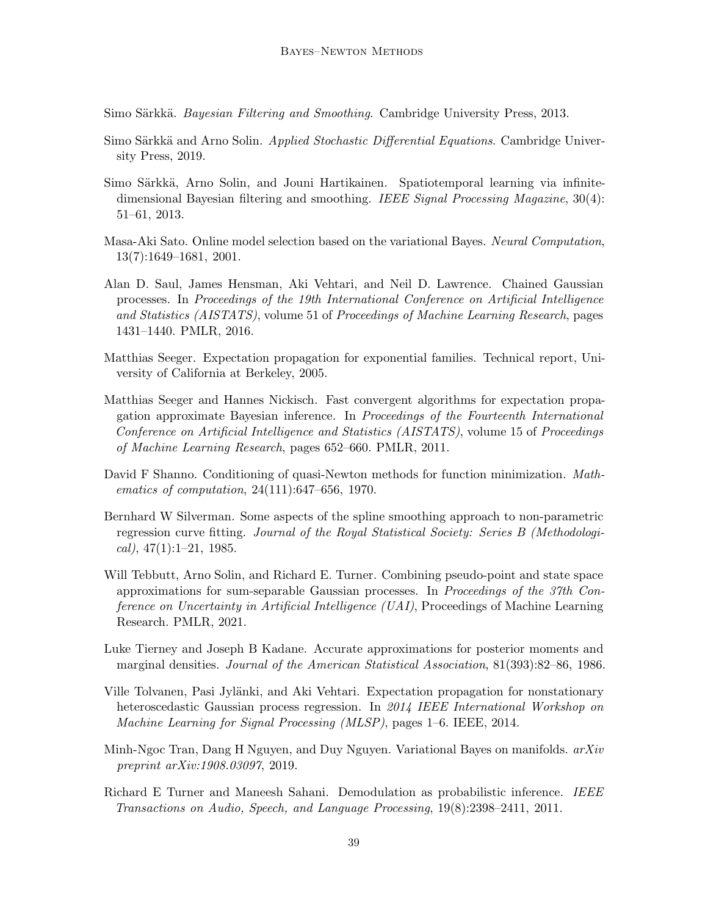Simo Särkkä. *Bayesian Filtering and Smoothing*. Cambridge University Press, 2013.

Simo Särkkä and Arno Solin. *Applied Stochastic Differential Equations*. Cambridge University Press, 2019.

Simo Särkkä, Arno Solin, and Jouni Hartikainen. Spatiotemporal learning via infinite-dimensional Bayesian filtering and smoothing. *IEEE Signal Processing Magazine*, 30(4): 51–61, 2013.

Masa-Aki Sato. Online model selection based on the variational Bayes. *Neural Computation*, 13(7):1649–1681, 2001.

Alan D. Saul, James Hensman, Aki Vehtari, and Neil D. Lawrence. Chained Gaussian processes. In *Proceedings of the 19th International Conference on Artificial Intelligence and Statistics (AISTATS)*, volume 51 of *Proceedings of Machine Learning Research*, pages 1431–1440. PMLR, 2016.

Matthias Seeger. Expectation propagation for exponential families. Technical report, University of California at Berkeley, 2005.

Matthias Seeger and Hannes Nickisch. Fast convergent algorithms for expectation propagation approximate Bayesian inference. In *Proceedings of the Fourteenth International Conference on Artificial Intelligence and Statistics (AISTATS)*, volume 15 of *Proceedings of Machine Learning Research*, pages 652–660. PMLR, 2011.

David F Shanno. Conditioning of quasi-Newton methods for function minimization. *Mathematics of computation*, 24(111):647–656, 1970.

Bernhard W Silverman. Some aspects of the spline smoothing approach to non-parametric regression curve fitting. *Journal of the Royal Statistical Society: Series B (Methodological)*, 47(1):1–21, 1985.

Will Tebbutt, Arno Solin, and Richard E. Turner. Combining pseudo-point and state space approximations for sum-separable Gaussian processes. In *Proceedings of the 37th Conference on Uncertainty in Artificial Intelligence (UAI)*, Proceedings of Machine Learning Research. PMLR, 2021.

Luke Tierney and Joseph B Kadane. Accurate approximations for posterior moments and marginal densities. *Journal of the American Statistical Association*, 81(393):82–86, 1986.

Ville Tolvanen, Pasi Jylänki, and Aki Vehtari. Expectation propagation for nonstationary heteroscedastic Gaussian process regression. In *2014 IEEE International Workshop on Machine Learning for Signal Processing (MLSP)*, pages 1–6. IEEE, 2014.

Minh-Ngoc Tran, Dang H Nguyen, and Duy Nguyen. Variational Bayes on manifolds. *arXiv preprint arXiv:1908.03097*, 2019.

Richard E Turner and Maneesh Sahani. Demodulation as probabilistic inference. *IEEE Transactions on Audio, Speech, and Language Processing*, 19(8):2398–2411, 2011.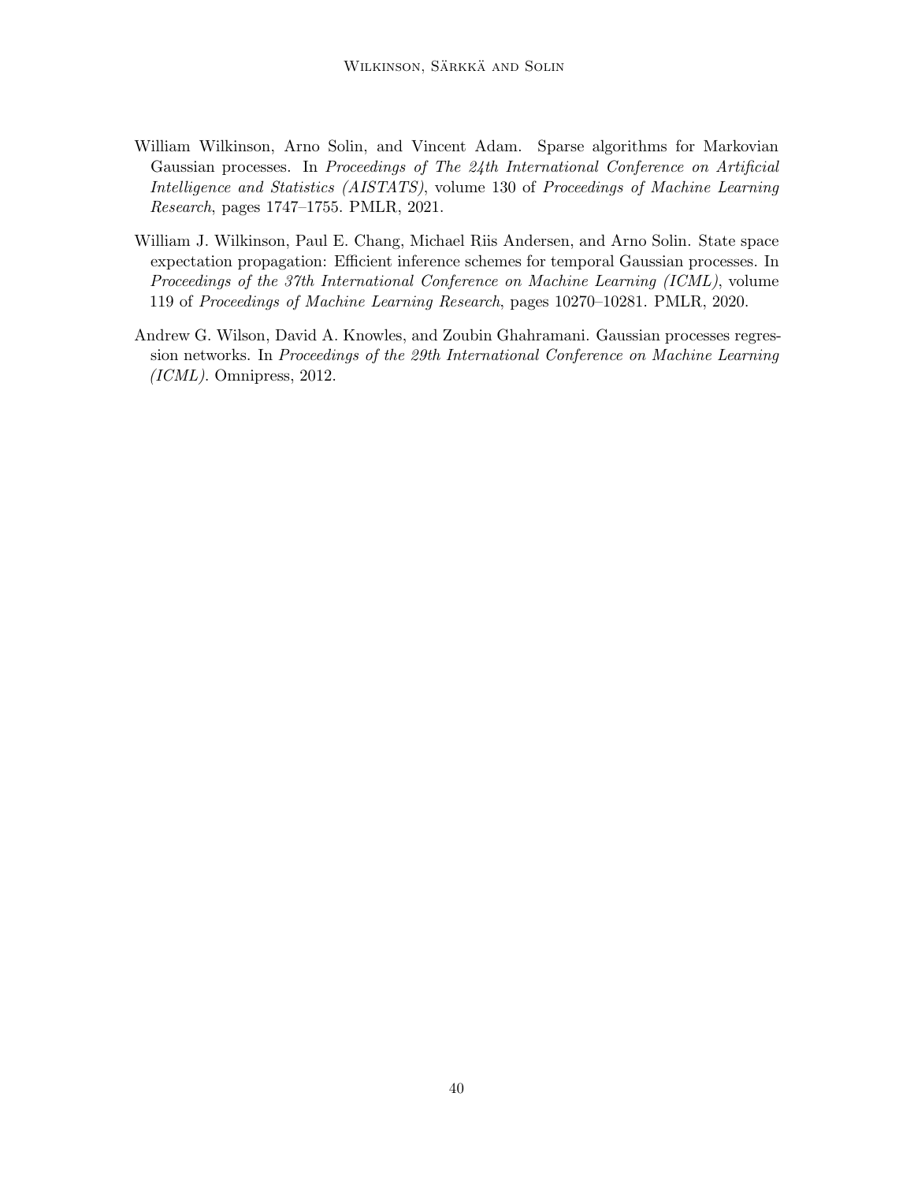William Wilkinson, Arno Solin, and Vincent Adam. Sparse algorithms for Markovian Gaussian processes. In *Proceedings of The 24th International Conference on Artificial Intelligence and Statistics (AISTATS)*, volume 130 of *Proceedings of Machine Learning Research*, pages 1747–1755. PMLR, 2021.

William J. Wilkinson, Paul E. Chang, Michael Riis Andersen, and Arno Solin. State space expectation propagation: Efficient inference schemes for temporal Gaussian processes. In *Proceedings of the 37th International Conference on Machine Learning (ICML)*, volume 119 of *Proceedings of Machine Learning Research*, pages 10270–10281. PMLR, 2020.

Andrew G. Wilson, David A. Knowles, and Zoubin Ghahramani. Gaussian processes regression networks. In *Proceedings of the 29th International Conference on Machine Learning (ICML)*. Omnipress, 2012.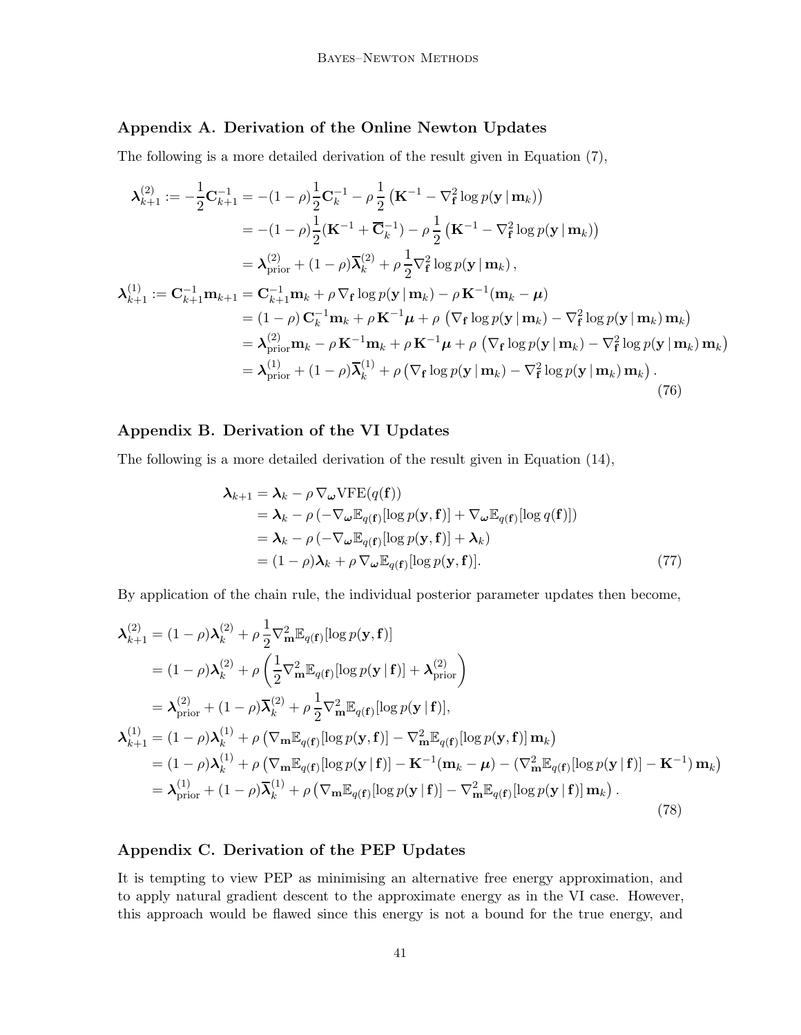## Appendix A. Derivation of the Online Newton Updates

The following is a more detailed derivation of the result given in Equation (7),

$$
\begin{aligned}
\boldsymbol{\lambda}_{k+1}^{(2)} := -\frac{1}{2}\mathbf{C}_{k+1}^{-1} &= -(1-\rho)\frac{1}{2}\mathbf{C}_k^{-1} - \rho\,\frac{1}{2}\left(\mathbf{K}^{-1} - \nabla_{\mathbf{f}}^2 \log p(\mathbf{y}\,|\,\mathbf{m}_k)\right) \\
&= -(1-\rho)\frac{1}{2}(\mathbf{K}^{-1} + \overline{\mathbf{C}}_k^{-1}) - \rho\,\frac{1}{2}\left(\mathbf{K}^{-1} - \nabla_{\mathbf{f}}^2 \log p(\mathbf{y}\,|\,\mathbf{m}_k)\right) \\
&= \boldsymbol{\lambda}_{\text{prior}}^{(2)} + (1-\rho)\overline{\boldsymbol{\lambda}}_k^{(2)} + \rho\,\frac{1}{2}\nabla_{\mathbf{f}}^2 \log p(\mathbf{y}\,|\,\mathbf{m}_k)\,, \\
\boldsymbol{\lambda}_{k+1}^{(1)} := \mathbf{C}_{k+1}^{-1}\mathbf{m}_{k+1} &= \mathbf{C}_{k+1}^{-1}\mathbf{m}_k + \rho\,\nabla_{\mathbf{f}} \log p(\mathbf{y}\,|\,\mathbf{m}_k) - \rho\,\mathbf{K}^{-1}(\mathbf{m}_k - \boldsymbol{\mu}) \\
&= (1-\rho)\,\mathbf{C}_k^{-1}\mathbf{m}_k + \rho\,\mathbf{K}^{-1}\boldsymbol{\mu} + \rho\,\left(\nabla_{\mathbf{f}} \log p(\mathbf{y}\,|\,\mathbf{m}_k) - \nabla_{\mathbf{f}}^2 \log p(\mathbf{y}\,|\,\mathbf{m}_k)\,\mathbf{m}_k\right) \\
&= \boldsymbol{\lambda}_{\text{prior}}^{(2)}\mathbf{m}_k - \rho\,\mathbf{K}^{-1}\mathbf{m}_k + \rho\,\mathbf{K}^{-1}\boldsymbol{\mu} + \rho\,\left(\nabla_{\mathbf{f}} \log p(\mathbf{y}\,|\,\mathbf{m}_k) - \nabla_{\mathbf{f}}^2 \log p(\mathbf{y}\,|\,\mathbf{m}_k)\,\mathbf{m}_k\right) \\
&= \boldsymbol{\lambda}_{\text{prior}}^{(1)} + (1-\rho)\overline{\boldsymbol{\lambda}}_k^{(1)} + \rho\left(\nabla_{\mathbf{f}} \log p(\mathbf{y}\,|\,\mathbf{m}_k) - \nabla_{\mathbf{f}}^2 \log p(\mathbf{y}\,|\,\mathbf{m}_k)\,\mathbf{m}_k\right).
\end{aligned}
\tag{76}
$$

## Appendix B. Derivation of the VI Updates

The following is a more detailed derivation of the result given in Equation (14),

$$
\begin{aligned}
\boldsymbol{\lambda}_{k+1} &= \boldsymbol{\lambda}_k - \rho\,\nabla_{\boldsymbol{\omega}} \text{VFE}(q(\mathbf{f})) \\
&= \boldsymbol{\lambda}_k - \rho\,(-\nabla_{\boldsymbol{\omega}}\mathbb{E}_{q(\mathbf{f})}[\log p(\mathbf{y},\mathbf{f})] + \nabla_{\boldsymbol{\omega}}\mathbb{E}_{q(\mathbf{f})}[\log q(\mathbf{f})]) \\
&= \boldsymbol{\lambda}_k - \rho\,(-\nabla_{\boldsymbol{\omega}}\mathbb{E}_{q(\mathbf{f})}[\log p(\mathbf{y},\mathbf{f})] + \boldsymbol{\lambda}_k) \\
&= (1-\rho)\boldsymbol{\lambda}_k + \rho\,\nabla_{\boldsymbol{\omega}}\mathbb{E}_{q(\mathbf{f})}[\log p(\mathbf{y},\mathbf{f})].
\end{aligned}
\tag{77}
$$

By application of the chain rule, the individual posterior parameter updates then become,

$$
\begin{aligned}
\boldsymbol{\lambda}_{k+1}^{(2)} &= (1-\rho)\boldsymbol{\lambda}_k^{(2)} + \rho\,\frac{1}{2}\nabla_{\mathbf{m}}^2\mathbb{E}_{q(\mathbf{f})}[\log p(\mathbf{y},\mathbf{f})] \\
&= (1-\rho)\boldsymbol{\lambda}_k^{(2)} + \rho\left(\frac{1}{2}\nabla_{\mathbf{m}}^2\mathbb{E}_{q(\mathbf{f})}[\log p(\mathbf{y}\,|\,\mathbf{f})] + \boldsymbol{\lambda}_{\text{prior}}^{(2)}\right) \\
&= \boldsymbol{\lambda}_{\text{prior}}^{(2)} + (1-\rho)\overline{\boldsymbol{\lambda}}_k^{(2)} + \rho\,\frac{1}{2}\nabla_{\mathbf{m}}^2\mathbb{E}_{q(\mathbf{f})}[\log p(\mathbf{y}\,|\,\mathbf{f})], \\
\boldsymbol{\lambda}_{k+1}^{(1)} &= (1-\rho)\boldsymbol{\lambda}_k^{(1)} + \rho\left(\nabla_{\mathbf{m}}\mathbb{E}_{q(\mathbf{f})}[\log p(\mathbf{y},\mathbf{f})] - \nabla_{\mathbf{m}}^2\mathbb{E}_{q(\mathbf{f})}[\log p(\mathbf{y},\mathbf{f})]\,\mathbf{m}_k\right) \\
&= (1-\rho)\boldsymbol{\lambda}_k^{(1)} + \rho\left(\nabla_{\mathbf{m}}\mathbb{E}_{q(\mathbf{f})}[\log p(\mathbf{y}\,|\,\mathbf{f})] - \mathbf{K}^{-1}(\mathbf{m}_k - \boldsymbol{\mu}) - (\nabla_{\mathbf{m}}^2\mathbb{E}_{q(\mathbf{f})}[\log p(\mathbf{y}\,|\,\mathbf{f})] - \mathbf{K}^{-1})\,\mathbf{m}_k\right) \\
&= \boldsymbol{\lambda}_{\text{prior}}^{(1)} + (1-\rho)\overline{\boldsymbol{\lambda}}_k^{(1)} + \rho\left(\nabla_{\mathbf{m}}\mathbb{E}_{q(\mathbf{f})}[\log p(\mathbf{y}\,|\,\mathbf{f})] - \nabla_{\mathbf{m}}^2\mathbb{E}_{q(\mathbf{f})}[\log p(\mathbf{y}\,|\,\mathbf{f})]\,\mathbf{m}_k\right).
\end{aligned}
\tag{78}
$$

## Appendix C. Derivation of the PEP Updates

It is tempting to view PEP as minimising an alternative free energy approximation, and to apply natural gradient descent to the approximate energy as in the VI case. However, this approach would be flawed since this energy is not a bound for the true energy, and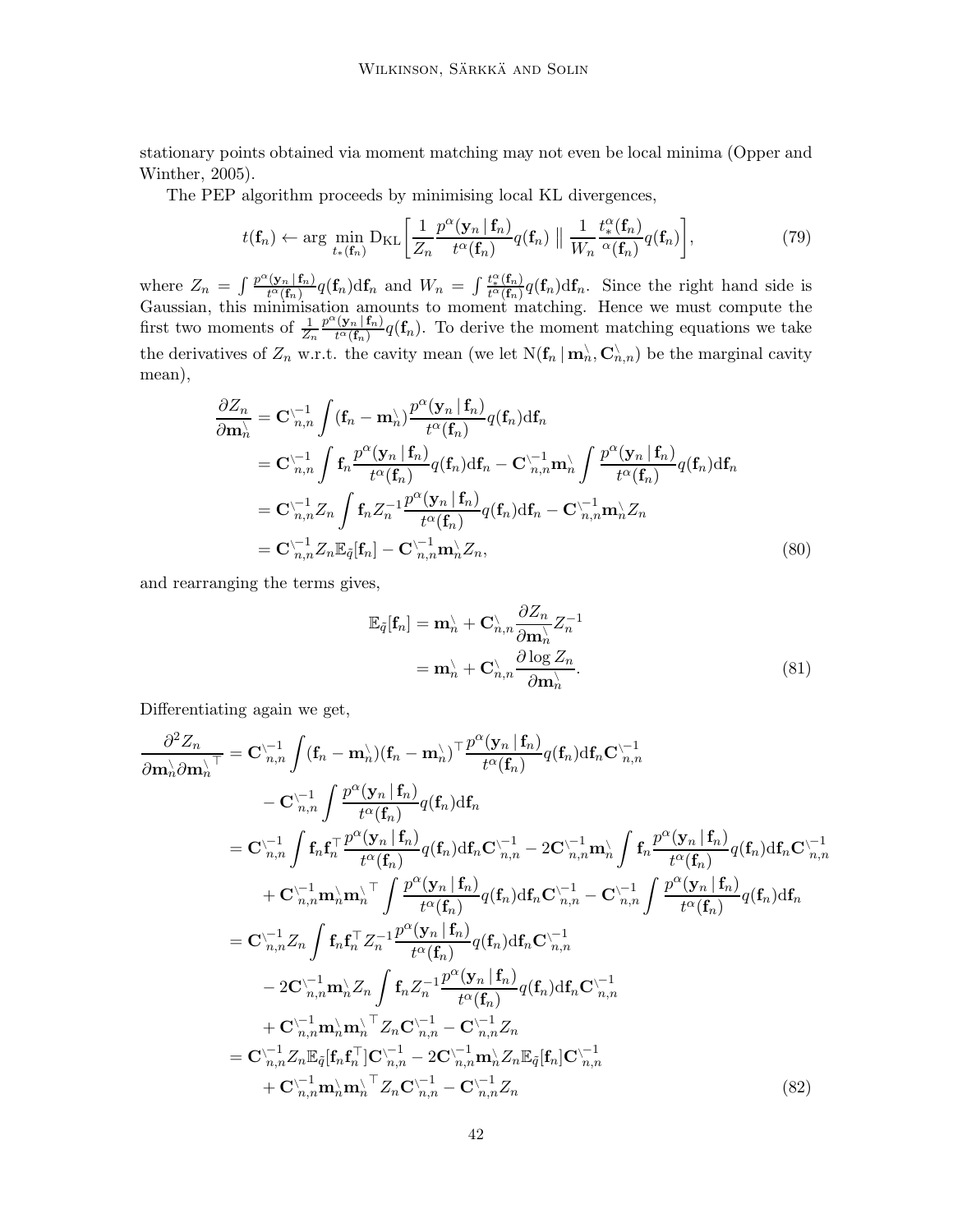stationary points obtained via moment matching may not even be local minima (Opper and Winther, 2005).

The PEP algorithm proceeds by minimising local KL divergences,

$$t(\mathbf{f}_n) \leftarrow \arg\min_{t_*(\mathbf{f}_n)} \mathrm{D}_{\mathrm{KL}}\left[\frac{1}{Z_n}\frac{p^\alpha(\mathbf{y}_n \,|\, \mathbf{f}_n)}{t^\alpha(\mathbf{f}_n)}q(\mathbf{f}_n) \;\Big\|\; \frac{1}{W_n}\frac{t_*^\alpha(\mathbf{f}_n)}{{}^\alpha(\mathbf{f}_n)}q(\mathbf{f}_n)\right], \tag{79}$$

where $Z_n = \int \frac{p^\alpha(\mathbf{y}_n \,|\, \mathbf{f}_n)}{t^\alpha(\mathbf{f}_n)}q(\mathbf{f}_n)\mathrm{d}\mathbf{f}_n$ and $W_n = \int \frac{t_*^\alpha(\mathbf{f}_n)}{t^\alpha(\mathbf{f}_n)}q(\mathbf{f}_n)\mathrm{d}\mathbf{f}_n$. Since the right hand side is Gaussian, this minimisation amounts to moment matching. Hence we must compute the first two moments of $\frac{1}{Z_n}\frac{p^\alpha(\mathbf{y}_n \,|\, \mathbf{f}_n)}{t^\alpha(\mathbf{f}_n)}q(\mathbf{f}_n)$. To derive the moment matching equations we take the derivatives of $Z_n$ w.r.t. the cavity mean (we let $\mathrm{N}(\mathbf{f}_n \,|\, \mathbf{m}_n^{\setminus}, \mathbf{C}_{n,n}^{\setminus})$ be the marginal cavity mean),

$$\begin{aligned}
\frac{\partial Z_n}{\partial \mathbf{m}_n^{\setminus}} &= \mathbf{C}_{n,n}^{\setminus -1}\int (\mathbf{f}_n - \mathbf{m}_n^{\setminus})\frac{p^\alpha(\mathbf{y}_n \,|\, \mathbf{f}_n)}{t^\alpha(\mathbf{f}_n)}q(\mathbf{f}_n)\mathrm{d}\mathbf{f}_n \\
&= \mathbf{C}_{n,n}^{\setminus -1}\int \mathbf{f}_n\frac{p^\alpha(\mathbf{y}_n \,|\, \mathbf{f}_n)}{t^\alpha(\mathbf{f}_n)}q(\mathbf{f}_n)\mathrm{d}\mathbf{f}_n - \mathbf{C}_{n,n}^{\setminus -1}\mathbf{m}_n^{\setminus}\int \frac{p^\alpha(\mathbf{y}_n \,|\, \mathbf{f}_n)}{t^\alpha(\mathbf{f}_n)}q(\mathbf{f}_n)\mathrm{d}\mathbf{f}_n \\
&= \mathbf{C}_{n,n}^{\setminus -1}Z_n\int \mathbf{f}_n Z_n^{-1}\frac{p^\alpha(\mathbf{y}_n \,|\, \mathbf{f}_n)}{t^\alpha(\mathbf{f}_n)}q(\mathbf{f}_n)\mathrm{d}\mathbf{f}_n - \mathbf{C}_{n,n}^{\setminus -1}\mathbf{m}_n^{\setminus}Z_n \\
&= \mathbf{C}_{n,n}^{\setminus -1}Z_n\mathbb{E}_{\tilde{q}}[\mathbf{f}_n] - \mathbf{C}_{n,n}^{\setminus -1}\mathbf{m}_n^{\setminus}Z_n,
\end{aligned} \tag{80}$$

and rearranging the terms gives,

$$\begin{aligned}
\mathbb{E}_{\tilde{q}}[\mathbf{f}_n] &= \mathbf{m}_n^{\setminus} + \mathbf{C}_{n,n}^{\setminus}\frac{\partial Z_n}{\partial \mathbf{m}_n^{\setminus}}Z_n^{-1} \\
&= \mathbf{m}_n^{\setminus} + \mathbf{C}_{n,n}^{\setminus}\frac{\partial \log Z_n}{\partial \mathbf{m}_n^{\setminus}}.
\end{aligned} \tag{81}$$

Differentiating again we get,

$$\begin{aligned}
\frac{\partial^2 Z_n}{\partial \mathbf{m}_n^{\setminus}\partial \mathbf{m}_n^{\setminus\top}} &= \mathbf{C}_{n,n}^{\setminus -1}\int (\mathbf{f}_n - \mathbf{m}_n^{\setminus})(\mathbf{f}_n - \mathbf{m}_n^{\setminus})^\top\frac{p^\alpha(\mathbf{y}_n \,|\, \mathbf{f}_n)}{t^\alpha(\mathbf{f}_n)}q(\mathbf{f}_n)\mathrm{d}\mathbf{f}_n\mathbf{C}_{n,n}^{\setminus -1} \\
&\quad - \mathbf{C}_{n,n}^{\setminus -1}\int \frac{p^\alpha(\mathbf{y}_n \,|\, \mathbf{f}_n)}{t^\alpha(\mathbf{f}_n)}q(\mathbf{f}_n)\mathrm{d}\mathbf{f}_n \\
&= \mathbf{C}_{n,n}^{\setminus -1}\int \mathbf{f}_n\mathbf{f}_n^\top\frac{p^\alpha(\mathbf{y}_n \,|\, \mathbf{f}_n)}{t^\alpha(\mathbf{f}_n)}q(\mathbf{f}_n)\mathrm{d}\mathbf{f}_n\mathbf{C}_{n,n}^{\setminus -1} - 2\mathbf{C}_{n,n}^{\setminus -1}\mathbf{m}_n^{\setminus}\int \mathbf{f}_n\frac{p^\alpha(\mathbf{y}_n \,|\, \mathbf{f}_n)}{t^\alpha(\mathbf{f}_n)}q(\mathbf{f}_n)\mathrm{d}\mathbf{f}_n\mathbf{C}_{n,n}^{\setminus -1} \\
&\quad + \mathbf{C}_{n,n}^{\setminus -1}\mathbf{m}_n^{\setminus}\mathbf{m}_n^{\setminus\top}\int \frac{p^\alpha(\mathbf{y}_n \,|\, \mathbf{f}_n)}{t^\alpha(\mathbf{f}_n)}q(\mathbf{f}_n)\mathrm{d}\mathbf{f}_n\mathbf{C}_{n,n}^{\setminus -1} - \mathbf{C}_{n,n}^{\setminus -1}\int \frac{p^\alpha(\mathbf{y}_n \,|\, \mathbf{f}_n)}{t^\alpha(\mathbf{f}_n)}q(\mathbf{f}_n)\mathrm{d}\mathbf{f}_n \\
&= \mathbf{C}_{n,n}^{\setminus -1}Z_n\int \mathbf{f}_n\mathbf{f}_n^\top Z_n^{-1}\frac{p^\alpha(\mathbf{y}_n \,|\, \mathbf{f}_n)}{t^\alpha(\mathbf{f}_n)}q(\mathbf{f}_n)\mathrm{d}\mathbf{f}_n\mathbf{C}_{n,n}^{\setminus -1} \\
&\quad - 2\mathbf{C}_{n,n}^{\setminus -1}\mathbf{m}_n^{\setminus}Z_n\int \mathbf{f}_n Z_n^{-1}\frac{p^\alpha(\mathbf{y}_n \,|\, \mathbf{f}_n)}{t^\alpha(\mathbf{f}_n)}q(\mathbf{f}_n)\mathrm{d}\mathbf{f}_n\mathbf{C}_{n,n}^{\setminus -1} \\
&\quad + \mathbf{C}_{n,n}^{\setminus -1}\mathbf{m}_n^{\setminus}\mathbf{m}_n^{\setminus\top}Z_n\mathbf{C}_{n,n}^{\setminus -1} - \mathbf{C}_{n,n}^{\setminus -1}Z_n \\
&= \mathbf{C}_{n,n}^{\setminus -1}Z_n\mathbb{E}_{\tilde{q}}[\mathbf{f}_n\mathbf{f}_n^\top]\mathbf{C}_{n,n}^{\setminus -1} - 2\mathbf{C}_{n,n}^{\setminus -1}\mathbf{m}_n^{\setminus}Z_n\mathbb{E}_{\tilde{q}}[\mathbf{f}_n]\mathbf{C}_{n,n}^{\setminus -1} \\
&\quad + \mathbf{C}_{n,n}^{\setminus -1}\mathbf{m}_n^{\setminus}\mathbf{m}_n^{\setminus\top}Z_n\mathbf{C}_{n,n}^{\setminus -1} - \mathbf{C}_{n,n}^{\setminus -1}Z_n
\end{aligned} \tag{82}$$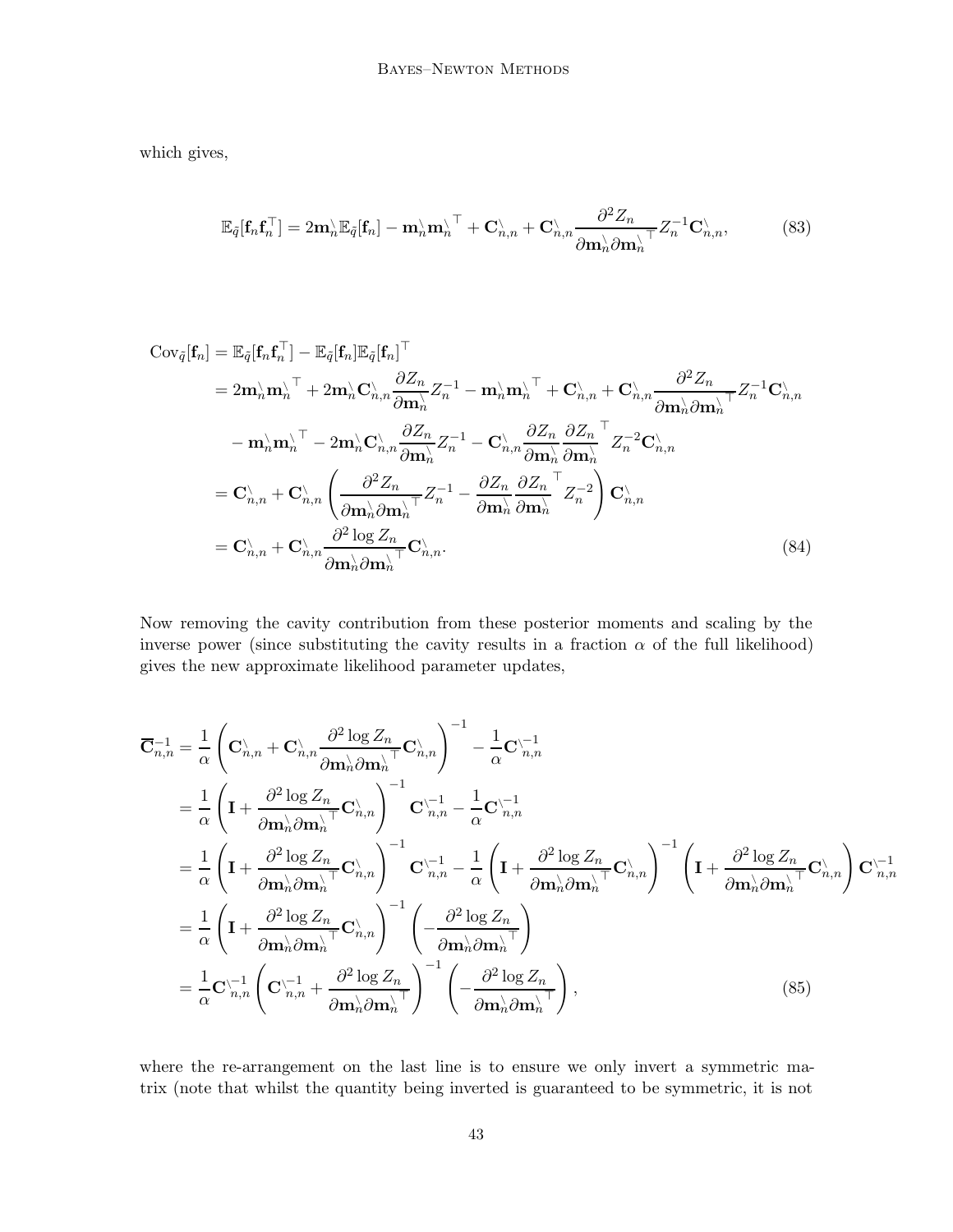which gives,

$$
\mathbb{E}_{\tilde{q}}[\mathbf{f}_n \mathbf{f}_n^\top] = 2\mathbf{m}_n^{\setminus} \mathbb{E}_{\tilde{q}}[\mathbf{f}_n] - \mathbf{m}_n^{\setminus} {\mathbf{m}_n^{\setminus}}^\top + \mathbf{C}_{n,n}^{\setminus} + \mathbf{C}_{n,n}^{\setminus} \frac{\partial^2 Z_n}{\partial \mathbf{m}_n^{\setminus} \partial {\mathbf{m}_n^{\setminus}}^\top} Z_n^{-1} \mathbf{C}_{n,n}^{\setminus}, \tag{83}
$$

$$
\begin{aligned}
\mathrm{Cov}_{\tilde{q}}[\mathbf{f}_n] &= \mathbb{E}_{\tilde{q}}[\mathbf{f}_n \mathbf{f}_n^\top] - \mathbb{E}_{\tilde{q}}[\mathbf{f}_n] \mathbb{E}_{\tilde{q}}[\mathbf{f}_n]^\top \\
&= 2\mathbf{m}_n^{\setminus} {\mathbf{m}_n^{\setminus}}^\top + 2\mathbf{m}_n^{\setminus} \mathbf{C}_{n,n}^{\setminus} \frac{\partial Z_n}{\partial \mathbf{m}_n^{\setminus}} Z_n^{-1} - \mathbf{m}_n^{\setminus} {\mathbf{m}_n^{\setminus}}^\top + \mathbf{C}_{n,n}^{\setminus} + \mathbf{C}_{n,n}^{\setminus} \frac{\partial^2 Z_n}{\partial \mathbf{m}_n^{\setminus} \partial {\mathbf{m}_n^{\setminus}}^\top} Z_n^{-1} \mathbf{C}_{n,n}^{\setminus} \\
&\quad - \mathbf{m}_n^{\setminus} {\mathbf{m}_n^{\setminus}}^\top - 2\mathbf{m}_n^{\setminus} \mathbf{C}_{n,n}^{\setminus} \frac{\partial Z_n}{\partial \mathbf{m}_n^{\setminus}} Z_n^{-1} - \mathbf{C}_{n,n}^{\setminus} \frac{\partial Z_n}{\partial \mathbf{m}_n^{\setminus}} \frac{\partial Z_n}{\partial \mathbf{m}_n^{\setminus}}^\top Z_n^{-2} \mathbf{C}_{n,n}^{\setminus} \\
&= \mathbf{C}_{n,n}^{\setminus} + \mathbf{C}_{n,n}^{\setminus} \left( \frac{\partial^2 Z_n}{\partial \mathbf{m}_n^{\setminus} \partial {\mathbf{m}_n^{\setminus}}^\top} Z_n^{-1} - \frac{\partial Z_n}{\partial \mathbf{m}_n^{\setminus}} \frac{\partial Z_n}{\partial \mathbf{m}_n^{\setminus}}^\top Z_n^{-2} \right) \mathbf{C}_{n,n}^{\setminus} \\
&= \mathbf{C}_{n,n}^{\setminus} + \mathbf{C}_{n,n}^{\setminus} \frac{\partial^2 \log Z_n}{\partial \mathbf{m}_n^{\setminus} \partial {\mathbf{m}_n^{\setminus}}^\top} \mathbf{C}_{n,n}^{\setminus}.
\end{aligned} \tag{84}
$$

Now removing the cavity contribution from these posterior moments and scaling by the inverse power (since substituting the cavity results in a fraction $\alpha$ of the full likelihood) gives the new approximate likelihood parameter updates,

$$
\begin{aligned}
\overline{\mathbf{C}}_{n,n}^{-1} &= \frac{1}{\alpha} \left( \mathbf{C}_{n,n}^{\setminus} + \mathbf{C}_{n,n}^{\setminus} \frac{\partial^2 \log Z_n}{\partial \mathbf{m}_n^{\setminus} \partial {\mathbf{m}_n^{\setminus}}^\top} \mathbf{C}_{n,n}^{\setminus} \right)^{-1} - \frac{1}{\alpha} \mathbf{C}_{n,n}^{\setminus -1} \\
&= \frac{1}{\alpha} \left( \mathbf{I} + \frac{\partial^2 \log Z_n}{\partial \mathbf{m}_n^{\setminus} \partial {\mathbf{m}_n^{\setminus}}^\top} \mathbf{C}_{n,n}^{\setminus} \right)^{-1} \mathbf{C}_{n,n}^{\setminus -1} - \frac{1}{\alpha} \mathbf{C}_{n,n}^{\setminus -1} \\
&= \frac{1}{\alpha} \left( \mathbf{I} + \frac{\partial^2 \log Z_n}{\partial \mathbf{m}_n^{\setminus} \partial {\mathbf{m}_n^{\setminus}}^\top} \mathbf{C}_{n,n}^{\setminus} \right)^{-1} \mathbf{C}_{n,n}^{\setminus -1} - \frac{1}{\alpha} \left( \mathbf{I} + \frac{\partial^2 \log Z_n}{\partial \mathbf{m}_n^{\setminus} \partial {\mathbf{m}_n^{\setminus}}^\top} \mathbf{C}_{n,n}^{\setminus} \right)^{-1} \left( \mathbf{I} + \frac{\partial^2 \log Z_n}{\partial \mathbf{m}_n^{\setminus} \partial {\mathbf{m}_n^{\setminus}}^\top} \mathbf{C}_{n,n}^{\setminus} \right) \mathbf{C}_{n,n}^{\setminus -1} \\
&= \frac{1}{\alpha} \left( \mathbf{I} + \frac{\partial^2 \log Z_n}{\partial \mathbf{m}_n^{\setminus} \partial {\mathbf{m}_n^{\setminus}}^\top} \mathbf{C}_{n,n}^{\setminus} \right)^{-1} \left( - \frac{\partial^2 \log Z_n}{\partial \mathbf{m}_n^{\setminus} \partial {\mathbf{m}_n^{\setminus}}^\top} \right) \\
&= \frac{1}{\alpha} \mathbf{C}_{n,n}^{\setminus -1} \left( \mathbf{C}_{n,n}^{\setminus -1} + \frac{\partial^2 \log Z_n}{\partial \mathbf{m}_n^{\setminus} \partial {\mathbf{m}_n^{\setminus}}^\top} \right)^{-1} \left( - \frac{\partial^2 \log Z_n}{\partial \mathbf{m}_n^{\setminus} \partial {\mathbf{m}_n^{\setminus}}^\top} \right),
\end{aligned} \tag{85}
$$

where the re-arrangement on the last line is to ensure we only invert a symmetric matrix (note that whilst the quantity being inverted is guaranteed to be symmetric, it is not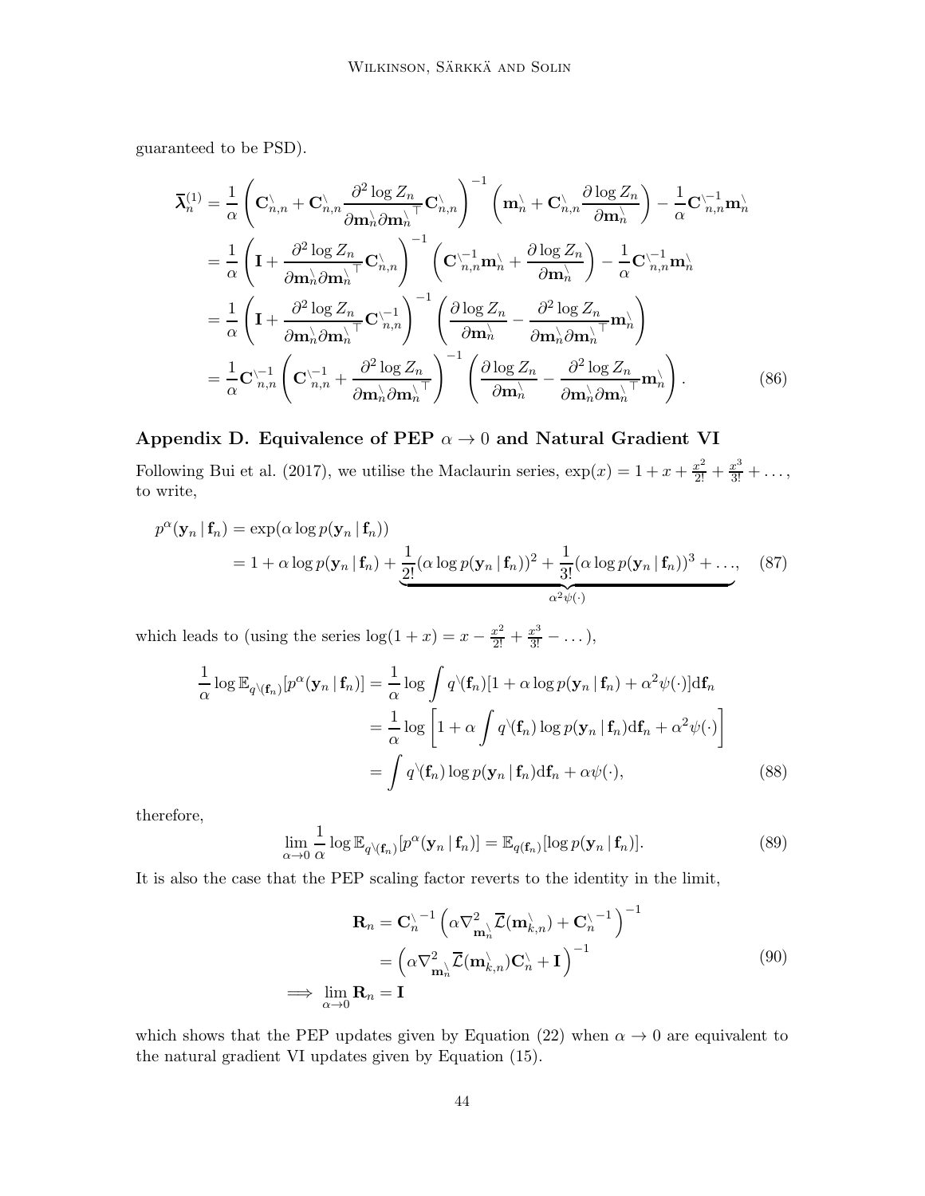guaranteed to be PSD).

$$
\begin{aligned}
\overline{\boldsymbol{\lambda}}_n^{(1)} &= \frac{1}{\alpha} \left( \mathbf{C}^{\setminus}_{n,n} + \mathbf{C}^{\setminus}_{n,n} \frac{\partial^2 \log Z_n}{\partial \mathbf{m}^{\setminus}_n \partial \mathbf{m}^{\setminus \top}_n} \mathbf{C}^{\setminus}_{n,n} \right)^{-1} \left( \mathbf{m}^{\setminus}_n + \mathbf{C}^{\setminus}_{n,n} \frac{\partial \log Z_n}{\partial \mathbf{m}^{\setminus}_n} \right) - \frac{1}{\alpha} \mathbf{C}^{\setminus -1}_{n,n} \mathbf{m}^{\setminus}_n \\
&= \frac{1}{\alpha} \left( \mathbf{I} + \frac{\partial^2 \log Z_n}{\partial \mathbf{m}^{\setminus}_n \partial \mathbf{m}^{\setminus \top}_n} \mathbf{C}^{\setminus}_{n,n} \right)^{-1} \left( \mathbf{C}^{\setminus -1}_{n,n} \mathbf{m}^{\setminus}_n + \frac{\partial \log Z_n}{\partial \mathbf{m}^{\setminus}_n} \right) - \frac{1}{\alpha} \mathbf{C}^{\setminus -1}_{n,n} \mathbf{m}^{\setminus}_n \\
&= \frac{1}{\alpha} \left( \mathbf{I} + \frac{\partial^2 \log Z_n}{\partial \mathbf{m}^{\setminus}_n \partial \mathbf{m}^{\setminus \top}_n} \mathbf{C}^{\setminus -1}_{n,n} \right)^{-1} \left( \frac{\partial \log Z_n}{\partial \mathbf{m}^{\setminus}_n} - \frac{\partial^2 \log Z_n}{\partial \mathbf{m}^{\setminus}_n \partial \mathbf{m}^{\setminus \top}_n} \mathbf{m}^{\setminus}_n \right) \\
&= \frac{1}{\alpha} \mathbf{C}^{\setminus -1}_{n,n} \left( \mathbf{C}^{\setminus -1}_{n,n} + \frac{\partial^2 \log Z_n}{\partial \mathbf{m}^{\setminus}_n \partial \mathbf{m}^{\setminus \top}_n} \right)^{-1} \left( \frac{\partial \log Z_n}{\partial \mathbf{m}^{\setminus}_n} - \frac{\partial^2 \log Z_n}{\partial \mathbf{m}^{\setminus}_n \partial \mathbf{m}^{\setminus \top}_n} \mathbf{m}^{\setminus}_n \right).
\end{aligned}
\tag{86}
$$

## Appendix D. Equivalence of PEP $\alpha \to 0$ and Natural Gradient VI

Following Bui et al. (2017), we utilise the Maclaurin series, $\exp(x) = 1 + x + \frac{x^2}{2!} + \frac{x^3}{3!} + \dots$, to write,

$$
\begin{aligned}
p^{\alpha}(\mathbf{y}_n \,|\, \mathbf{f}_n) &= \exp(\alpha \log p(\mathbf{y}_n \,|\, \mathbf{f}_n)) \\
&= 1 + \alpha \log p(\mathbf{y}_n \,|\, \mathbf{f}_n) + \underbrace{\frac{1}{2!}(\alpha \log p(\mathbf{y}_n \,|\, \mathbf{f}_n))^2 + \frac{1}{3!}(\alpha \log p(\mathbf{y}_n \,|\, \mathbf{f}_n))^3 + \dots}_{\alpha^2 \psi(\cdot)},
\end{aligned}
\tag{87}
$$

which leads to (using the series $\log(1+x) = x - \frac{x^2}{2!} + \frac{x^3}{3!} - \dots$),

$$
\begin{aligned}
\frac{1}{\alpha} \log \mathbb{E}_{q^{\setminus}(\mathbf{f}_n)}[p^{\alpha}(\mathbf{y}_n \,|\, \mathbf{f}_n)] &= \frac{1}{\alpha} \log \int q^{\setminus}(\mathbf{f}_n)[1 + \alpha \log p(\mathbf{y}_n \,|\, \mathbf{f}_n) + \alpha^2 \psi(\cdot)] \mathrm{d}\mathbf{f}_n \\
&= \frac{1}{\alpha} \log \left[ 1 + \alpha \int q^{\setminus}(\mathbf{f}_n) \log p(\mathbf{y}_n \,|\, \mathbf{f}_n) \mathrm{d}\mathbf{f}_n + \alpha^2 \psi(\cdot) \right] \\
&= \int q^{\setminus}(\mathbf{f}_n) \log p(\mathbf{y}_n \,|\, \mathbf{f}_n) \mathrm{d}\mathbf{f}_n + \alpha \psi(\cdot),
\end{aligned}
\tag{88}
$$

therefore,

$$
\lim_{\alpha \to 0} \frac{1}{\alpha} \log \mathbb{E}_{q^{\setminus}(\mathbf{f}_n)}[p^{\alpha}(\mathbf{y}_n \,|\, \mathbf{f}_n)] = \mathbb{E}_{q(\mathbf{f}_n)}[\log p(\mathbf{y}_n \,|\, \mathbf{f}_n)].
\tag{89}
$$

It is also the case that the PEP scaling factor reverts to the identity in the limit,

$$
\begin{aligned}
\mathbf{R}_n &= \mathbf{C}^{\setminus -1}_n \left( \alpha \nabla^2_{\mathbf{m}^{\setminus}_n} \overline{\mathcal{L}}(\mathbf{m}^{\setminus}_{k,n}) + \mathbf{C}^{\setminus -1}_n \right)^{-1} \\
&= \left( \alpha \nabla^2_{\mathbf{m}^{\setminus}_n} \overline{\mathcal{L}}(\mathbf{m}^{\setminus}_{k,n}) \mathbf{C}^{\setminus}_n + \mathbf{I} \right)^{-1} \\
\implies \lim_{\alpha \to 0} \mathbf{R}_n &= \mathbf{I}
\end{aligned}
\tag{90}
$$

which shows that the PEP updates given by Equation (22) when $\alpha \to 0$ are equivalent to the natural gradient VI updates given by Equation (15).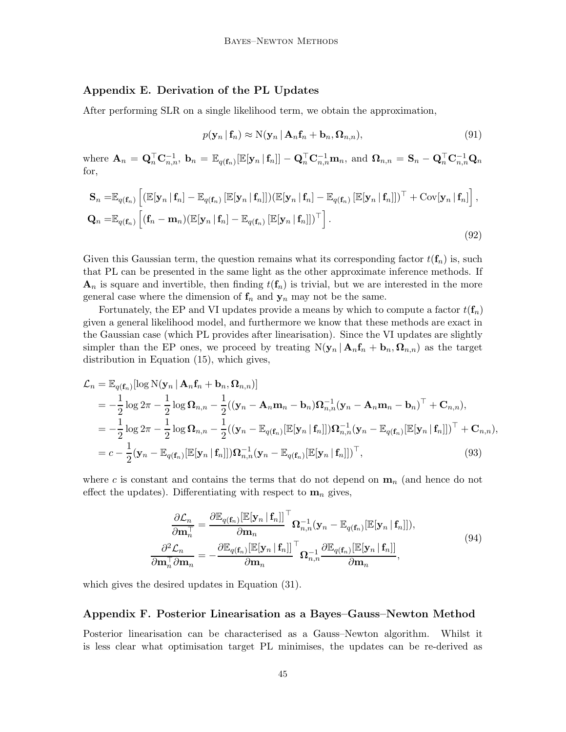## Appendix E. Derivation of the PL Updates

After performing SLR on a single likelihood term, we obtain the approximation,

$$p(\mathbf{y}_n \,|\, \mathbf{f}_n) \approx \mathrm{N}(\mathbf{y}_n \,|\, \mathbf{A}_n \mathbf{f}_n + \mathbf{b}_n, \mathbf{\Omega}_{n,n}), \tag{91}$$

where $\mathbf{A}_n = \mathbf{Q}_n^\top \mathbf{C}_{n,n}^{-1}$, $\mathbf{b}_n = \mathbb{E}_{q(\mathbf{f}_n)}[\mathbb{E}[\mathbf{y}_n \,|\, \mathbf{f}_n]] - \mathbf{Q}_n^\top \mathbf{C}_{n,n}^{-1} \mathbf{m}_n$, and $\mathbf{\Omega}_{n,n} = \mathbf{S}_n - \mathbf{Q}_n^\top \mathbf{C}_{n,n}^{-1} \mathbf{Q}_n$ for,

$$\begin{aligned}
\mathbf{S}_n =& \mathbb{E}_{q(\mathbf{f}_n)}\left[ (\mathbb{E}[\mathbf{y}_n \,|\, \mathbf{f}_n] - \mathbb{E}_{q(\mathbf{f}_n)}\left[\mathbb{E}[\mathbf{y}_n \,|\, \mathbf{f}_n]\right])(\mathbb{E}[\mathbf{y}_n \,|\, \mathbf{f}_n] - \mathbb{E}_{q(\mathbf{f}_n)}\left[\mathbb{E}[\mathbf{y}_n \,|\, \mathbf{f}_n]\right])^\top + \mathrm{Cov}[\mathbf{y}_n \,|\, \mathbf{f}_n] \right], \\
\mathbf{Q}_n =& \mathbb{E}_{q(\mathbf{f}_n)}\left[ (\mathbf{f}_n - \mathbf{m}_n)(\mathbb{E}[\mathbf{y}_n \,|\, \mathbf{f}_n] - \mathbb{E}_{q(\mathbf{f}_n)}\left[\mathbb{E}[\mathbf{y}_n \,|\, \mathbf{f}_n]\right])^\top \right].
\end{aligned} \tag{92}$$

Given this Gaussian term, the question remains what its corresponding factor $t(\mathbf{f}_n)$ is, such that PL can be presented in the same light as the other approximate inference methods. If $\mathbf{A}_n$ is square and invertible, then finding $t(\mathbf{f}_n)$ is trivial, but we are interested in the more general case where the dimension of $\mathbf{f}_n$ and $\mathbf{y}_n$ may not be the same.

Fortunately, the EP and VI updates provide a means by which to compute a factor $t(\mathbf{f}_n)$ given a general likelihood model, and furthermore we know that these methods are exact in the Gaussian case (which PL provides after linearisation). Since the VI updates are slightly simpler than the EP ones, we proceed by treating $\mathrm{N}(\mathbf{y}_n \,|\, \mathbf{A}_n \mathbf{f}_n + \mathbf{b}_n, \mathbf{\Omega}_{n,n})$ as the target distribution in Equation (15), which gives,

$$\begin{aligned}
\mathcal{L}_n &= \mathbb{E}_{q(\mathbf{f}_n)}[\log \mathrm{N}(\mathbf{y}_n \,|\, \mathbf{A}_n \mathbf{f}_n + \mathbf{b}_n, \mathbf{\Omega}_{n,n})] \\
&= -\frac{1}{2}\log 2\pi - \frac{1}{2}\log \mathbf{\Omega}_{n,n} - \frac{1}{2}((\mathbf{y}_n - \mathbf{A}_n \mathbf{m}_n - \mathbf{b}_n)\mathbf{\Omega}_{n,n}^{-1}(\mathbf{y}_n - \mathbf{A}_n \mathbf{m}_n - \mathbf{b}_n)^\top + \mathbf{C}_{n,n}), \\
&= -\frac{1}{2}\log 2\pi - \frac{1}{2}\log \mathbf{\Omega}_{n,n} - \frac{1}{2}((\mathbf{y}_n - \mathbb{E}_{q(\mathbf{f}_n)}[\mathbb{E}[\mathbf{y}_n \,|\, \mathbf{f}_n]])\mathbf{\Omega}_{n,n}^{-1}(\mathbf{y}_n - \mathbb{E}_{q(\mathbf{f}_n)}[\mathbb{E}[\mathbf{y}_n \,|\, \mathbf{f}_n]])^\top + \mathbf{C}_{n,n}), \\
&= c - \frac{1}{2}(\mathbf{y}_n - \mathbb{E}_{q(\mathbf{f}_n)}[\mathbb{E}[\mathbf{y}_n \,|\, \mathbf{f}_n]])\mathbf{\Omega}_{n,n}^{-1}(\mathbf{y}_n - \mathbb{E}_{q(\mathbf{f}_n)}[\mathbb{E}[\mathbf{y}_n \,|\, \mathbf{f}_n]])^\top,
\end{aligned} \tag{93}$$

where $c$ is constant and contains the terms that do not depend on $\mathbf{m}_n$ (and hence do not effect the updates). Differentiating with respect to $\mathbf{m}_n$ gives,

$$\begin{aligned}
\frac{\partial \mathcal{L}_n}{\partial \mathbf{m}_n^\top} &= \frac{\partial \mathbb{E}_{q(\mathbf{f}_n)}[\mathbb{E}[\mathbf{y}_n \,|\, \mathbf{f}_n]]}{\partial \mathbf{m}_n}^\top \mathbf{\Omega}_{n,n}^{-1}(\mathbf{y}_n - \mathbb{E}_{q(\mathbf{f}_n)}[\mathbb{E}[\mathbf{y}_n \,|\, \mathbf{f}_n]]), \\
\frac{\partial^2 \mathcal{L}_n}{\partial \mathbf{m}_n^\top \partial \mathbf{m}_n} &= -\frac{\partial \mathbb{E}_{q(\mathbf{f}_n)}[\mathbb{E}[\mathbf{y}_n \,|\, \mathbf{f}_n]]}{\partial \mathbf{m}_n}^\top \mathbf{\Omega}_{n,n}^{-1} \frac{\partial \mathbb{E}_{q(\mathbf{f}_n)}[\mathbb{E}[\mathbf{y}_n \,|\, \mathbf{f}_n]]}{\partial \mathbf{m}_n},
\end{aligned} \tag{94}$$

which gives the desired updates in Equation (31).

## Appendix F. Posterior Linearisation as a Bayes–Gauss–Newton Method

Posterior linearisation can be characterised as a Gauss–Newton algorithm. Whilst it is less clear what optimisation target PL minimises, the updates can be re-derived as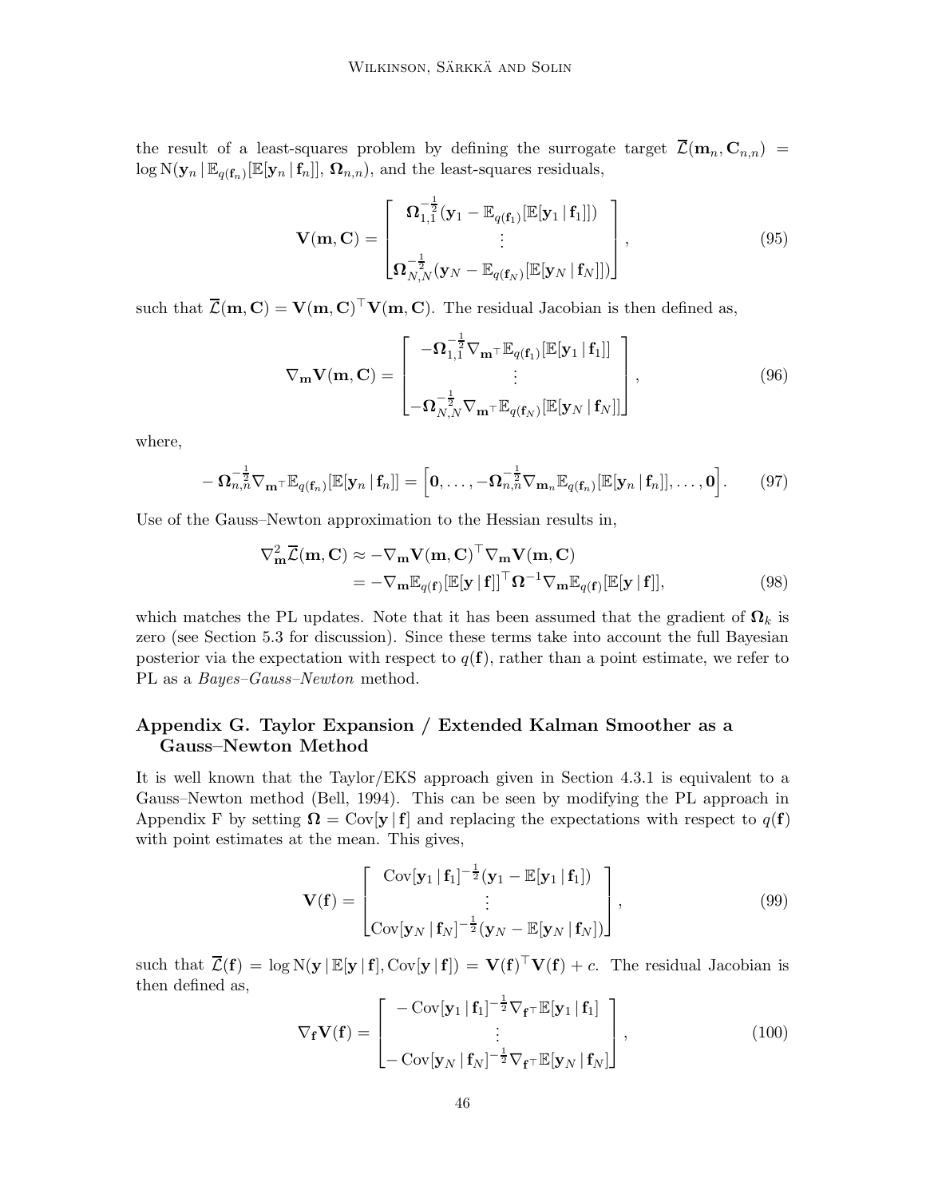the result of a least-squares problem by defining the surrogate target $\overline{\mathcal{L}}(\mathbf{m}_n, \mathbf{C}_{n,n}) = \log \mathrm{N}(\mathbf{y}_n \,|\, \mathbb{E}_{q(\mathbf{f}_n)}[\mathbb{E}[\mathbf{y}_n \,|\, \mathbf{f}_n]], \, \boldsymbol{\Omega}_{n,n})$, and the least-squares residuals,

$$
\mathbf{V}(\mathbf{m}, \mathbf{C}) = \begin{bmatrix} \boldsymbol{\Omega}_{1,1}^{-\frac{1}{2}}(\mathbf{y}_1 - \mathbb{E}_{q(\mathbf{f}_1)}[\mathbb{E}[\mathbf{y}_1 \,|\, \mathbf{f}_1]]) \\ \vdots \\ \boldsymbol{\Omega}_{N,N}^{-\frac{1}{2}}(\mathbf{y}_N - \mathbb{E}_{q(\mathbf{f}_N)}[\mathbb{E}[\mathbf{y}_N \,|\, \mathbf{f}_N]]) \end{bmatrix}, \tag{95}
$$

such that $\overline{\mathcal{L}}(\mathbf{m}, \mathbf{C}) = \mathbf{V}(\mathbf{m}, \mathbf{C})^\top \mathbf{V}(\mathbf{m}, \mathbf{C})$. The residual Jacobian is then defined as,

$$
\nabla_{\mathbf{m}} \mathbf{V}(\mathbf{m}, \mathbf{C}) = \begin{bmatrix} -\boldsymbol{\Omega}_{1,1}^{-\frac{1}{2}} \nabla_{\mathbf{m}^\top} \mathbb{E}_{q(\mathbf{f}_1)}[\mathbb{E}[\mathbf{y}_1 \,|\, \mathbf{f}_1]] \\ \vdots \\ -\boldsymbol{\Omega}_{N,N}^{-\frac{1}{2}} \nabla_{\mathbf{m}^\top} \mathbb{E}_{q(\mathbf{f}_N)}[\mathbb{E}[\mathbf{y}_N \,|\, \mathbf{f}_N]] \end{bmatrix}, \tag{96}
$$

where,

$$
-\boldsymbol{\Omega}_{n,n}^{-\frac{1}{2}} \nabla_{\mathbf{m}^\top} \mathbb{E}_{q(\mathbf{f}_n)}[\mathbb{E}[\mathbf{y}_n \,|\, \mathbf{f}_n]] = \Big[\mathbf{0}, \ldots, -\boldsymbol{\Omega}_{n,n}^{-\frac{1}{2}} \nabla_{\mathbf{m}_n} \mathbb{E}_{q(\mathbf{f}_n)}[\mathbb{E}[\mathbf{y}_n \,|\, \mathbf{f}_n]], \ldots, \mathbf{0}\Big]. \tag{97}
$$

Use of the Gauss–Newton approximation to the Hessian results in,

$$
\begin{aligned}
\nabla^2_{\mathbf{m}} \overline{\mathcal{L}}(\mathbf{m}, \mathbf{C}) &\approx -\nabla_{\mathbf{m}} \mathbf{V}(\mathbf{m}, \mathbf{C})^\top \nabla_{\mathbf{m}} \mathbf{V}(\mathbf{m}, \mathbf{C}) \\
&= -\nabla_{\mathbf{m}} \mathbb{E}_{q(\mathbf{f})}[\mathbb{E}[\mathbf{y} \,|\, \mathbf{f}]]^\top \boldsymbol{\Omega}^{-1} \nabla_{\mathbf{m}} \mathbb{E}_{q(\mathbf{f})}[\mathbb{E}[\mathbf{y} \,|\, \mathbf{f}]],
\end{aligned} \tag{98}
$$

which matches the PL updates. Note that it has been assumed that the gradient of $\boldsymbol{\Omega}_k$ is zero (see Section 5.3 for discussion). Since these terms take into account the full Bayesian posterior via the expectation with respect to $q(\mathbf{f})$, rather than a point estimate, we refer to PL as a *Bayes–Gauss–Newton* method.

## Appendix G. Taylor Expansion / Extended Kalman Smoother as a Gauss–Newton Method

It is well known that the Taylor/EKS approach given in Section 4.3.1 is equivalent to a Gauss–Newton method (Bell, 1994). This can be seen by modifying the PL approach in Appendix F by setting $\boldsymbol{\Omega} = \mathrm{Cov}[\mathbf{y} \,|\, \mathbf{f}]$ and replacing the expectations with respect to $q(\mathbf{f})$ with point estimates at the mean. This gives,

$$
\mathbf{V}(\mathbf{f}) = \begin{bmatrix} \mathrm{Cov}[\mathbf{y}_1 \,|\, \mathbf{f}_1]^{-\frac{1}{2}}(\mathbf{y}_1 - \mathbb{E}[\mathbf{y}_1 \,|\, \mathbf{f}_1]) \\ \vdots \\ \mathrm{Cov}[\mathbf{y}_N \,|\, \mathbf{f}_N]^{-\frac{1}{2}}(\mathbf{y}_N - \mathbb{E}[\mathbf{y}_N \,|\, \mathbf{f}_N]) \end{bmatrix}, \tag{99}
$$

such that $\overline{\mathcal{L}}(\mathbf{f}) = \log \mathrm{N}(\mathbf{y} \,|\, \mathbb{E}[\mathbf{y} \,|\, \mathbf{f}], \mathrm{Cov}[\mathbf{y} \,|\, \mathbf{f}]) = \mathbf{V}(\mathbf{f})^\top \mathbf{V}(\mathbf{f}) + c$. The residual Jacobian is then defined as,

$$
\nabla_{\mathbf{f}} \mathbf{V}(\mathbf{f}) = \begin{bmatrix} -\mathrm{Cov}[\mathbf{y}_1 \,|\, \mathbf{f}_1]^{-\frac{1}{2}} \nabla_{\mathbf{f}^\top} \mathbb{E}[\mathbf{y}_1 \,|\, \mathbf{f}_1] \\ \vdots \\ -\mathrm{Cov}[\mathbf{y}_N \,|\, \mathbf{f}_N]^{-\frac{1}{2}} \nabla_{\mathbf{f}^\top} \mathbb{E}[\mathbf{y}_N \,|\, \mathbf{f}_N] \end{bmatrix}, \tag{100}
$$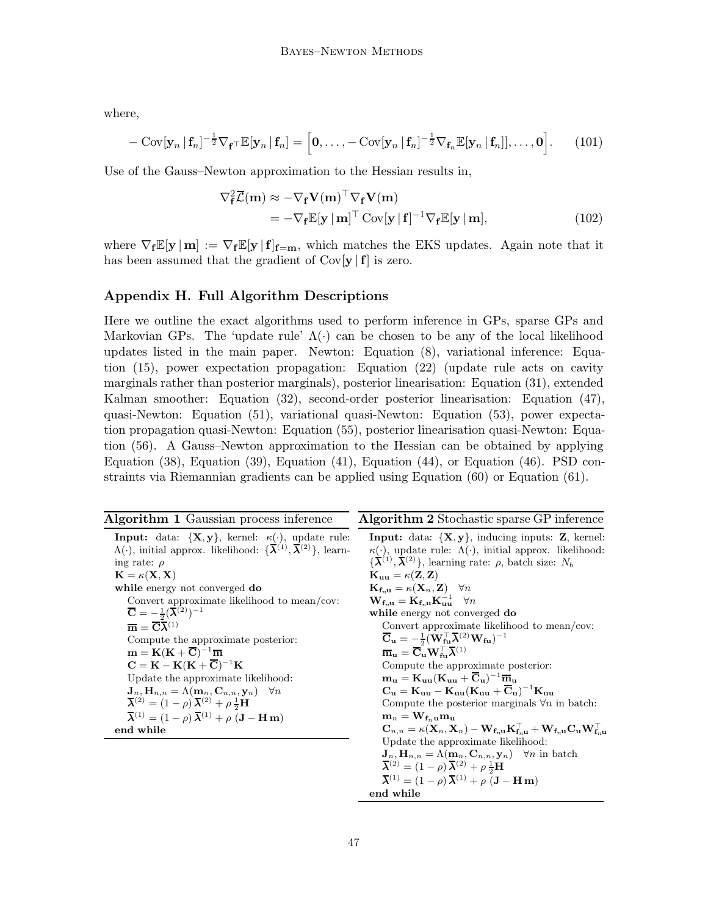where,

$$-\operatorname{Cov}[\mathbf{y}_n \,|\, \mathbf{f}_n]^{-\frac{1}{2}} \nabla_{\mathbf{f}^\top} \mathbb{E}[\mathbf{y}_n \,|\, \mathbf{f}_n] = \Big[\mathbf{0}, \ldots, -\operatorname{Cov}[\mathbf{y}_n \,|\, \mathbf{f}_n]^{-\frac{1}{2}} \nabla_{\mathbf{f}_n} \mathbb{E}[\mathbf{y}_n \,|\, \mathbf{f}_n]], \ldots, \mathbf{0}\Big]. \tag{101}$$

Use of the Gauss–Newton approximation to the Hessian results in,

$$\begin{aligned}
\nabla^2_{\mathbf{f}} \overline{\mathcal{L}}(\mathbf{m}) &\approx -\nabla_{\mathbf{f}} \mathbf{V}(\mathbf{m})^\top \nabla_{\mathbf{f}} \mathbf{V}(\mathbf{m}) \\
&= -\nabla_{\mathbf{f}} \mathbb{E}[\mathbf{y} \,|\, \mathbf{m}]^\top \operatorname{Cov}[\mathbf{y} \,|\, \mathbf{f}]^{-1} \nabla_{\mathbf{f}} \mathbb{E}[\mathbf{y} \,|\, \mathbf{m}],
\end{aligned} \tag{102}$$

where $\nabla_{\mathbf{f}} \mathbb{E}[\mathbf{y} \,|\, \mathbf{m}] := \nabla_{\mathbf{f}} \mathbb{E}[\mathbf{y} \,|\, \mathbf{f}]_{\mathbf{f}=\mathbf{m}}$, which matches the EKS updates. Again note that it has been assumed that the gradient of $\operatorname{Cov}[\mathbf{y} \,|\, \mathbf{f}]$ is zero.

## Appendix H. Full Algorithm Descriptions

Here we outline the exact algorithms used to perform inference in GPs, sparse GPs and Markovian GPs. The 'update rule' $\Lambda(\cdot)$ can be chosen to be any of the local likelihood updates listed in the main paper. Newton: Equation (8), variational inference: Equation (15), power expectation propagation: Equation (22) (update rule acts on cavity marginals rather than posterior marginals), posterior linearisation: Equation (31), extended Kalman smoother: Equation (32), second-order posterior linearisation: Equation (47), quasi-Newton: Equation (51), variational quasi-Newton: Equation (53), power expectation propagation quasi-Newton: Equation (55), posterior linearisation quasi-Newton: Equation (56). A Gauss–Newton approximation to the Hessian can be obtained by applying Equation (38), Equation (39), Equation (41), Equation (44), or Equation (46). PSD constraints via Riemannian gradients can be applied using Equation (60) or Equation (61).

**Algorithm 1** Gaussian process inference

**Input:** data: $\{\mathbf{X}, \mathbf{y}\}$, kernel: $\kappa(\cdot)$, update rule: $\Lambda(\cdot)$, initial approx. likelihood: $\{\overline{\boldsymbol{\lambda}}^{(1)}, \overline{\boldsymbol{\lambda}}^{(2)}\}$, learning rate: $\rho$

$\mathbf{K} = \kappa(\mathbf{X}, \mathbf{X})$

**while** energy not converged **do**

  Convert approximate likelihood to mean/cov:
  $\overline{\mathbf{C}} = -\frac{1}{2}(\overline{\boldsymbol{\lambda}}^{(2)})^{-1}$
  $\overline{\mathbf{m}} = \overline{\mathbf{C}} \overline{\boldsymbol{\lambda}}^{(1)}$

  Compute the approximate posterior:
  $\mathbf{m} = \mathbf{K}(\mathbf{K} + \overline{\mathbf{C}})^{-1} \overline{\mathbf{m}}$
  $\mathbf{C} = \mathbf{K} - \mathbf{K}(\mathbf{K} + \overline{\mathbf{C}})^{-1} \mathbf{K}$

  Update the approximate likelihood:
  $\mathbf{J}_n, \mathbf{H}_{n,n} = \Lambda(\mathbf{m}_n, \mathbf{C}_{n,n}, \mathbf{y}_n) \quad \forall n$
  $\overline{\boldsymbol{\lambda}}^{(2)} = (1-\rho)\, \overline{\boldsymbol{\lambda}}^{(2)} + \rho\, \frac{1}{2} \mathbf{H}$
  $\overline{\boldsymbol{\lambda}}^{(1)} = (1-\rho)\, \overline{\boldsymbol{\lambda}}^{(1)} + \rho\, (\mathbf{J} - \mathbf{H}\, \mathbf{m})$

**end while**

**Algorithm 2** Stochastic sparse GP inference

**Input:** data: $\{\mathbf{X}, \mathbf{y}\}$, inducing inputs: $\mathbf{Z}$, kernel: $\kappa(\cdot)$, update rule: $\Lambda(\cdot)$, initial approx. likelihood: $\{\overline{\boldsymbol{\lambda}}^{(1)}, \overline{\boldsymbol{\lambda}}^{(2)}\}$, learning rate: $\rho$, batch size: $N_b$

$\mathbf{K}_{\mathbf{uu}} = \kappa(\mathbf{Z}, \mathbf{Z})$
$\mathbf{K}_{\mathbf{f}_n \mathbf{u}} = \kappa(\mathbf{X}_n, \mathbf{Z}) \quad \forall n$
$\mathbf{W}_{\mathbf{f}_n \mathbf{u}} = \mathbf{K}_{\mathbf{f}_n \mathbf{u}} \mathbf{K}_{\mathbf{uu}}^{-1} \quad \forall n$

**while** energy not converged **do**

  Convert approximate likelihood to mean/cov:
  $\overline{\mathbf{C}}_{\mathbf{u}} = -\frac{1}{2}(\mathbf{W}_{\mathbf{fu}}^\top \overline{\boldsymbol{\lambda}}^{(2)} \mathbf{W}_{\mathbf{fu}})^{-1}$
  $\overline{\mathbf{m}}_{\mathbf{u}} = \overline{\mathbf{C}}_{\mathbf{u}} \mathbf{W}_{\mathbf{fu}}^\top \overline{\boldsymbol{\lambda}}^{(1)}$

  Compute the approximate posterior:
  $\mathbf{m}_{\mathbf{u}} = \mathbf{K}_{\mathbf{uu}}(\mathbf{K}_{\mathbf{uu}} + \overline{\mathbf{C}}_{\mathbf{u}})^{-1} \overline{\mathbf{m}}_{\mathbf{u}}$
  $\mathbf{C}_{\mathbf{u}} = \mathbf{K}_{\mathbf{uu}} - \mathbf{K}_{\mathbf{uu}}(\mathbf{K}_{\mathbf{uu}} + \overline{\mathbf{C}}_{\mathbf{u}})^{-1} \mathbf{K}_{\mathbf{uu}}$

  Compute the posterior marginals $\forall n$ in batch:
  $\mathbf{m}_n = \mathbf{W}_{\mathbf{f}_n \mathbf{u}} \mathbf{m}_{\mathbf{u}}$
  $\mathbf{C}_{n,n} = \kappa(\mathbf{X}_n, \mathbf{X}_n) - \mathbf{W}_{\mathbf{f}_n \mathbf{u}} \mathbf{K}_{\mathbf{f}_n \mathbf{u}}^\top + \mathbf{W}_{\mathbf{f}_n \mathbf{u}} \mathbf{C}_{\mathbf{u}} \mathbf{W}_{\mathbf{f}_n \mathbf{u}}^\top$

  Update the approximate likelihood:
  $\mathbf{J}_n, \mathbf{H}_{n,n} = \Lambda(\mathbf{m}_n, \mathbf{C}_{n,n}, \mathbf{y}_n) \quad \forall n$ in batch
  $\overline{\boldsymbol{\lambda}}^{(2)} = (1-\rho)\, \overline{\boldsymbol{\lambda}}^{(2)} + \rho\, \frac{1}{2} \mathbf{H}$
  $\overline{\boldsymbol{\lambda}}^{(1)} = (1-\rho)\, \overline{\boldsymbol{\lambda}}^{(1)} + \rho\, (\mathbf{J} - \mathbf{H}\, \mathbf{m})$

**end while**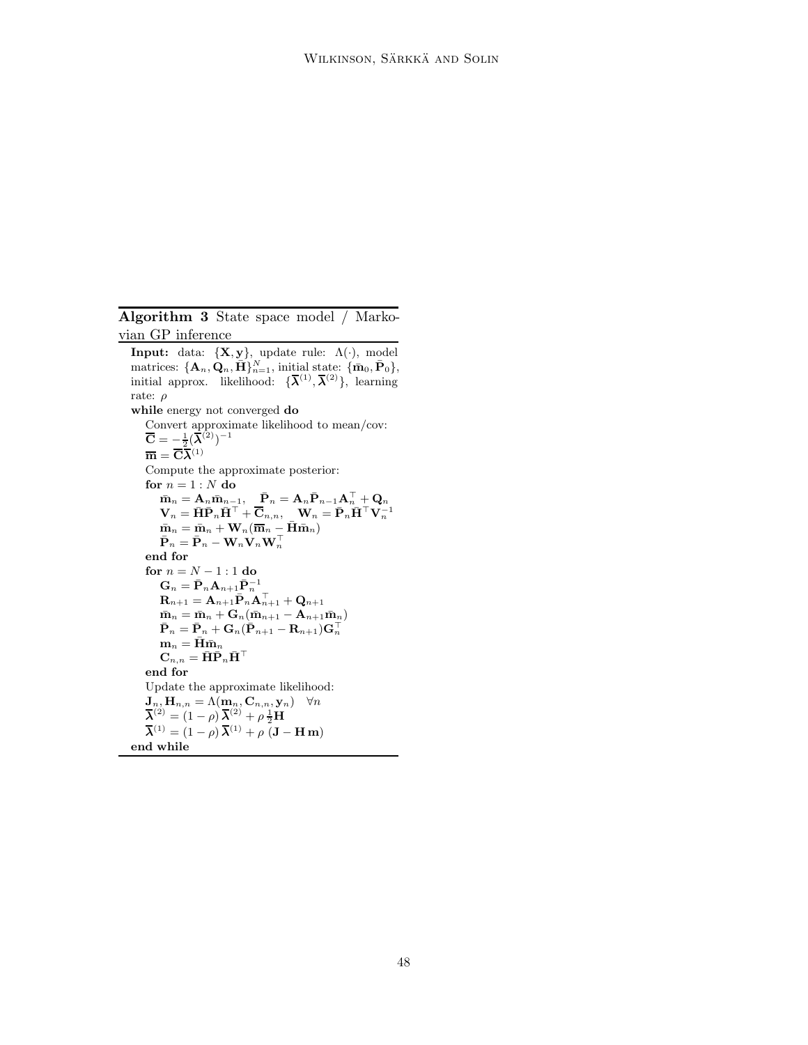**Algorithm 3** State space model / Markovian GP inference

**Input:** data: $\{\mathbf{X}, \mathbf{y}\}$, update rule: $\Lambda(\cdot)$, model matrices: $\{\mathbf{A}_n, \mathbf{Q}_n, \bar{\mathbf{H}}\}_{n=1}^{N}$, initial state: $\{\bar{\mathbf{m}}_0, \bar{\mathbf{P}}_0\}$, initial approx. likelihood: $\{\overline{\boldsymbol{\lambda}}^{(1)}, \overline{\boldsymbol{\lambda}}^{(2)}\}$, learning rate: $\rho$

**while** energy not converged **do**

  Convert approximate likelihood to mean/cov:

  $\overline{\mathbf{C}} = -\frac{1}{2}(\overline{\boldsymbol{\lambda}}^{(2)})^{-1}$

  $\overline{\mathbf{m}} = \overline{\mathbf{C}}\overline{\boldsymbol{\lambda}}^{(1)}$

  Compute the approximate posterior:

  **for** $n = 1 : N$ **do**

    $\bar{\mathbf{m}}_n = \mathbf{A}_n \bar{\mathbf{m}}_{n-1}, \quad \bar{\mathbf{P}}_n = \mathbf{A}_n \bar{\mathbf{P}}_{n-1} \mathbf{A}_n^\top + \mathbf{Q}_n$

    $\mathbf{V}_n = \bar{\mathbf{H}} \bar{\mathbf{P}}_n \bar{\mathbf{H}}^\top + \overline{\mathbf{C}}_{n,n}, \quad \mathbf{W}_n = \bar{\mathbf{P}}_n \bar{\mathbf{H}}^\top \mathbf{V}_n^{-1}$

    $\bar{\mathbf{m}}_n = \bar{\mathbf{m}}_n + \mathbf{W}_n(\overline{\mathbf{m}}_n - \bar{\mathbf{H}}\bar{\mathbf{m}}_n)$

    $\bar{\mathbf{P}}_n = \bar{\mathbf{P}}_n - \mathbf{W}_n \mathbf{V}_n \mathbf{W}_n^\top$

  **end for**

  **for** $n = N-1 : 1$ **do**

    $\mathbf{G}_n = \bar{\mathbf{P}}_n \mathbf{A}_{n+1} \bar{\mathbf{P}}_n^{-1}$

    $\mathbf{R}_{n+1} = \mathbf{A}_{n+1} \bar{\mathbf{P}}_n \mathbf{A}_{n+1}^\top + \mathbf{Q}_{n+1}$

    $\bar{\mathbf{m}}_n = \bar{\mathbf{m}}_n + \mathbf{G}_n(\bar{\mathbf{m}}_{n+1} - \mathbf{A}_{n+1}\bar{\mathbf{m}}_n)$

    $\bar{\mathbf{P}}_n = \bar{\mathbf{P}}_n + \mathbf{G}_n(\bar{\mathbf{P}}_{n+1} - \mathbf{R}_{n+1})\mathbf{G}_n^\top$

    $\mathbf{m}_n = \bar{\mathbf{H}}\bar{\mathbf{m}}_n$

    $\mathbf{C}_{n,n} = \bar{\mathbf{H}}\bar{\mathbf{P}}_n\bar{\mathbf{H}}^\top$

  **end for**

  Update the approximate likelihood:

  $\mathbf{J}_n, \mathbf{H}_{n,n} = \Lambda(\mathbf{m}_n, \mathbf{C}_{n,n}, \mathbf{y}_n) \quad \forall n$

  $\overline{\boldsymbol{\lambda}}^{(2)} = (1-\rho)\,\overline{\boldsymbol{\lambda}}^{(2)} + \rho\,\frac{1}{2}\mathbf{H}$

  $\overline{\boldsymbol{\lambda}}^{(1)} = (1-\rho)\,\overline{\boldsymbol{\lambda}}^{(1)} + \rho\,(\mathbf{J} - \mathbf{H}\,\mathbf{m})$

**end while**